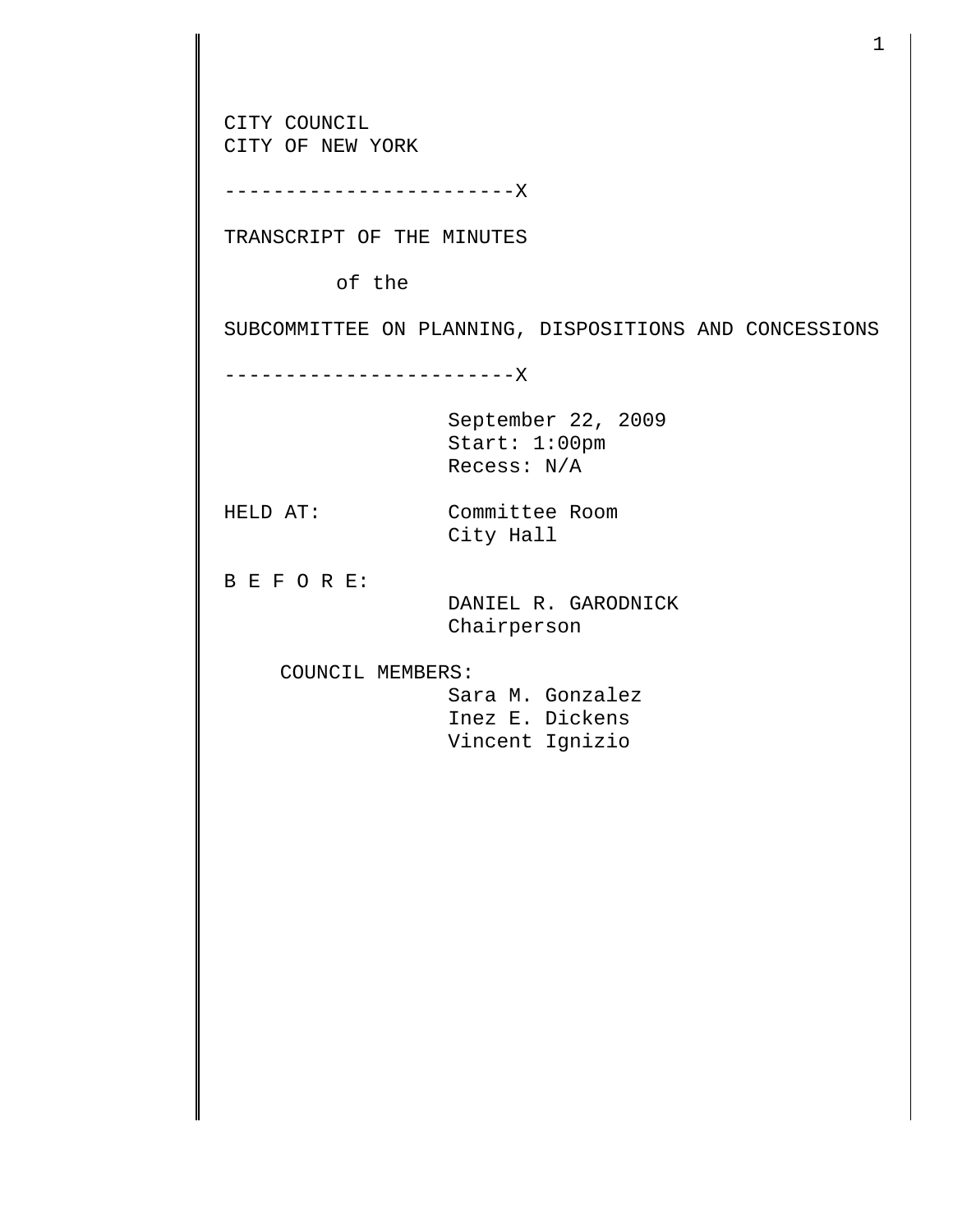CITY COUNCIL
CITY OF NEW YORK

------------------------X

TRANSCRIPT OF THE MINUTES

of the

SUBCOMMITTEE ON PLANNING, DISPOSITIONS AND CONCESSIONS

------------------------X

September 22, 2009
Start: 1:00pm
Recess: N/A

HELD AT: Committee Room
City Hall

B E F O R E:
DANIEL R. GARODNICK
Chairperson

COUNCIL MEMBERS:
Sara M. Gonzalez
Inez E. Dickens
Vincent Ignizio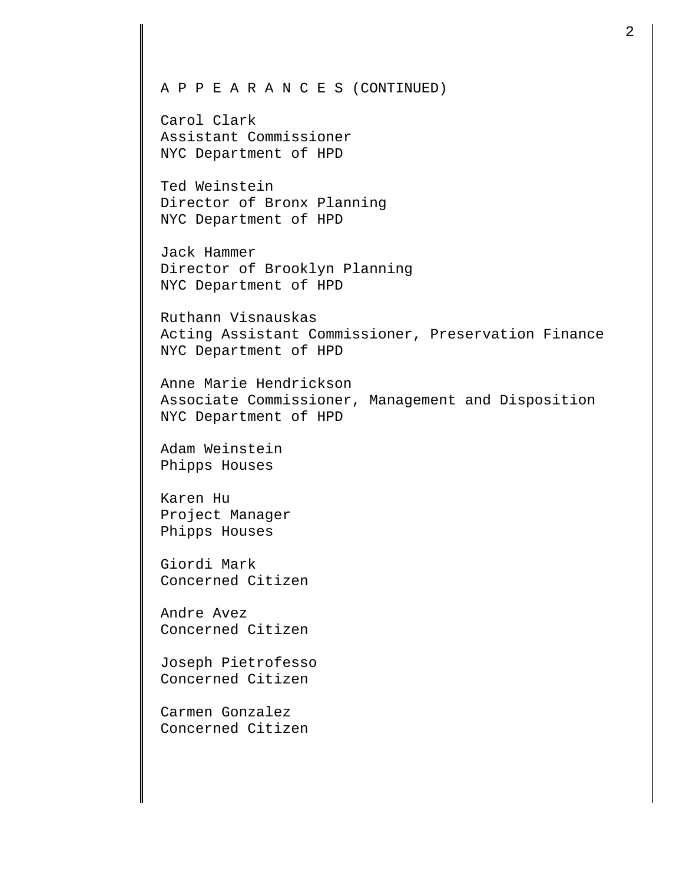A P P E A R A N C E S (CONTINUED)

Carol Clark
Assistant Commissioner
NYC Department of HPD

Ted Weinstein
Director of Bronx Planning
NYC Department of HPD

Jack Hammer
Director of Brooklyn Planning
NYC Department of HPD

Ruthann Visnauskas
Acting Assistant Commissioner, Preservation Finance
NYC Department of HPD

Anne Marie Hendrickson
Associate Commissioner, Management and Disposition
NYC Department of HPD

Adam Weinstein
Phipps Houses

Karen Hu
Project Manager
Phipps Houses

Giordi Mark
Concerned Citizen

Andre Avez
Concerned Citizen

Joseph Pietrofesso
Concerned Citizen

Carmen Gonzalez
Concerned Citizen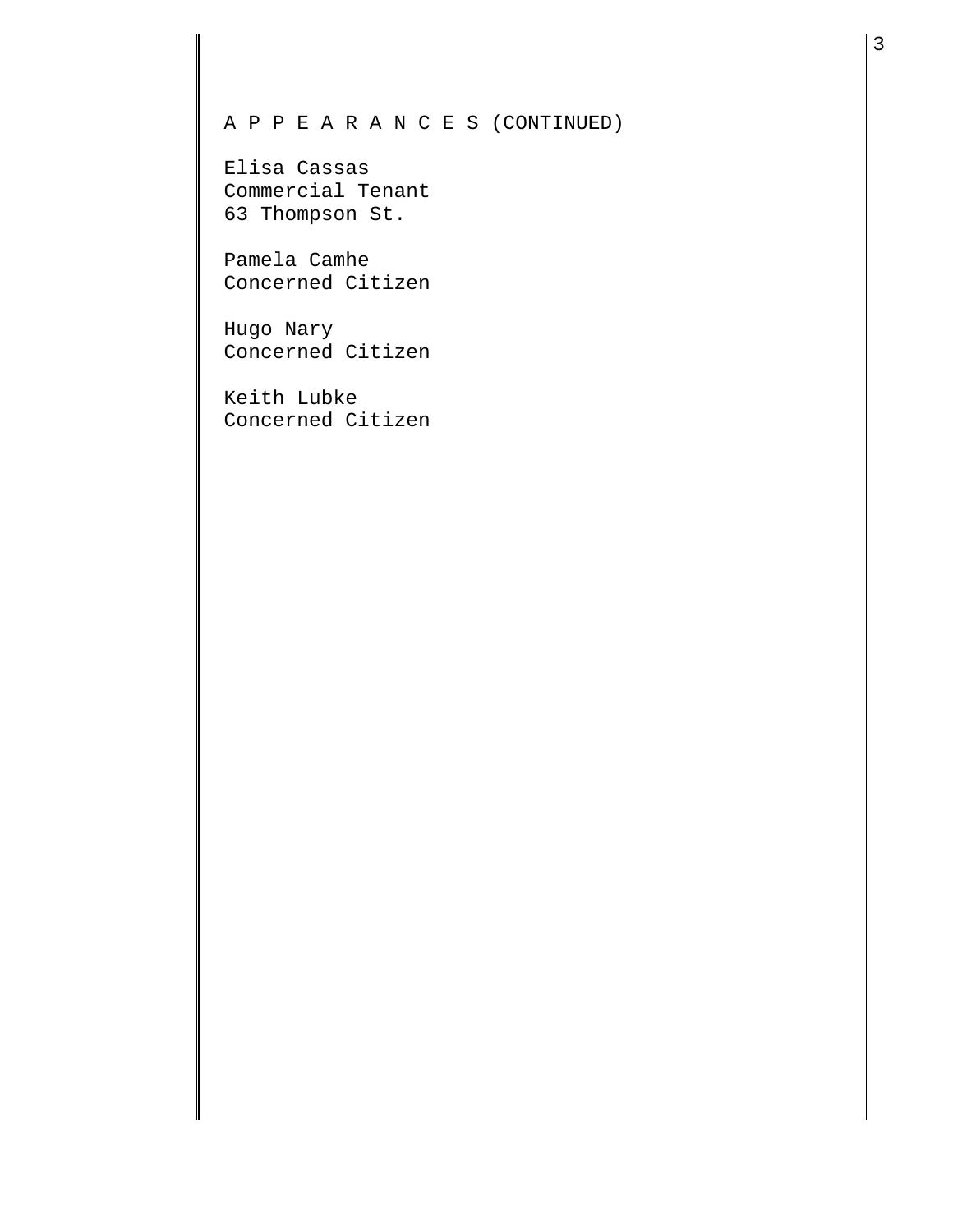A P P E A R A N C E S (CONTINUED)

Elisa Cassas
Commercial Tenant
63 Thompson St.

Pamela Camhe
Concerned Citizen

Hugo Nary
Concerned Citizen

Keith Lubke
Concerned Citizen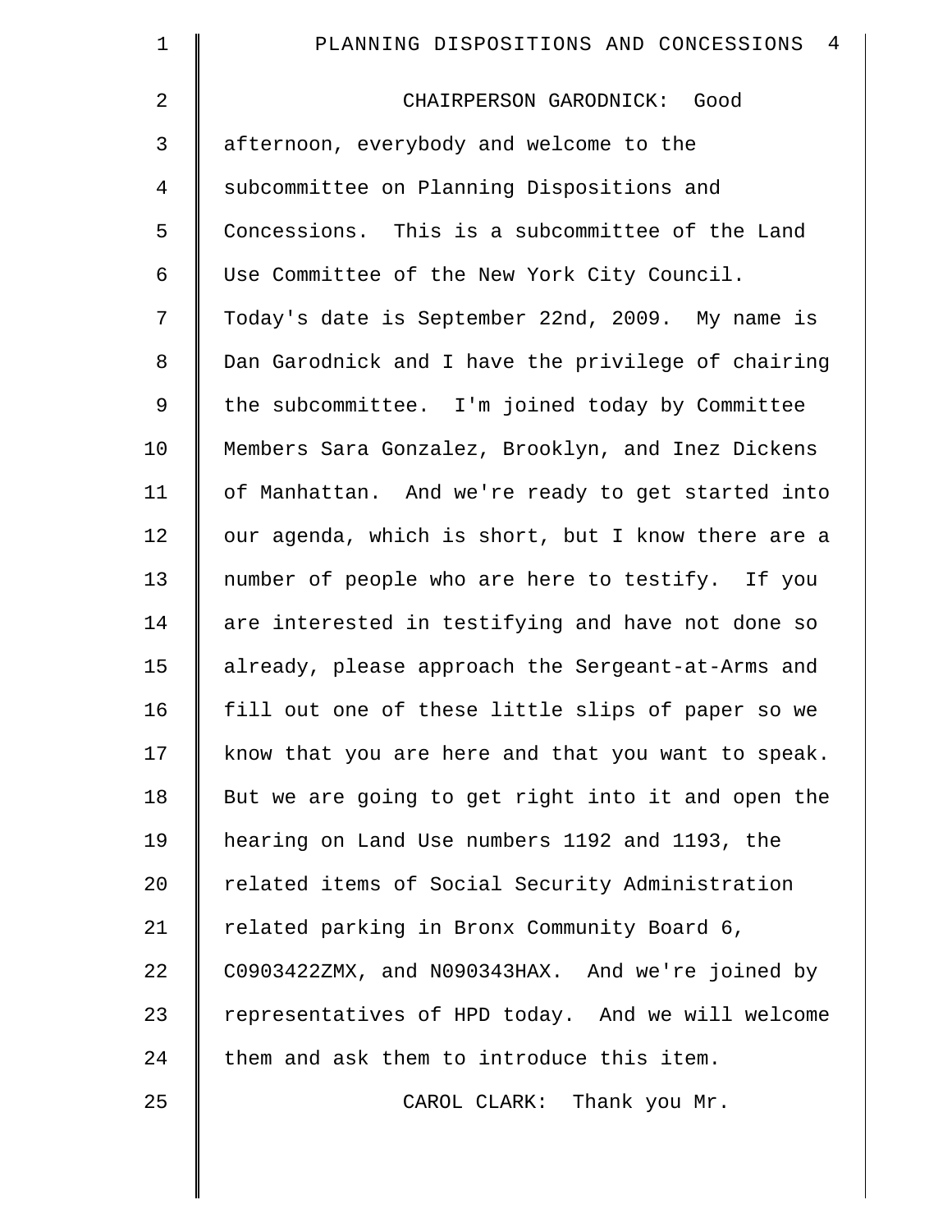CHAIRPERSON GARODNICK: Good afternoon, everybody and welcome to the subcommittee on Planning Dispositions and Concessions. This is a subcommittee of the Land Use Committee of the New York City Council. Today's date is September 22nd, 2009. My name is Dan Garodnick and I have the privilege of chairing the subcommittee. I'm joined today by Committee Members Sara Gonzalez, Brooklyn, and Inez Dickens of Manhattan. And we're ready to get started into our agenda, which is short, but I know there are a number of people who are here to testify. If you are interested in testifying and have not done so already, please approach the Sergeant-at-Arms and fill out one of these little slips of paper so we know that you are here and that you want to speak. But we are going to get right into it and open the hearing on Land Use numbers 1192 and 1193, the related items of Social Security Administration related parking in Bronx Community Board 6, C0903422ZMX, and N090343HAX. And we're joined by representatives of HPD today. And we will welcome them and ask them to introduce this item.

CAROL CLARK: Thank you Mr.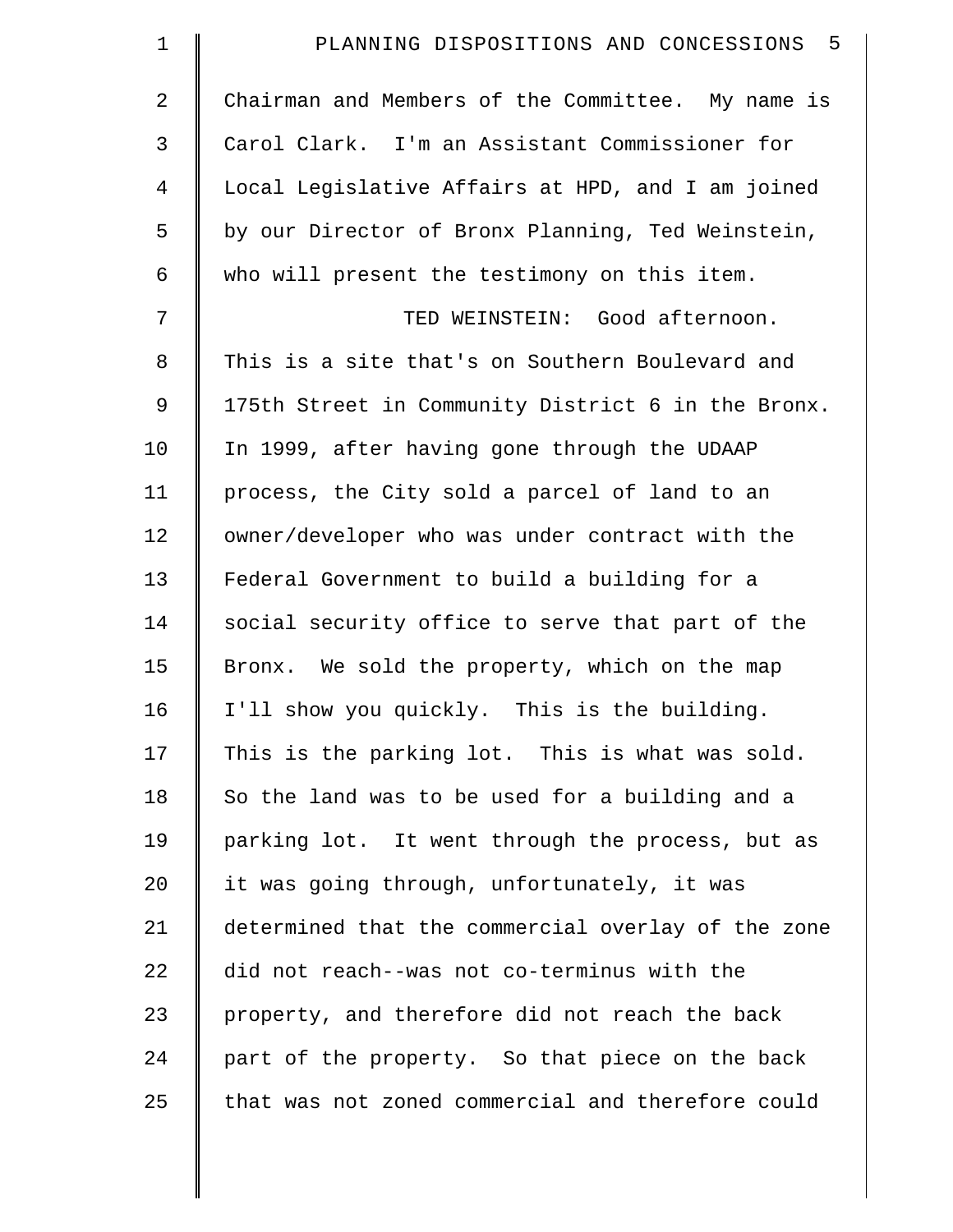Chairman and Members of the Committee. My name is Carol Clark. I'm an Assistant Commissioner for Local Legislative Affairs at HPD, and I am joined by our Director of Bronx Planning, Ted Weinstein, who will present the testimony on this item.

TED WEINSTEIN: Good afternoon. This is a site that's on Southern Boulevard and 175th Street in Community District 6 in the Bronx. In 1999, after having gone through the UDAAP process, the City sold a parcel of land to an owner/developer who was under contract with the Federal Government to build a building for a social security office to serve that part of the Bronx. We sold the property, which on the map I'll show you quickly. This is the building. This is the parking lot. This is what was sold. So the land was to be used for a building and a parking lot. It went through the process, but as it was going through, unfortunately, it was determined that the commercial overlay of the zone did not reach--was not co-terminus with the property, and therefore did not reach the back part of the property. So that piece on the back that was not zoned commercial and therefore could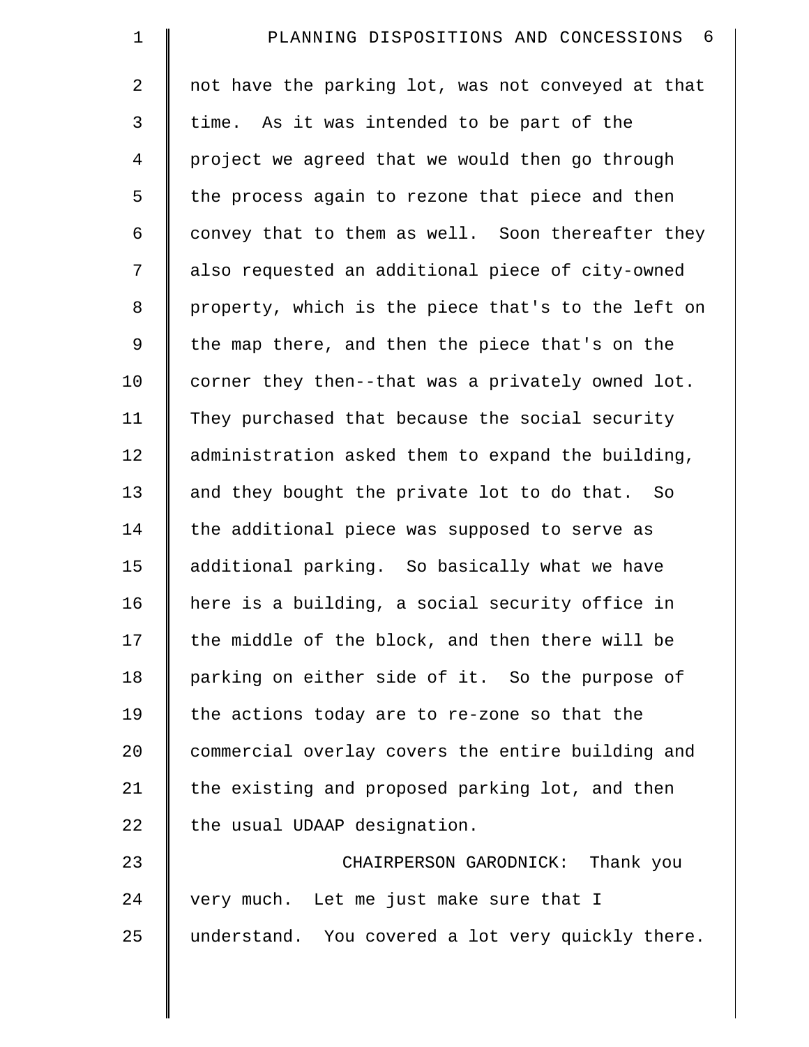not have the parking lot, was not conveyed at that time. As it was intended to be part of the project we agreed that we would then go through the process again to rezone that piece and then convey that to them as well. Soon thereafter they also requested an additional piece of city-owned property, which is the piece that's to the left on the map there, and then the piece that's on the corner they then--that was a privately owned lot. They purchased that because the social security administration asked them to expand the building, and they bought the private lot to do that. So the additional piece was supposed to serve as additional parking. So basically what we have here is a building, a social security office in the middle of the block, and then there will be parking on either side of it. So the purpose of the actions today are to re-zone so that the commercial overlay covers the entire building and the existing and proposed parking lot, and then the usual UDAAP designation.

CHAIRPERSON GARODNICK: Thank you very much. Let me just make sure that I understand. You covered a lot very quickly there.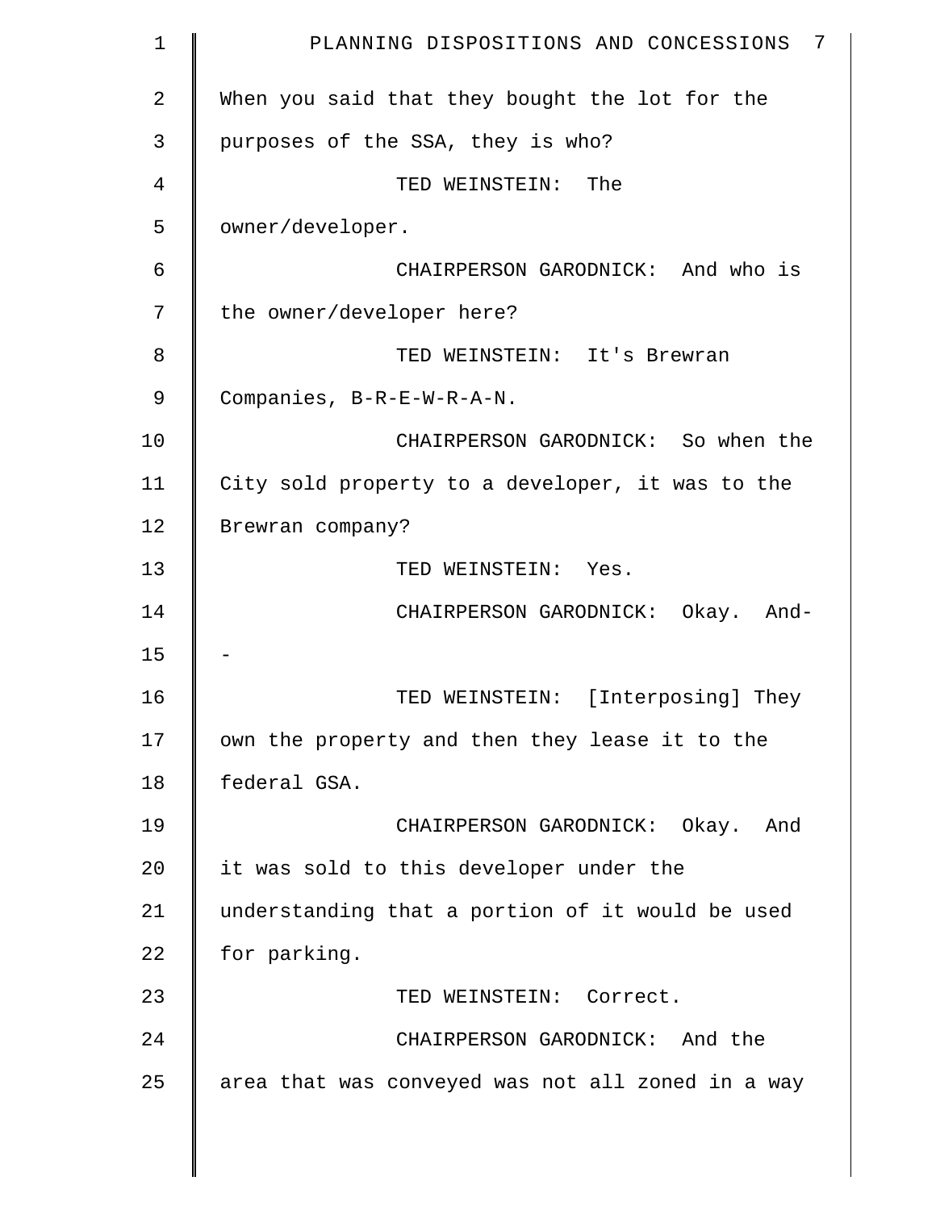When you said that they bought the lot for the purposes of the SSA, they is who?

TED WEINSTEIN: The owner/developer.

CHAIRPERSON GARODNICK: And who is the owner/developer here?

TED WEINSTEIN: It's Brewran Companies, B-R-E-W-R-A-N.

CHAIRPERSON GARODNICK: So when the City sold property to a developer, it was to the Brewran company?

TED WEINSTEIN: Yes.

CHAIRPERSON GARODNICK: Okay. And--

TED WEINSTEIN: [Interposing] They own the property and then they lease it to the federal GSA.

CHAIRPERSON GARODNICK: Okay. And it was sold to this developer under the understanding that a portion of it would be used for parking.

TED WEINSTEIN: Correct.

CHAIRPERSON GARODNICK: And the area that was conveyed was not all zoned in a way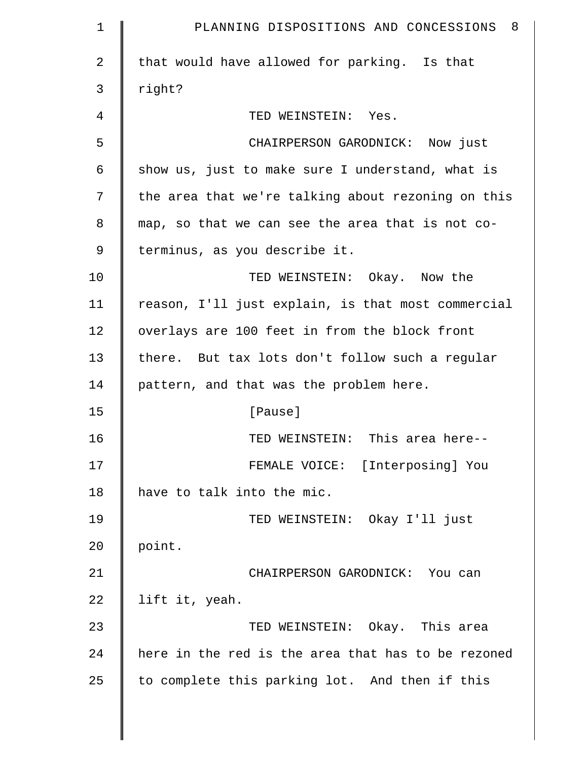that would have allowed for parking. Is that right?

TED WEINSTEIN: Yes.

CHAIRPERSON GARODNICK: Now just show us, just to make sure I understand, what is the area that we're talking about rezoning on this map, so that we can see the area that is not co-terminus, as you describe it.

TED WEINSTEIN: Okay. Now the reason, I'll just explain, is that most commercial overlays are 100 feet in from the block front there. But tax lots don't follow such a regular pattern, and that was the problem here.

[Pause]

TED WEINSTEIN: This area here--

FEMALE VOICE: [Interposing] You have to talk into the mic.

TED WEINSTEIN: Okay I'll just point.

CHAIRPERSON GARODNICK: You can lift it, yeah.

TED WEINSTEIN: Okay. This area here in the red is the area that has to be rezoned to complete this parking lot. And then if this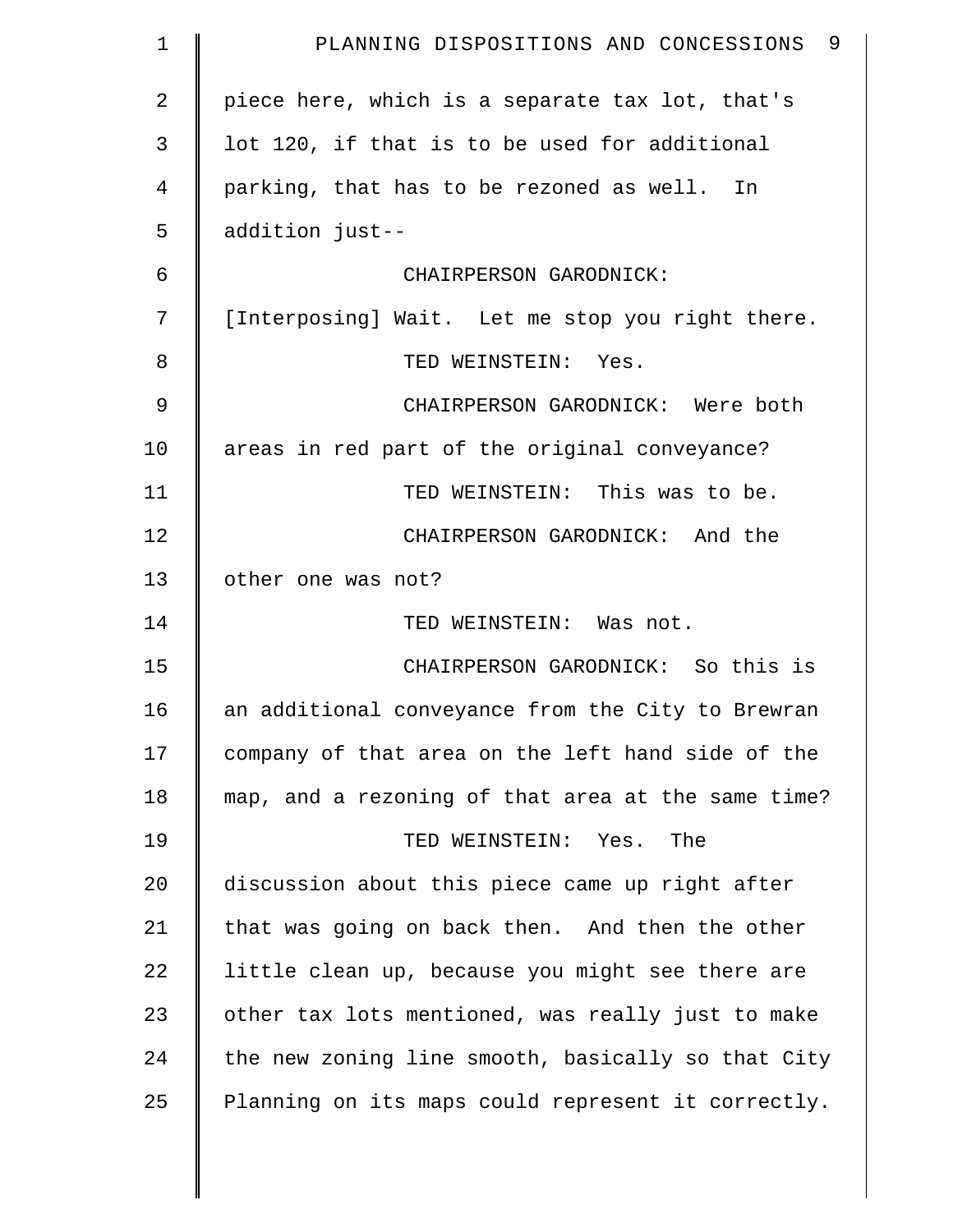piece here, which is a separate tax lot, that's lot 120, if that is to be used for additional parking, that has to be rezoned as well. In addition just--

CHAIRPERSON GARODNICK: [Interposing] Wait. Let me stop you right there.

TED WEINSTEIN: Yes.

CHAIRPERSON GARODNICK: Were both areas in red part of the original conveyance?

TED WEINSTEIN: This was to be.

CHAIRPERSON GARODNICK: And the other one was not?

TED WEINSTEIN: Was not.

CHAIRPERSON GARODNICK: So this is an additional conveyance from the City to Brewran company of that area on the left hand side of the map, and a rezoning of that area at the same time?

TED WEINSTEIN: Yes. The discussion about this piece came up right after that was going on back then. And then the other little clean up, because you might see there are other tax lots mentioned, was really just to make the new zoning line smooth, basically so that City Planning on its maps could represent it correctly.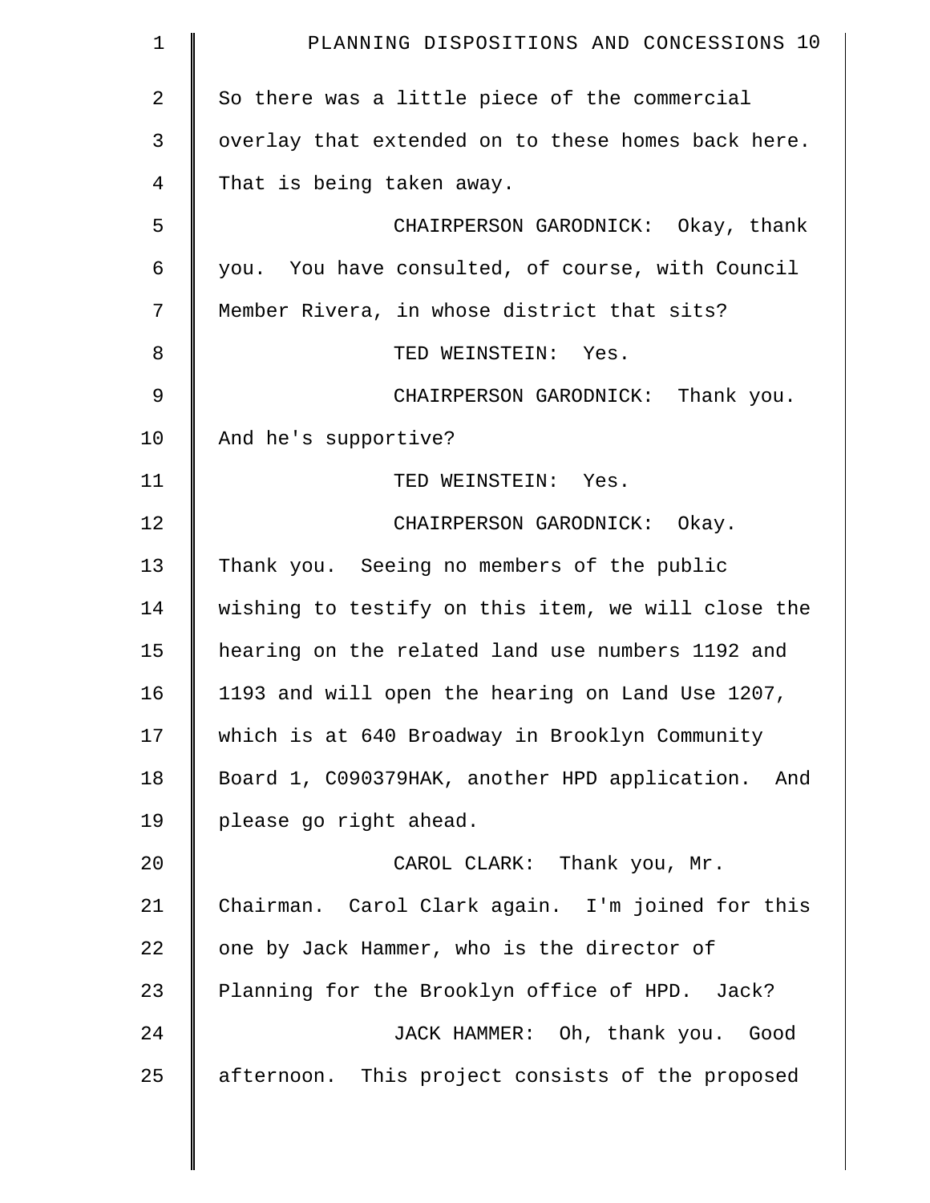So there was a little piece of the commercial overlay that extended on to these homes back here. That is being taken away.

CHAIRPERSON GARODNICK: Okay, thank you. You have consulted, of course, with Council Member Rivera, in whose district that sits?

TED WEINSTEIN: Yes.

CHAIRPERSON GARODNICK: Thank you. And he's supportive?

TED WEINSTEIN: Yes.

CHAIRPERSON GARODNICK: Okay. Thank you. Seeing no members of the public wishing to testify on this item, we will close the hearing on the related land use numbers 1192 and 1193 and will open the hearing on Land Use 1207, which is at 640 Broadway in Brooklyn Community Board 1, C090379HAK, another HPD application. And please go right ahead.

CAROL CLARK: Thank you, Mr. Chairman. Carol Clark again. I'm joined for this one by Jack Hammer, who is the director of Planning for the Brooklyn office of HPD. Jack?

JACK HAMMER: Oh, thank you. Good afternoon. This project consists of the proposed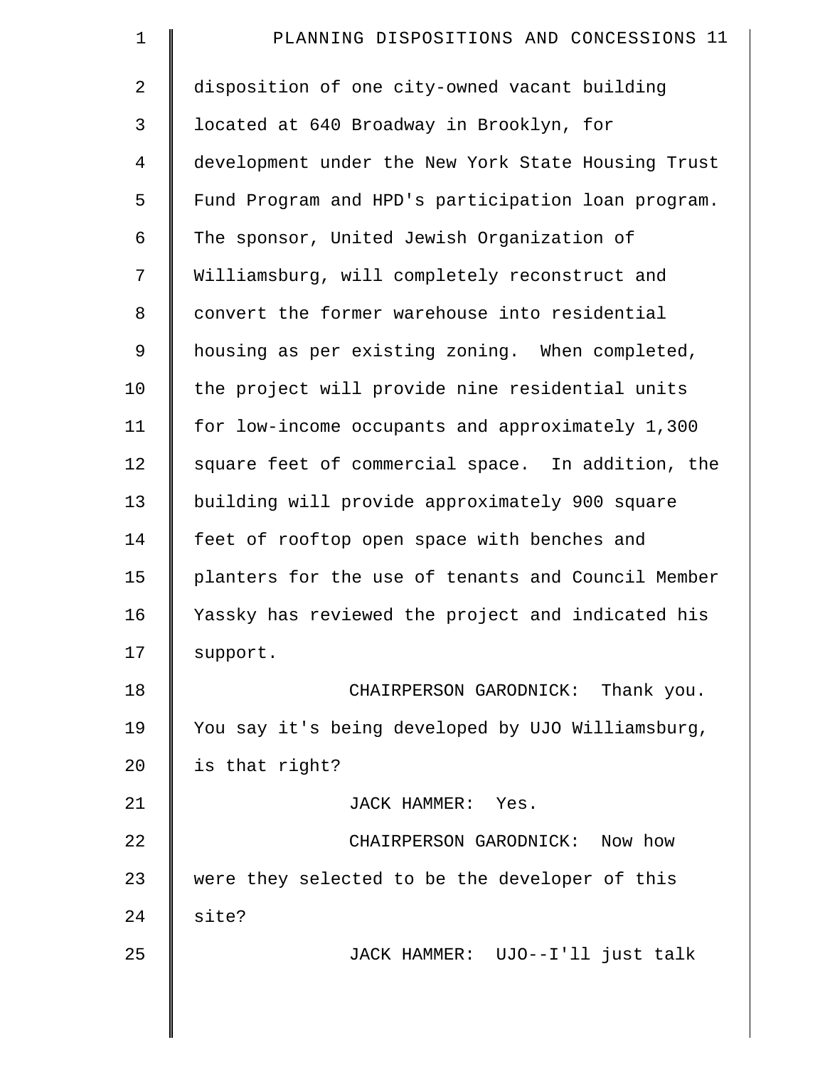disposition of one city-owned vacant building located at 640 Broadway in Brooklyn, for development under the New York State Housing Trust Fund Program and HPD's participation loan program. The sponsor, United Jewish Organization of Williamsburg, will completely reconstruct and convert the former warehouse into residential housing as per existing zoning. When completed, the project will provide nine residential units for low-income occupants and approximately 1,300 square feet of commercial space. In addition, the building will provide approximately 900 square feet of rooftop open space with benches and planters for the use of tenants and Council Member Yassky has reviewed the project and indicated his support.

CHAIRPERSON GARODNICK: Thank you. You say it's being developed by UJO Williamsburg, is that right?

JACK HAMMER: Yes.

CHAIRPERSON GARODNICK: Now how were they selected to be the developer of this site?

JACK HAMMER: UJO--I'll just talk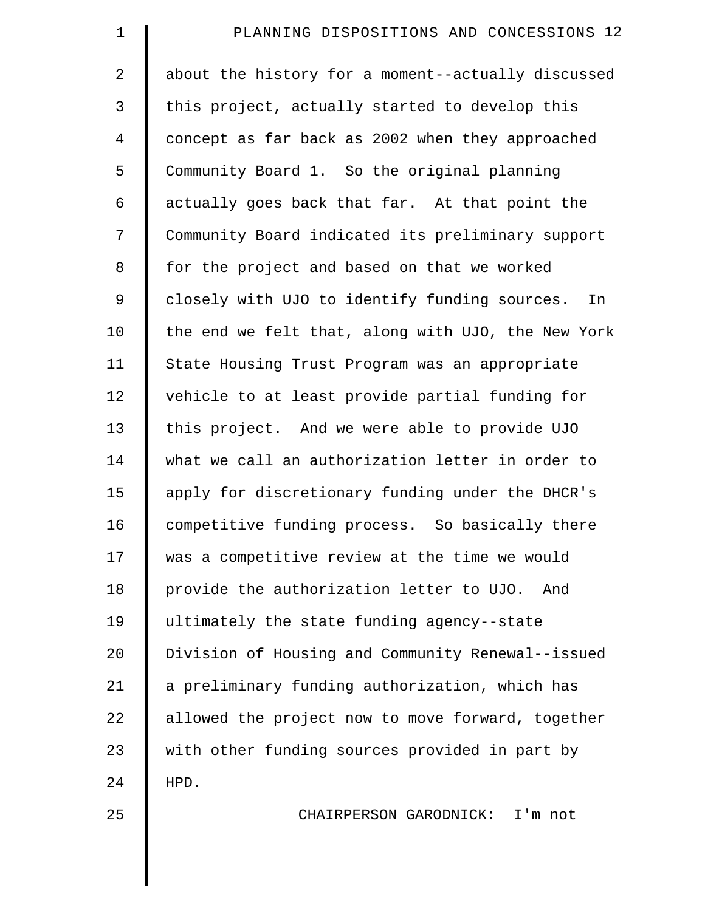about the history for a moment--actually discussed this project, actually started to develop this concept as far back as 2002 when they approached Community Board 1. So the original planning actually goes back that far. At that point the Community Board indicated its preliminary support for the project and based on that we worked closely with UJO to identify funding sources. In the end we felt that, along with UJO, the New York State Housing Trust Program was an appropriate vehicle to at least provide partial funding for this project. And we were able to provide UJO what we call an authorization letter in order to apply for discretionary funding under the DHCR's competitive funding process. So basically there was a competitive review at the time we would provide the authorization letter to UJO. And ultimately the state funding agency--state Division of Housing and Community Renewal--issued a preliminary funding authorization, which has allowed the project now to move forward, together with other funding sources provided in part by HPD.

CHAIRPERSON GARODNICK: I'm not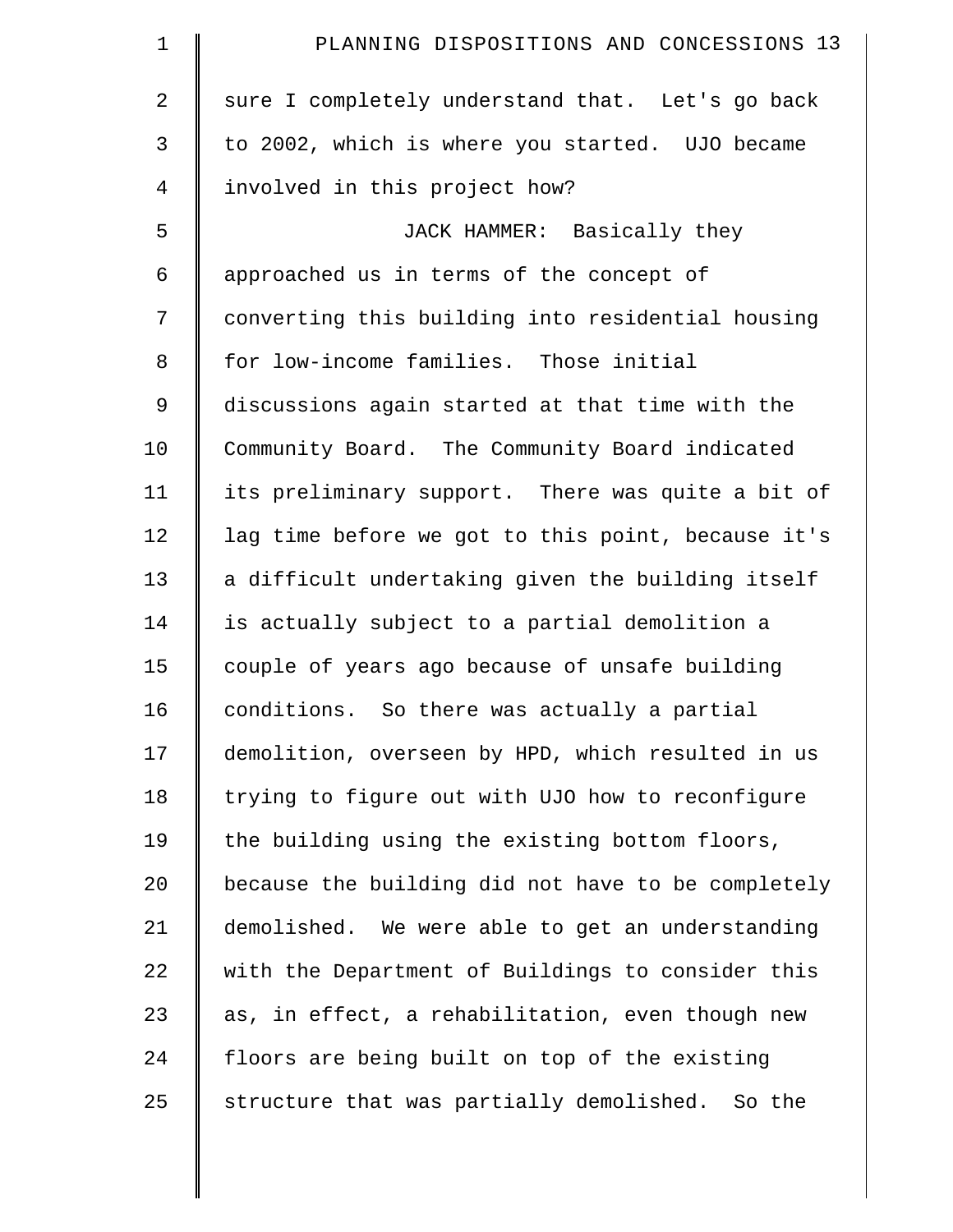sure I completely understand that. Let's go back to 2002, which is where you started. UJO became involved in this project how?

JACK HAMMER: Basically they approached us in terms of the concept of converting this building into residential housing for low-income families. Those initial discussions again started at that time with the Community Board. The Community Board indicated its preliminary support. There was quite a bit of lag time before we got to this point, because it's a difficult undertaking given the building itself is actually subject to a partial demolition a couple of years ago because of unsafe building conditions. So there was actually a partial demolition, overseen by HPD, which resulted in us trying to figure out with UJO how to reconfigure the building using the existing bottom floors, because the building did not have to be completely demolished. We were able to get an understanding with the Department of Buildings to consider this as, in effect, a rehabilitation, even though new floors are being built on top of the existing structure that was partially demolished. So the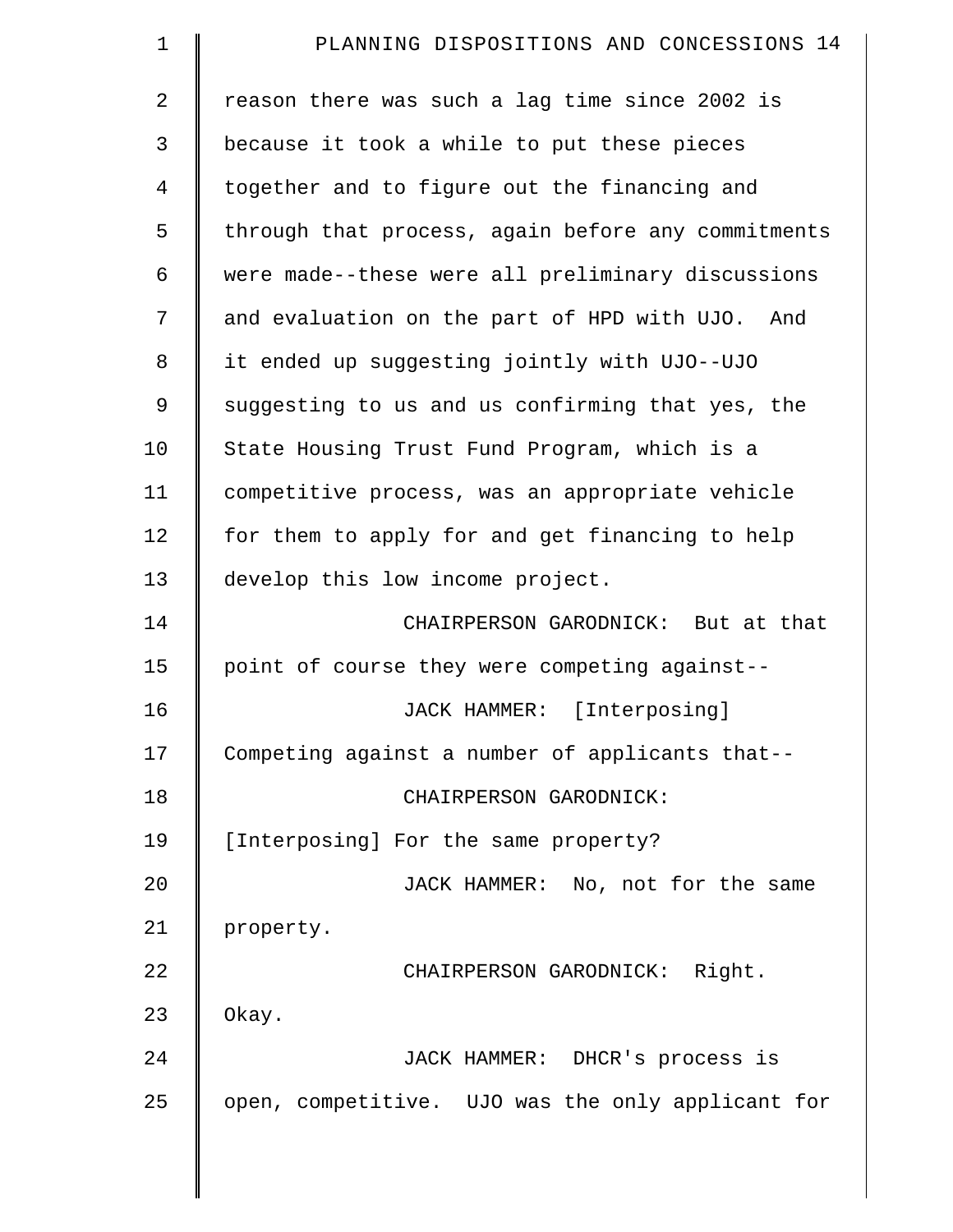reason there was such a lag time since 2002 is because it took a while to put these pieces together and to figure out the financing and through that process, again before any commitments were made--these were all preliminary discussions and evaluation on the part of HPD with UJO. And it ended up suggesting jointly with UJO--UJO suggesting to us and us confirming that yes, the State Housing Trust Fund Program, which is a competitive process, was an appropriate vehicle for them to apply for and get financing to help develop this low income project.

CHAIRPERSON GARODNICK: But at that point of course they were competing against--

JACK HAMMER: [Interposing] Competing against a number of applicants that--

CHAIRPERSON GARODNICK: [Interposing] For the same property?

JACK HAMMER: No, not for the same property.

CHAIRPERSON GARODNICK: Right. Okay.

JACK HAMMER: DHCR's process is open, competitive. UJO was the only applicant for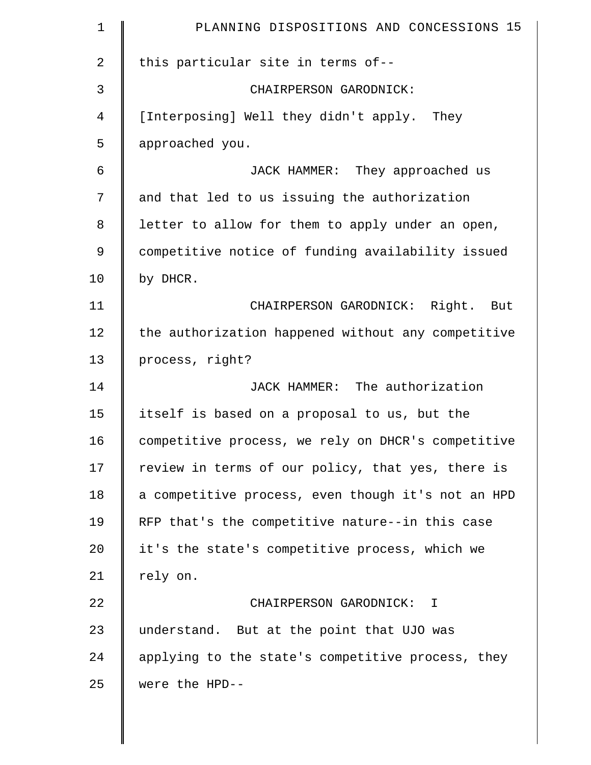this particular site in terms of--

CHAIRPERSON GARODNICK: [Interposing] Well they didn't apply. They approached you.

JACK HAMMER: They approached us and that led to us issuing the authorization letter to allow for them to apply under an open, competitive notice of funding availability issued by DHCR.

CHAIRPERSON GARODNICK: Right. But the authorization happened without any competitive process, right?

JACK HAMMER: The authorization itself is based on a proposal to us, but the competitive process, we rely on DHCR's competitive review in terms of our policy, that yes, there is a competitive process, even though it's not an HPD RFP that's the competitive nature--in this case it's the state's competitive process, which we rely on.

CHAIRPERSON GARODNICK: I understand. But at the point that UJO was applying to the state's competitive process, they were the HPD--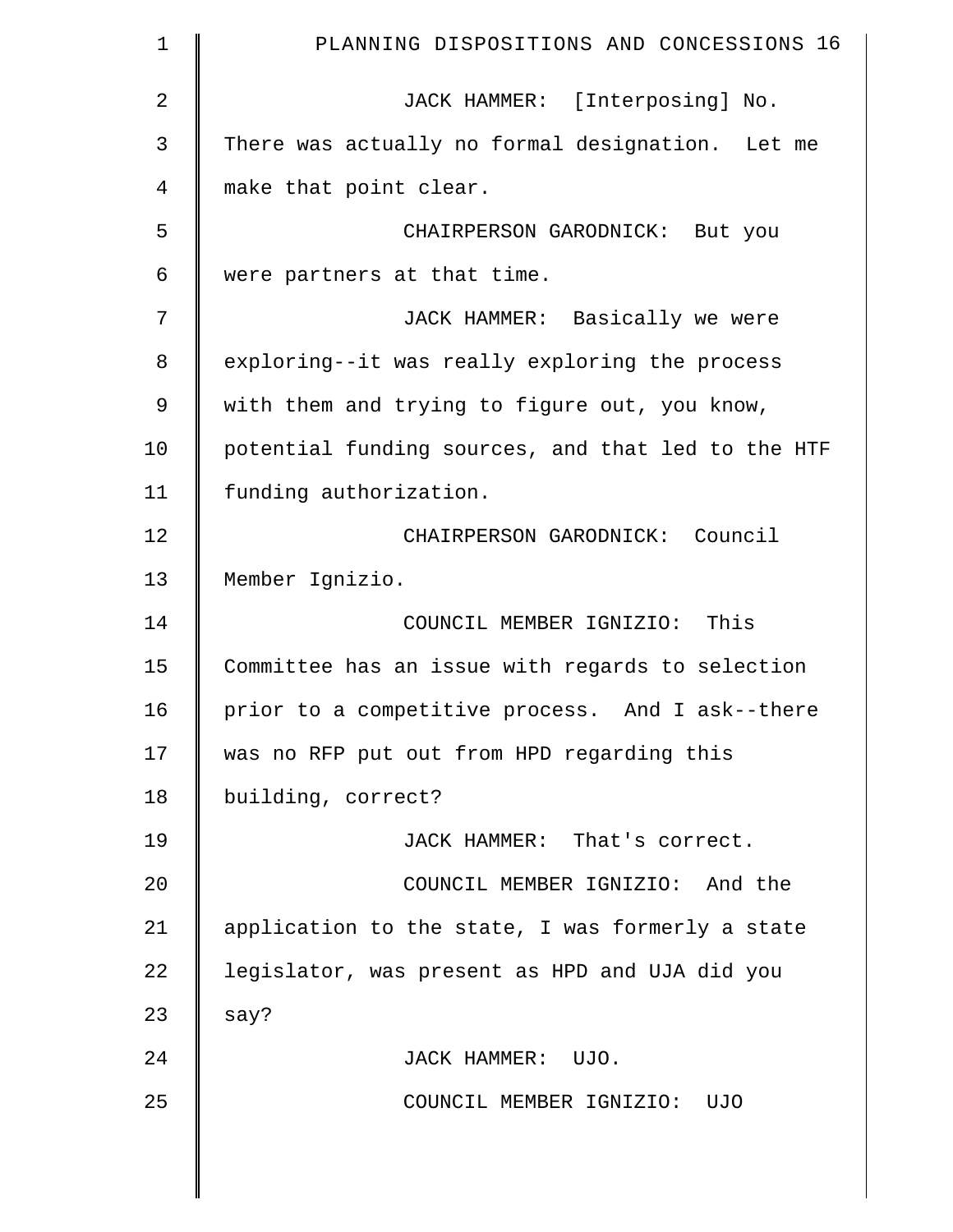JACK HAMMER: [Interposing] No. There was actually no formal designation. Let me make that point clear.

CHAIRPERSON GARODNICK: But you were partners at that time.

JACK HAMMER: Basically we were exploring--it was really exploring the process with them and trying to figure out, you know, potential funding sources, and that led to the HTF funding authorization.

CHAIRPERSON GARODNICK: Council Member Ignizio.

COUNCIL MEMBER IGNIZIO: This Committee has an issue with regards to selection prior to a competitive process. And I ask--there was no RFP put out from HPD regarding this building, correct?

JACK HAMMER: That's correct.

COUNCIL MEMBER IGNIZIO: And the application to the state, I was formerly a state legislator, was present as HPD and UJA did you say?

JACK HAMMER: UJO.

COUNCIL MEMBER IGNIZIO: UJO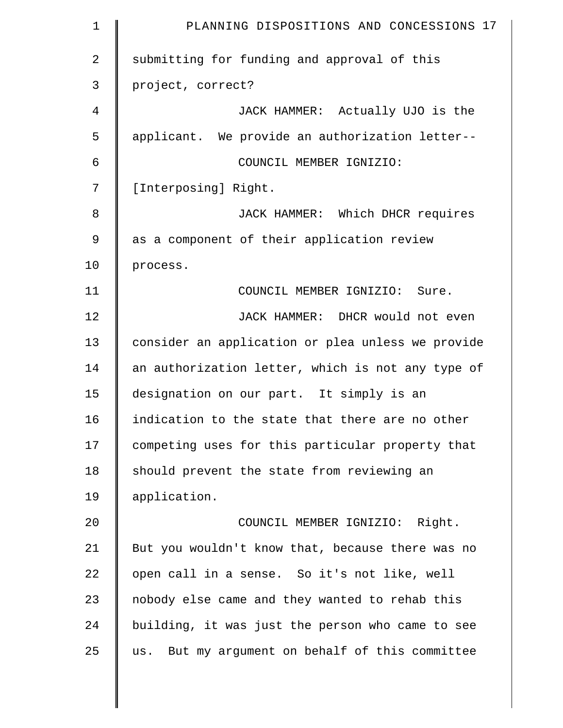submitting for funding and approval of this project, correct?

JACK HAMMER: Actually UJO is the applicant. We provide an authorization letter--

COUNCIL MEMBER IGNIZIO: [Interposing] Right.

JACK HAMMER: Which DHCR requires as a component of their application review process.

COUNCIL MEMBER IGNIZIO: Sure.

JACK HAMMER: DHCR would not even consider an application or plea unless we provide an authorization letter, which is not any type of designation on our part. It simply is an indication to the state that there are no other competing uses for this particular property that should prevent the state from reviewing an application.

COUNCIL MEMBER IGNIZIO: Right. But you wouldn't know that, because there was no open call in a sense. So it's not like, well nobody else came and they wanted to rehab this building, it was just the person who came to see us. But my argument on behalf of this committee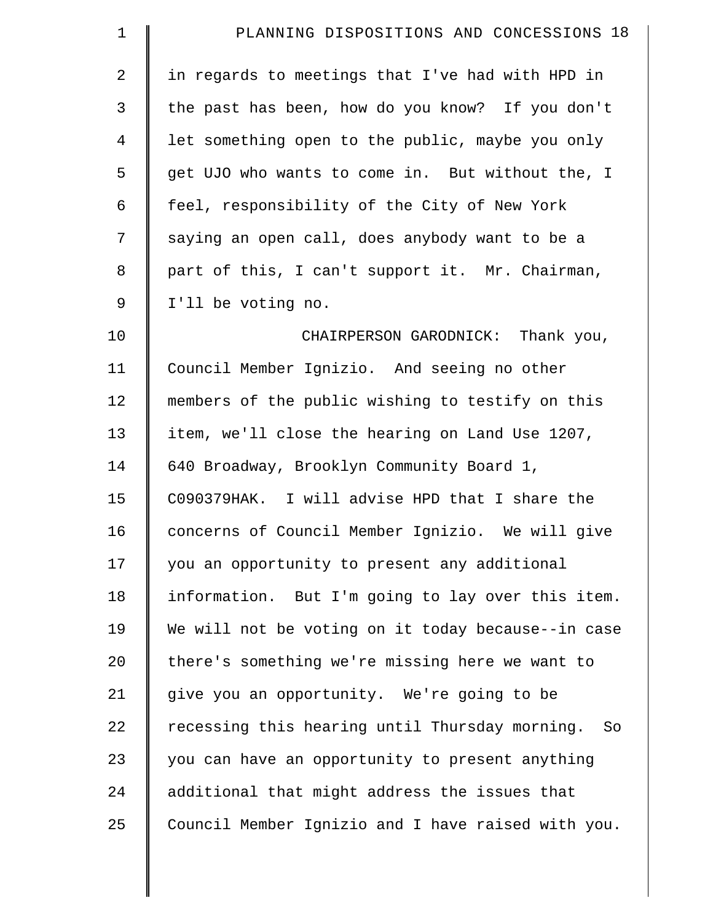in regards to meetings that I've had with HPD in the past has been, how do you know? If you don't let something open to the public, maybe you only get UJO who wants to come in. But without the, I feel, responsibility of the City of New York saying an open call, does anybody want to be a part of this, I can't support it. Mr. Chairman, I'll be voting no.

CHAIRPERSON GARODNICK: Thank you, Council Member Ignizio. And seeing no other members of the public wishing to testify on this item, we'll close the hearing on Land Use 1207, 640 Broadway, Brooklyn Community Board 1, C090379HAK. I will advise HPD that I share the concerns of Council Member Ignizio. We will give you an opportunity to present any additional information. But I'm going to lay over this item. We will not be voting on it today because--in case there's something we're missing here we want to give you an opportunity. We're going to be recessing this hearing until Thursday morning. So you can have an opportunity to present anything additional that might address the issues that Council Member Ignizio and I have raised with you.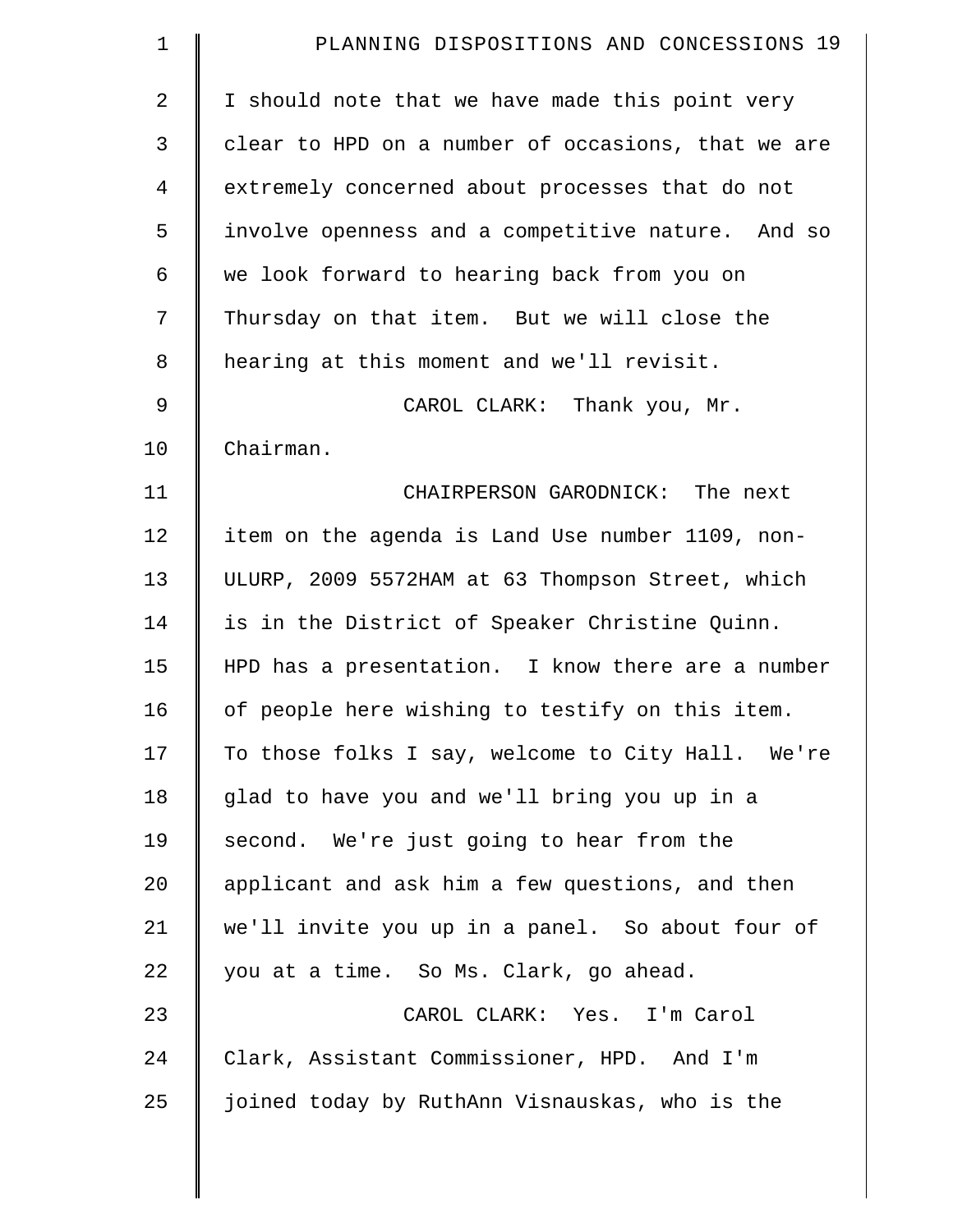I should note that we have made this point very clear to HPD on a number of occasions, that we are extremely concerned about processes that do not involve openness and a competitive nature. And so we look forward to hearing back from you on Thursday on that item. But we will close the hearing at this moment and we'll revisit.

CAROL CLARK: Thank you, Mr. Chairman.

CHAIRPERSON GARODNICK: The next item on the agenda is Land Use number 1109, non-ULURP, 2009 5572HAM at 63 Thompson Street, which is in the District of Speaker Christine Quinn. HPD has a presentation. I know there are a number of people here wishing to testify on this item. To those folks I say, welcome to City Hall. We're glad to have you and we'll bring you up in a second. We're just going to hear from the applicant and ask him a few questions, and then we'll invite you up in a panel. So about four of you at a time. So Ms. Clark, go ahead.

CAROL CLARK: Yes. I'm Carol Clark, Assistant Commissioner, HPD. And I'm joined today by RuthAnn Visnauskas, who is the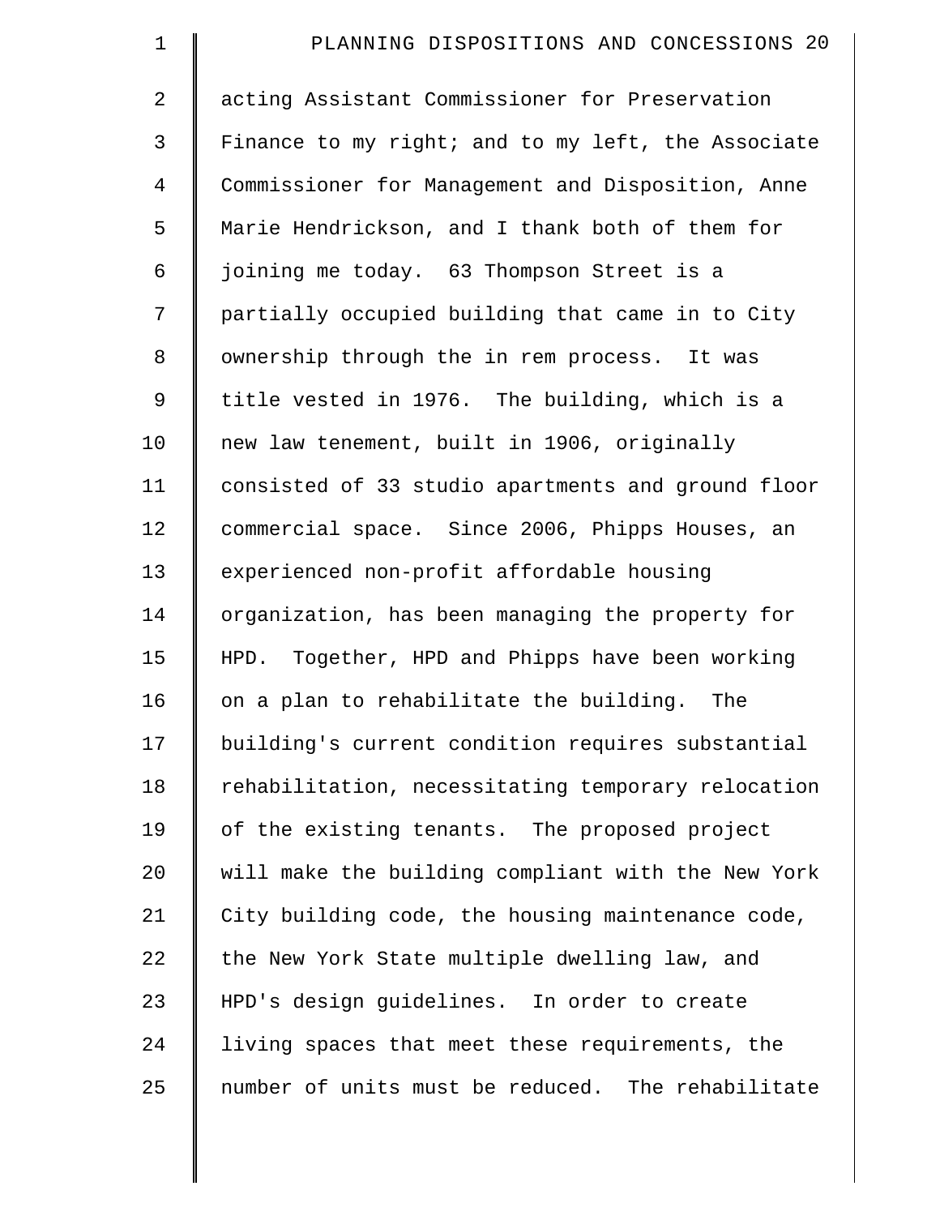acting Assistant Commissioner for Preservation Finance to my right; and to my left, the Associate Commissioner for Management and Disposition, Anne Marie Hendrickson, and I thank both of them for joining me today. 63 Thompson Street is a partially occupied building that came in to City ownership through the in rem process. It was title vested in 1976. The building, which is a new law tenement, built in 1906, originally consisted of 33 studio apartments and ground floor commercial space. Since 2006, Phipps Houses, an experienced non-profit affordable housing organization, has been managing the property for HPD. Together, HPD and Phipps have been working on a plan to rehabilitate the building. The building's current condition requires substantial rehabilitation, necessitating temporary relocation of the existing tenants. The proposed project will make the building compliant with the New York City building code, the housing maintenance code, the New York State multiple dwelling law, and HPD's design guidelines. In order to create living spaces that meet these requirements, the number of units must be reduced. The rehabilitate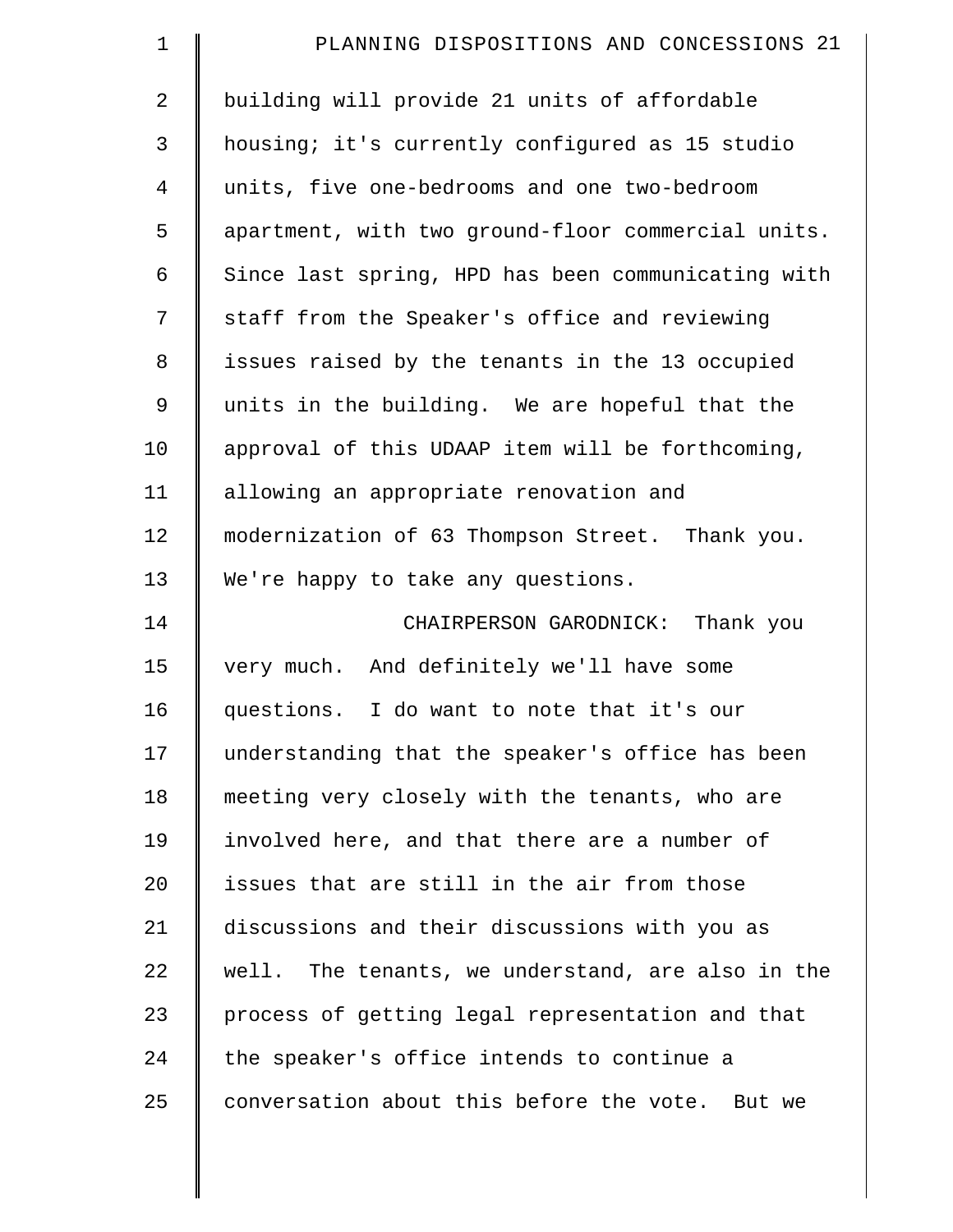building will provide 21 units of affordable housing; it's currently configured as 15 studio units, five one-bedrooms and one two-bedroom apartment, with two ground-floor commercial units. Since last spring, HPD has been communicating with staff from the Speaker's office and reviewing issues raised by the tenants in the 13 occupied units in the building. We are hopeful that the approval of this UDAAP item will be forthcoming, allowing an appropriate renovation and modernization of 63 Thompson Street. Thank you. We're happy to take any questions.

CHAIRPERSON GARODNICK: Thank you very much. And definitely we'll have some questions. I do want to note that it's our understanding that the speaker's office has been meeting very closely with the tenants, who are involved here, and that there are a number of issues that are still in the air from those discussions and their discussions with you as well. The tenants, we understand, are also in the process of getting legal representation and that the speaker's office intends to continue a conversation about this before the vote. But we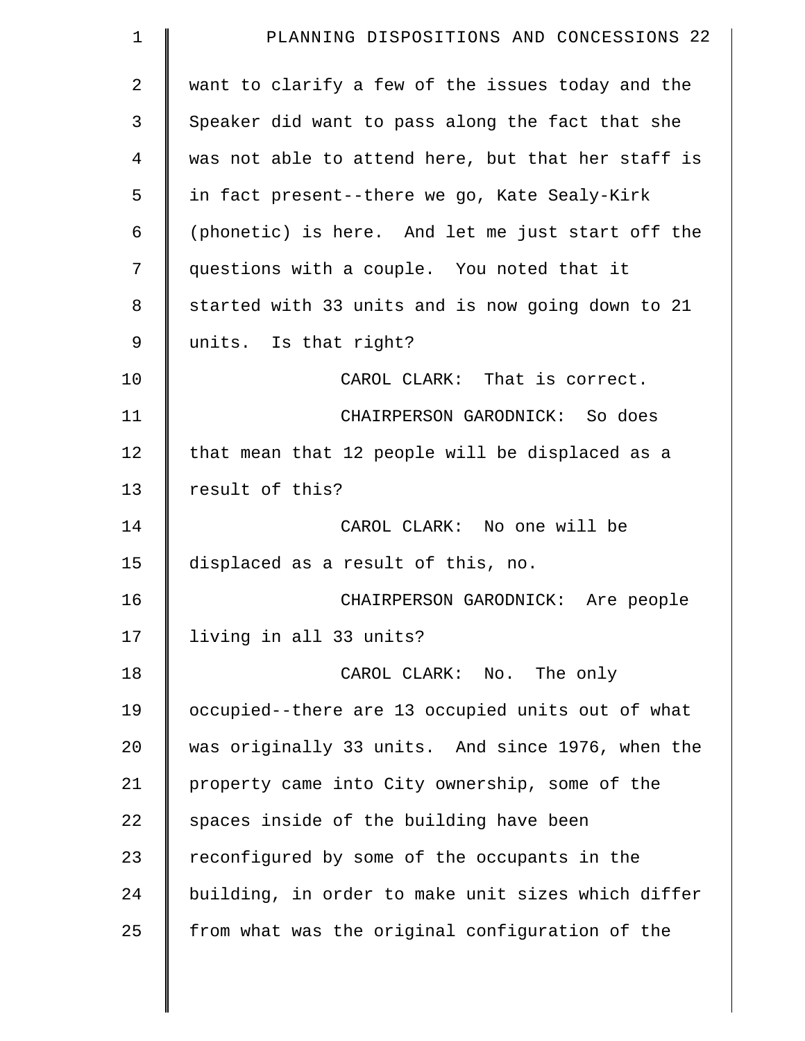want to clarify a few of the issues today and the Speaker did want to pass along the fact that she was not able to attend here, but that her staff is in fact present--there we go, Kate Sealy-Kirk (phonetic) is here. And let me just start off the questions with a couple. You noted that it started with 33 units and is now going down to 21 units. Is that right?

CAROL CLARK: That is correct.

CHAIRPERSON GARODNICK: So does that mean that 12 people will be displaced as a result of this?

CAROL CLARK: No one will be displaced as a result of this, no.

CHAIRPERSON GARODNICK: Are people living in all 33 units?

CAROL CLARK: No. The only occupied--there are 13 occupied units out of what was originally 33 units. And since 1976, when the property came into City ownership, some of the spaces inside of the building have been reconfigured by some of the occupants in the building, in order to make unit sizes which differ from what was the original configuration of the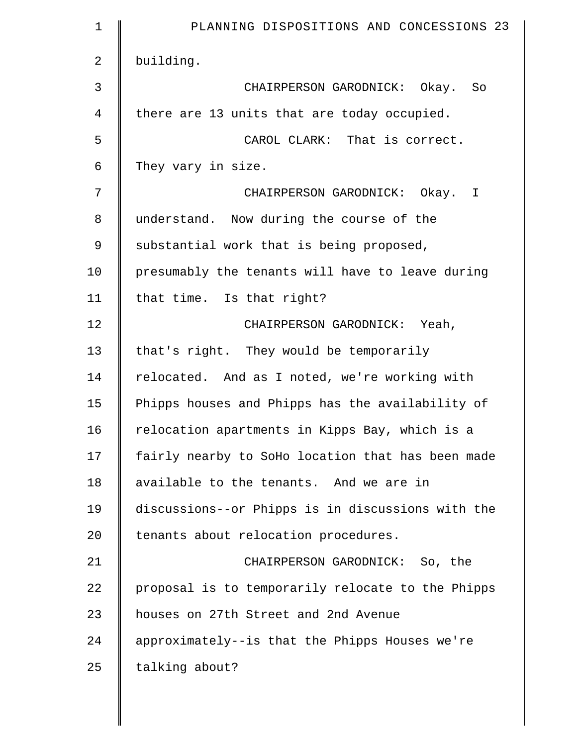building.

CHAIRPERSON GARODNICK: Okay. So there are 13 units that are today occupied.

CAROL CLARK: That is correct. They vary in size.

CHAIRPERSON GARODNICK: Okay. I understand. Now during the course of the substantial work that is being proposed, presumably the tenants will have to leave during that time. Is that right?

CHAIRPERSON GARODNICK: Yeah, that's right. They would be temporarily relocated. And as I noted, we're working with Phipps houses and Phipps has the availability of relocation apartments in Kipps Bay, which is a fairly nearby to SoHo location that has been made available to the tenants. And we are in discussions--or Phipps is in discussions with the tenants about relocation procedures.

CHAIRPERSON GARODNICK: So, the proposal is to temporarily relocate to the Phipps houses on 27th Street and 2nd Avenue approximately--is that the Phipps Houses we're talking about?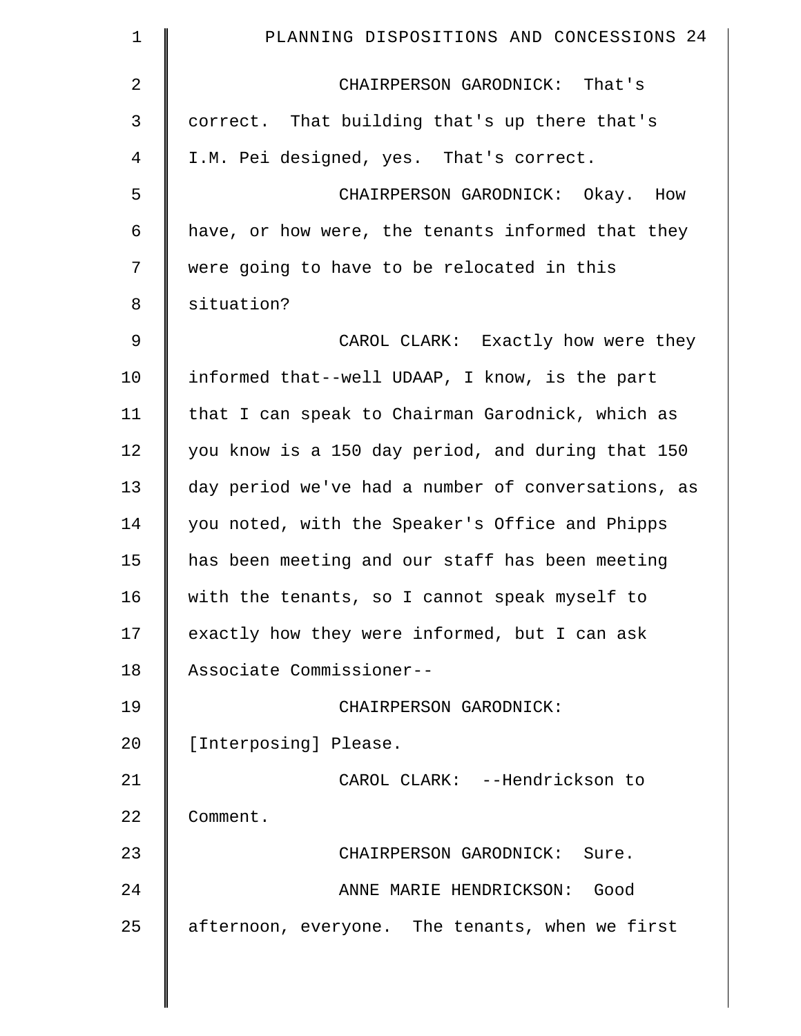CHAIRPERSON GARODNICK: That's correct. That building that's up there that's I.M. Pei designed, yes. That's correct.

CHAIRPERSON GARODNICK: Okay. How have, or how were, the tenants informed that they were going to have to be relocated in this situation?

CAROL CLARK: Exactly how were they informed that--well UDAAP, I know, is the part that I can speak to Chairman Garodnick, which as you know is a 150 day period, and during that 150 day period we've had a number of conversations, as you noted, with the Speaker's Office and Phipps has been meeting and our staff has been meeting with the tenants, so I cannot speak myself to exactly how they were informed, but I can ask Associate Commissioner--

CHAIRPERSON GARODNICK: [Interposing] Please.

CAROL CLARK: --Hendrickson to Comment.

CHAIRPERSON GARODNICK: Sure.

ANNE MARIE HENDRICKSON: Good afternoon, everyone. The tenants, when we first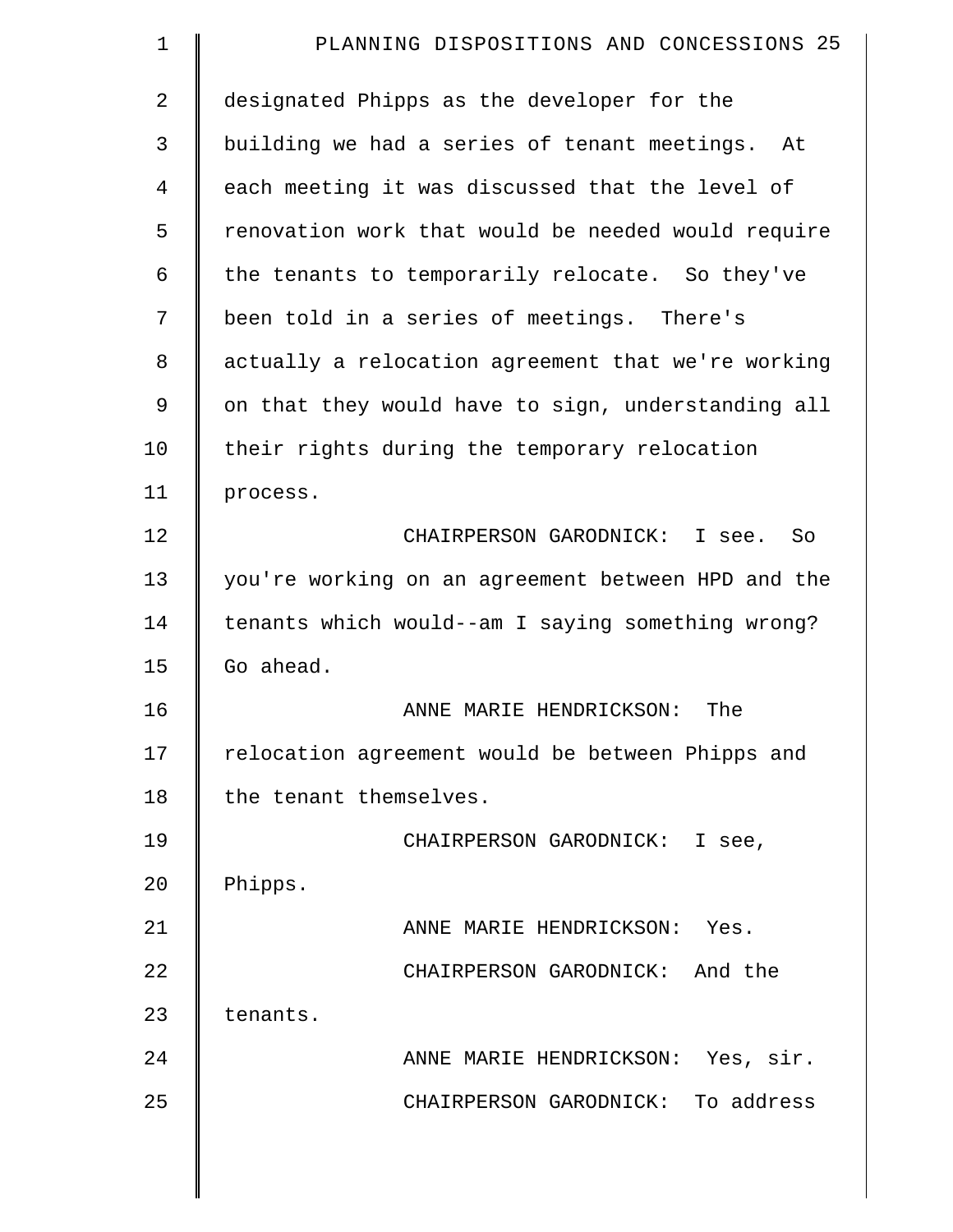designated Phipps as the developer for the building we had a series of tenant meetings. At each meeting it was discussed that the level of renovation work that would be needed would require the tenants to temporarily relocate. So they've been told in a series of meetings. There's actually a relocation agreement that we're working on that they would have to sign, understanding all their rights during the temporary relocation process.

CHAIRPERSON GARODNICK: I see. So you're working on an agreement between HPD and the tenants which would--am I saying something wrong? Go ahead.

ANNE MARIE HENDRICKSON: The relocation agreement would be between Phipps and the tenant themselves.

CHAIRPERSON GARODNICK: I see, Phipps.

ANNE MARIE HENDRICKSON: Yes.

CHAIRPERSON GARODNICK: And the tenants.

ANNE MARIE HENDRICKSON: Yes, sir.

CHAIRPERSON GARODNICK: To address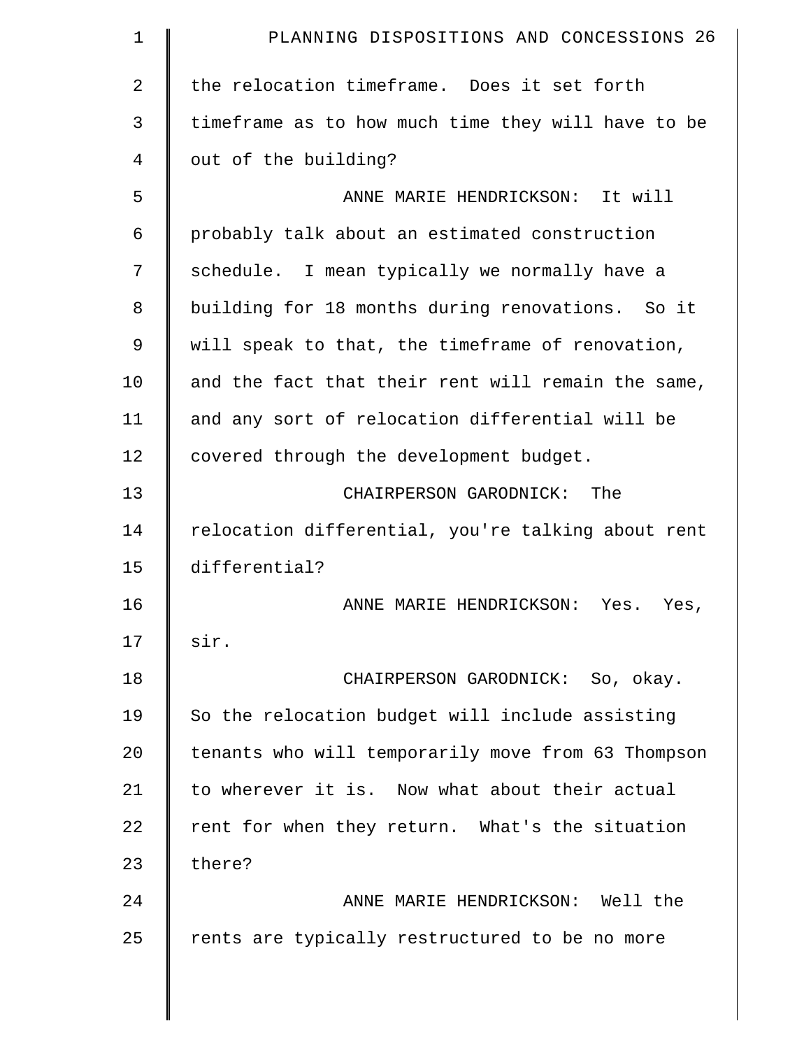the relocation timeframe. Does it set forth timeframe as to how much time they will have to be out of the building?

ANNE MARIE HENDRICKSON: It will probably talk about an estimated construction schedule. I mean typically we normally have a building for 18 months during renovations. So it will speak to that, the timeframe of renovation, and the fact that their rent will remain the same, and any sort of relocation differential will be covered through the development budget.

CHAIRPERSON GARODNICK: The relocation differential, you're talking about rent differential?

ANNE MARIE HENDRICKSON: Yes. Yes, sir.

CHAIRPERSON GARODNICK: So, okay. So the relocation budget will include assisting tenants who will temporarily move from 63 Thompson to wherever it is. Now what about their actual rent for when they return. What's the situation there?

ANNE MARIE HENDRICKSON: Well the rents are typically restructured to be no more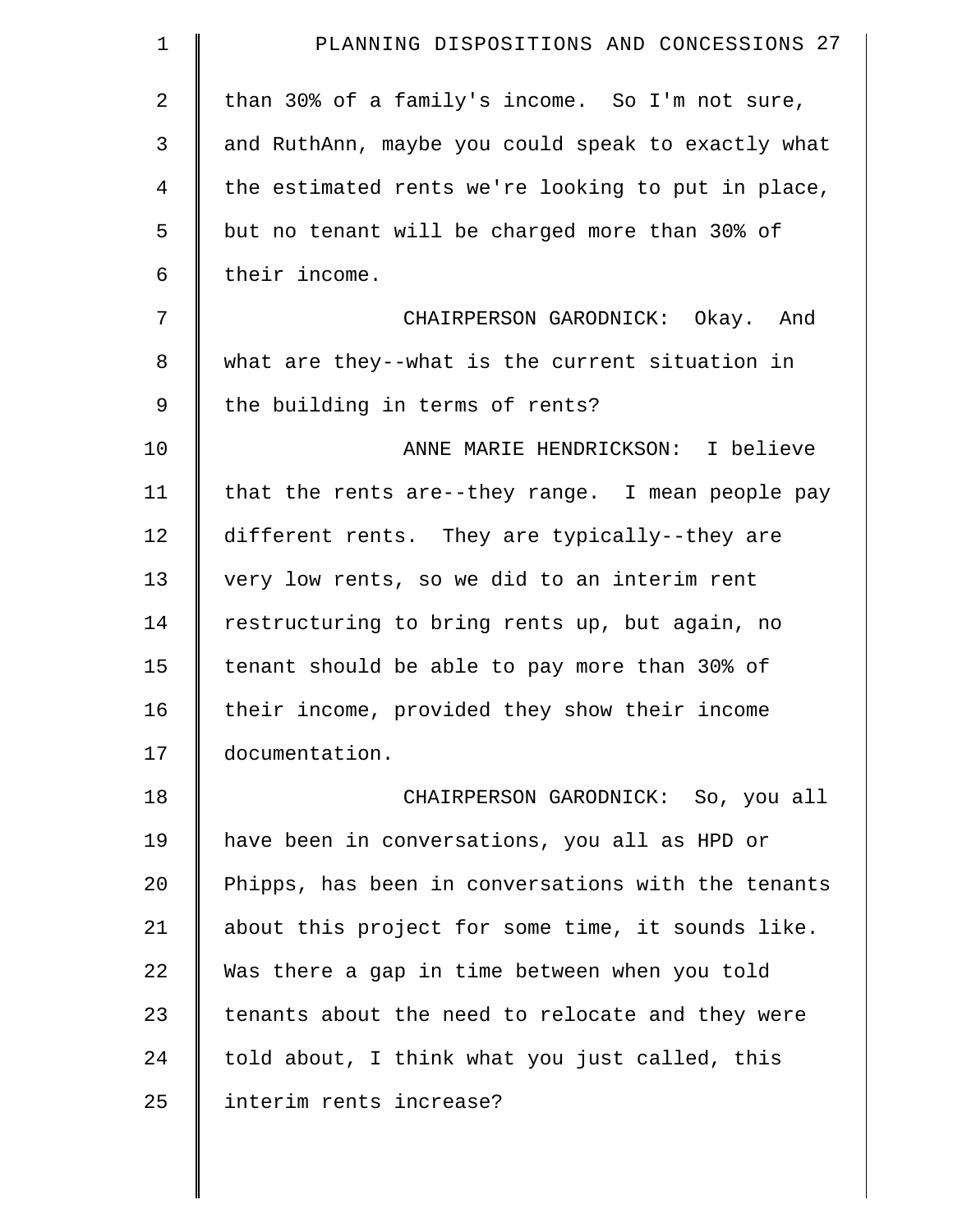than 30% of a family's income. So I'm not sure, and RuthAnn, maybe you could speak to exactly what the estimated rents we're looking to put in place, but no tenant will be charged more than 30% of their income.

CHAIRPERSON GARODNICK: Okay. And what are they--what is the current situation in the building in terms of rents?

ANNE MARIE HENDRICKSON: I believe that the rents are--they range. I mean people pay different rents. They are typically--they are very low rents, so we did to an interim rent restructuring to bring rents up, but again, no tenant should be able to pay more than 30% of their income, provided they show their income documentation.

CHAIRPERSON GARODNICK: So, you all have been in conversations, you all as HPD or Phipps, has been in conversations with the tenants about this project for some time, it sounds like. Was there a gap in time between when you told tenants about the need to relocate and they were told about, I think what you just called, this interim rents increase?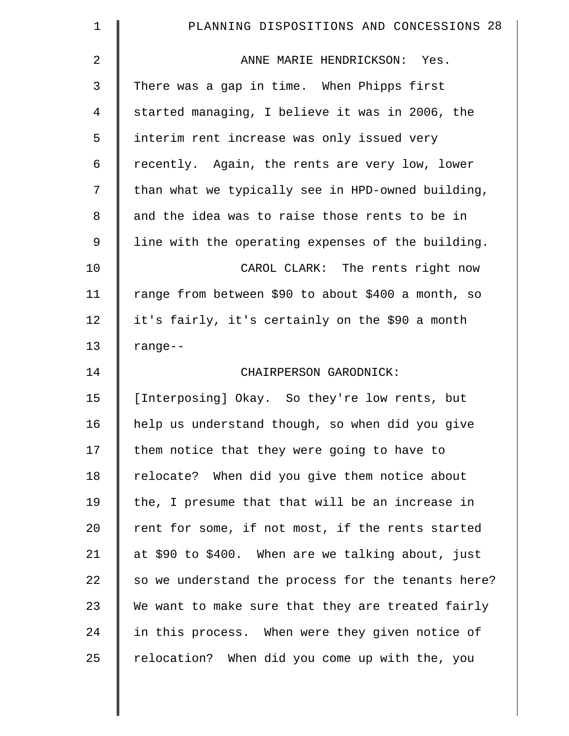ANNE MARIE HENDRICKSON: Yes. There was a gap in time. When Phipps first started managing, I believe it was in 2006, the interim rent increase was only issued very recently. Again, the rents are very low, lower than what we typically see in HPD-owned building, and the idea was to raise those rents to be in line with the operating expenses of the building.

CAROL CLARK: The rents right now range from between $90 to about $400 a month, so it's fairly, it's certainly on the $90 a month range--

CHAIRPERSON GARODNICK: [Interposing] Okay. So they're low rents, but help us understand though, so when did you give them notice that they were going to have to relocate? When did you give them notice about the, I presume that that will be an increase in rent for some, if not most, if the rents started at $90 to $400. When are we talking about, just so we understand the process for the tenants here? We want to make sure that they are treated fairly in this process. When were they given notice of relocation? When did you come up with the, you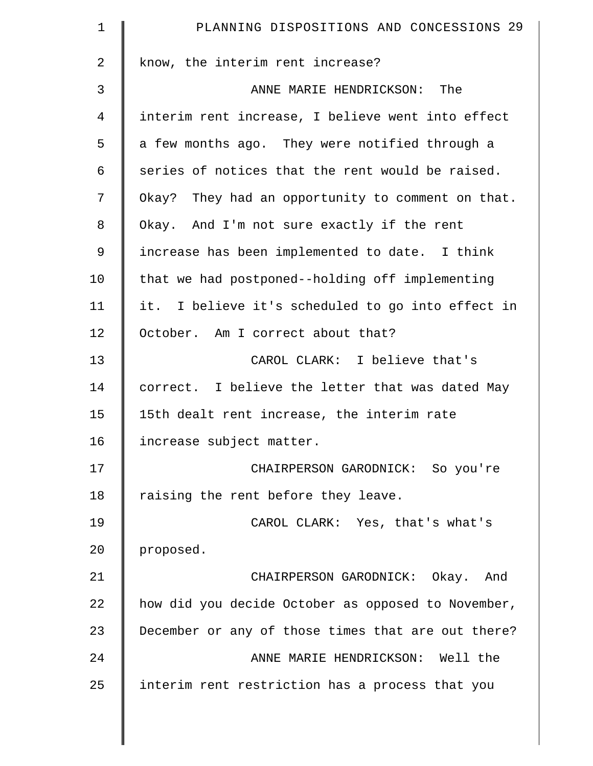know, the interim rent increase?

ANNE MARIE HENDRICKSON: The interim rent increase, I believe went into effect a few months ago. They were notified through a series of notices that the rent would be raised. Okay? They had an opportunity to comment on that. Okay. And I'm not sure exactly if the rent increase has been implemented to date. I think that we had postponed--holding off implementing it. I believe it's scheduled to go into effect in October. Am I correct about that?

CAROL CLARK: I believe that's correct. I believe the letter that was dated May 15th dealt rent increase, the interim rate increase subject matter.

CHAIRPERSON GARODNICK: So you're raising the rent before they leave.

CAROL CLARK: Yes, that's what's proposed.

CHAIRPERSON GARODNICK: Okay. And how did you decide October as opposed to November, December or any of those times that are out there?

ANNE MARIE HENDRICKSON: Well the interim rent restriction has a process that you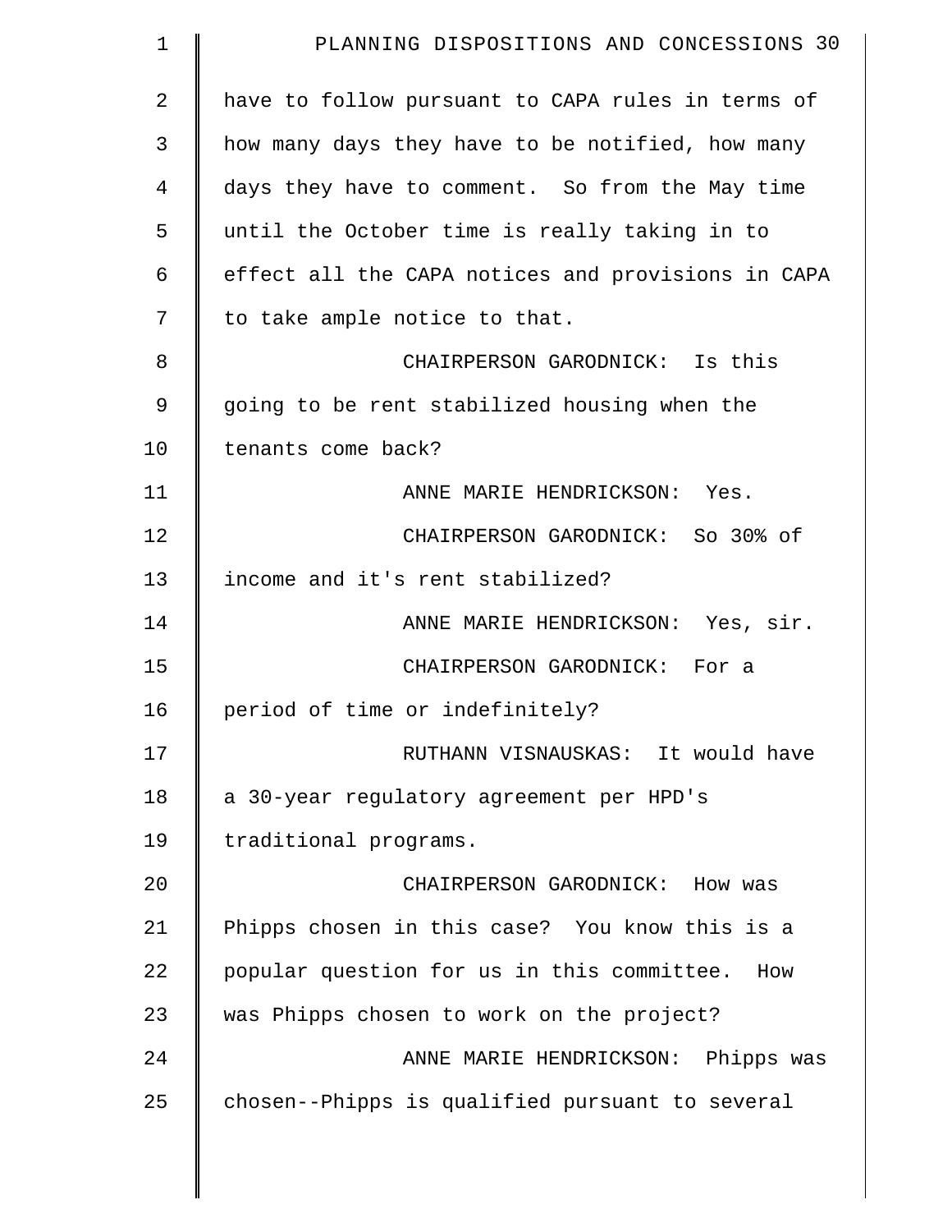have to follow pursuant to CAPA rules in terms of how many days they have to be notified, how many days they have to comment. So from the May time until the October time is really taking in to effect all the CAPA notices and provisions in CAPA to take ample notice to that.

CHAIRPERSON GARODNICK: Is this going to be rent stabilized housing when the tenants come back?

ANNE MARIE HENDRICKSON: Yes.

CHAIRPERSON GARODNICK: So 30% of income and it's rent stabilized?

ANNE MARIE HENDRICKSON: Yes, sir.

CHAIRPERSON GARODNICK: For a period of time or indefinitely?

RUTHANN VISNAUSKAS: It would have a 30-year regulatory agreement per HPD's traditional programs.

CHAIRPERSON GARODNICK: How was Phipps chosen in this case? You know this is a popular question for us in this committee. How was Phipps chosen to work on the project?

ANNE MARIE HENDRICKSON: Phipps was chosen--Phipps is qualified pursuant to several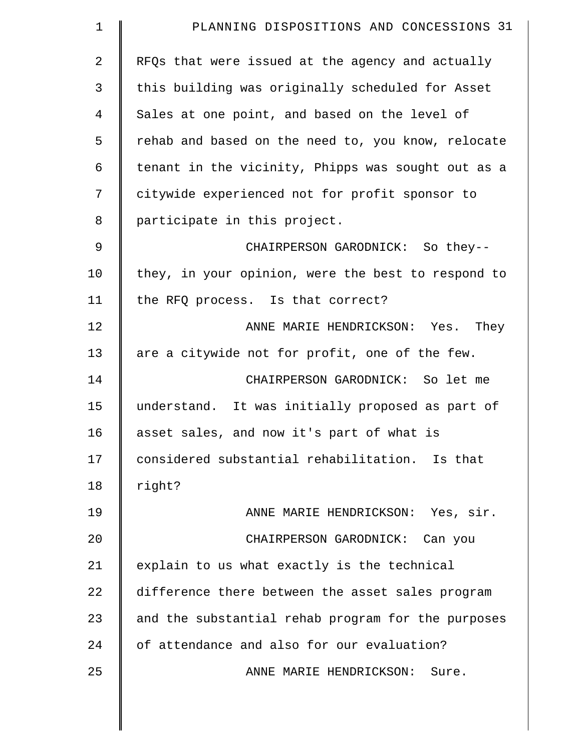RFQs that were issued at the agency and actually this building was originally scheduled for Asset Sales at one point, and based on the level of rehab and based on the need to, you know, relocate tenant in the vicinity, Phipps was sought out as a citywide experienced not for profit sponsor to participate in this project.

CHAIRPERSON GARODNICK: So they-- they, in your opinion, were the best to respond to the RFQ process. Is that correct?

ANNE MARIE HENDRICKSON: Yes. They are a citywide not for profit, one of the few.

CHAIRPERSON GARODNICK: So let me understand. It was initially proposed as part of asset sales, and now it's part of what is considered substantial rehabilitation. Is that right?

ANNE MARIE HENDRICKSON: Yes, sir.

CHAIRPERSON GARODNICK: Can you explain to us what exactly is the technical difference there between the asset sales program and the substantial rehab program for the purposes of attendance and also for our evaluation?

ANNE MARIE HENDRICKSON: Sure.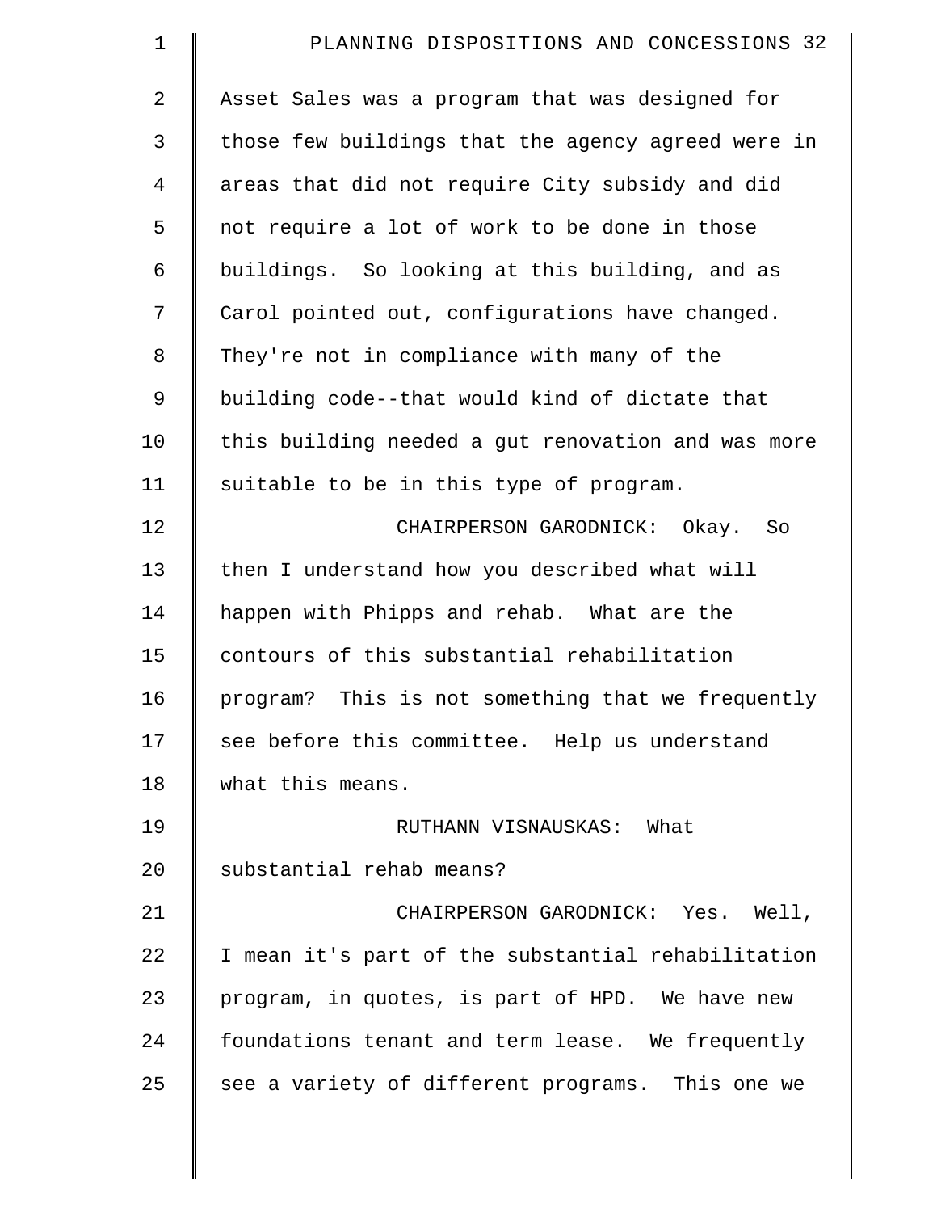Asset Sales was a program that was designed for those few buildings that the agency agreed were in areas that did not require City subsidy and did not require a lot of work to be done in those buildings. So looking at this building, and as Carol pointed out, configurations have changed. They're not in compliance with many of the building code--that would kind of dictate that this building needed a gut renovation and was more suitable to be in this type of program.

CHAIRPERSON GARODNICK: Okay. So then I understand how you described what will happen with Phipps and rehab. What are the contours of this substantial rehabilitation program? This is not something that we frequently see before this committee. Help us understand what this means.

RUTHANN VISNAUSKAS: What substantial rehab means?

CHAIRPERSON GARODNICK: Yes. Well, I mean it's part of the substantial rehabilitation program, in quotes, is part of HPD. We have new foundations tenant and term lease. We frequently see a variety of different programs. This one we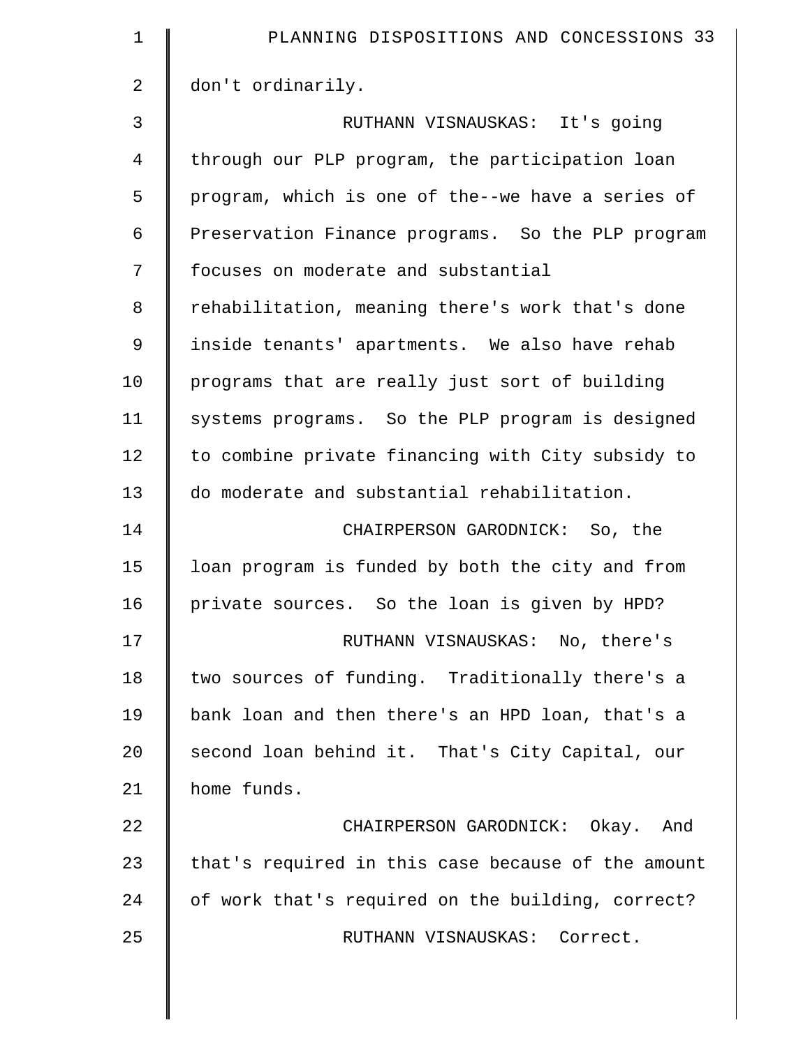don't ordinarily.

RUTHANN VISNAUSKAS: It's going through our PLP program, the participation loan program, which is one of the--we have a series of Preservation Finance programs. So the PLP program focuses on moderate and substantial rehabilitation, meaning there's work that's done inside tenants' apartments. We also have rehab programs that are really just sort of building systems programs. So the PLP program is designed to combine private financing with City subsidy to do moderate and substantial rehabilitation.

CHAIRPERSON GARODNICK: So, the loan program is funded by both the city and from private sources. So the loan is given by HPD?

RUTHANN VISNAUSKAS: No, there's two sources of funding. Traditionally there's a bank loan and then there's an HPD loan, that's a second loan behind it. That's City Capital, our home funds.

CHAIRPERSON GARODNICK: Okay. And that's required in this case because of the amount of work that's required on the building, correct?

RUTHANN VISNAUSKAS: Correct.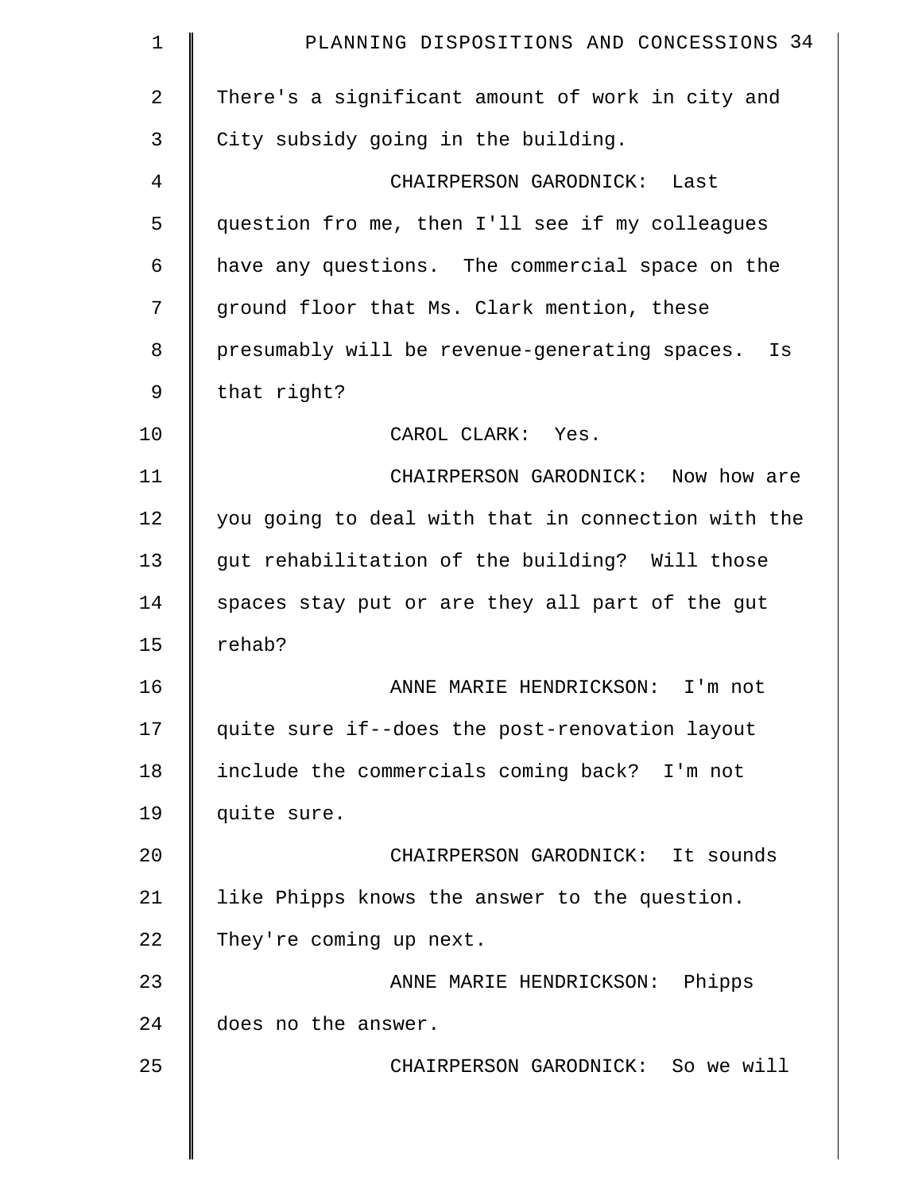There's a significant amount of work in city and City subsidy going in the building.

CHAIRPERSON GARODNICK: Last question fro me, then I'll see if my colleagues have any questions. The commercial space on the ground floor that Ms. Clark mention, these presumably will be revenue-generating spaces. Is that right?

CAROL CLARK: Yes.

CHAIRPERSON GARODNICK: Now how are you going to deal with that in connection with the gut rehabilitation of the building? Will those spaces stay put or are they all part of the gut rehab?

ANNE MARIE HENDRICKSON: I'm not quite sure if--does the post-renovation layout include the commercials coming back? I'm not quite sure.

CHAIRPERSON GARODNICK: It sounds like Phipps knows the answer to the question. They're coming up next.

ANNE MARIE HENDRICKSON: Phipps does no the answer.

CHAIRPERSON GARODNICK: So we will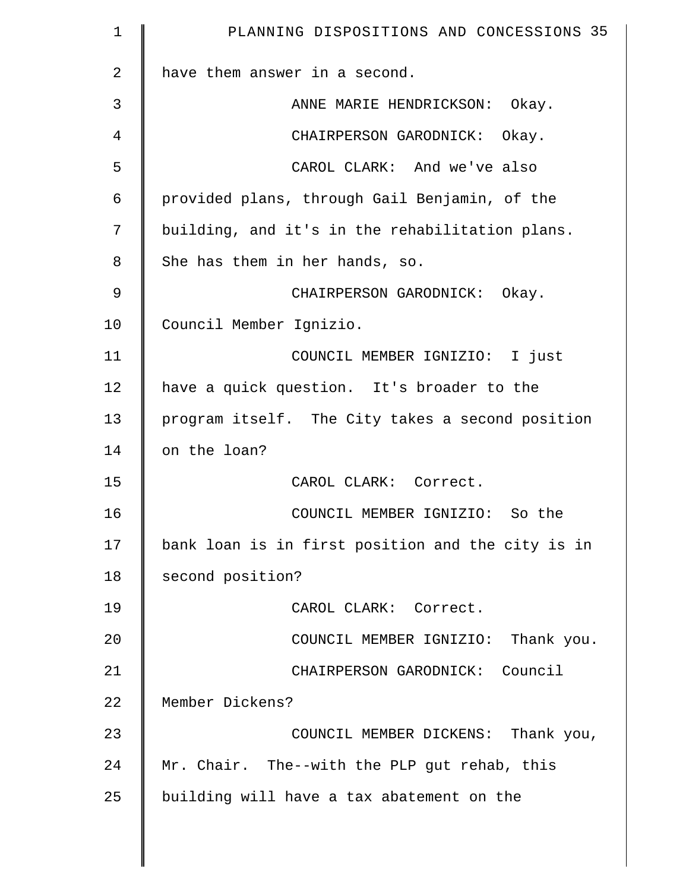have them answer in a second.

ANNE MARIE HENDRICKSON: Okay.

CHAIRPERSON GARODNICK: Okay.

CAROL CLARK: And we've also provided plans, through Gail Benjamin, of the building, and it's in the rehabilitation plans. She has them in her hands, so.

CHAIRPERSON GARODNICK: Okay. Council Member Ignizio.

COUNCIL MEMBER IGNIZIO: I just have a quick question. It's broader to the program itself. The City takes a second position on the loan?

CAROL CLARK: Correct.

COUNCIL MEMBER IGNIZIO: So the bank loan is in first position and the city is in second position?

CAROL CLARK: Correct.

COUNCIL MEMBER IGNIZIO: Thank you.

CHAIRPERSON GARODNICK: Council Member Dickens?

COUNCIL MEMBER DICKENS: Thank you, Mr. Chair. The--with the PLP gut rehab, this building will have a tax abatement on the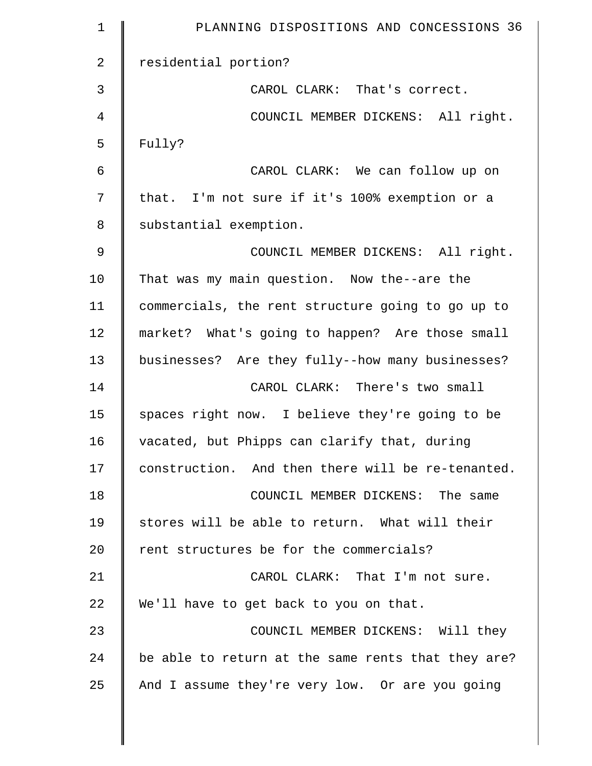residential portion?

CAROL CLARK: That's correct.

COUNCIL MEMBER DICKENS: All right. Fully?

CAROL CLARK: We can follow up on that. I'm not sure if it's 100% exemption or a substantial exemption.

COUNCIL MEMBER DICKENS: All right. That was my main question. Now the--are the commercials, the rent structure going to go up to market? What's going to happen? Are those small businesses? Are they fully--how many businesses?

CAROL CLARK: There's two small spaces right now. I believe they're going to be vacated, but Phipps can clarify that, during construction. And then there will be re-tenanted.

COUNCIL MEMBER DICKENS: The same stores will be able to return. What will their rent structures be for the commercials?

CAROL CLARK: That I'm not sure. We'll have to get back to you on that.

COUNCIL MEMBER DICKENS: Will they be able to return at the same rents that they are? And I assume they're very low. Or are you going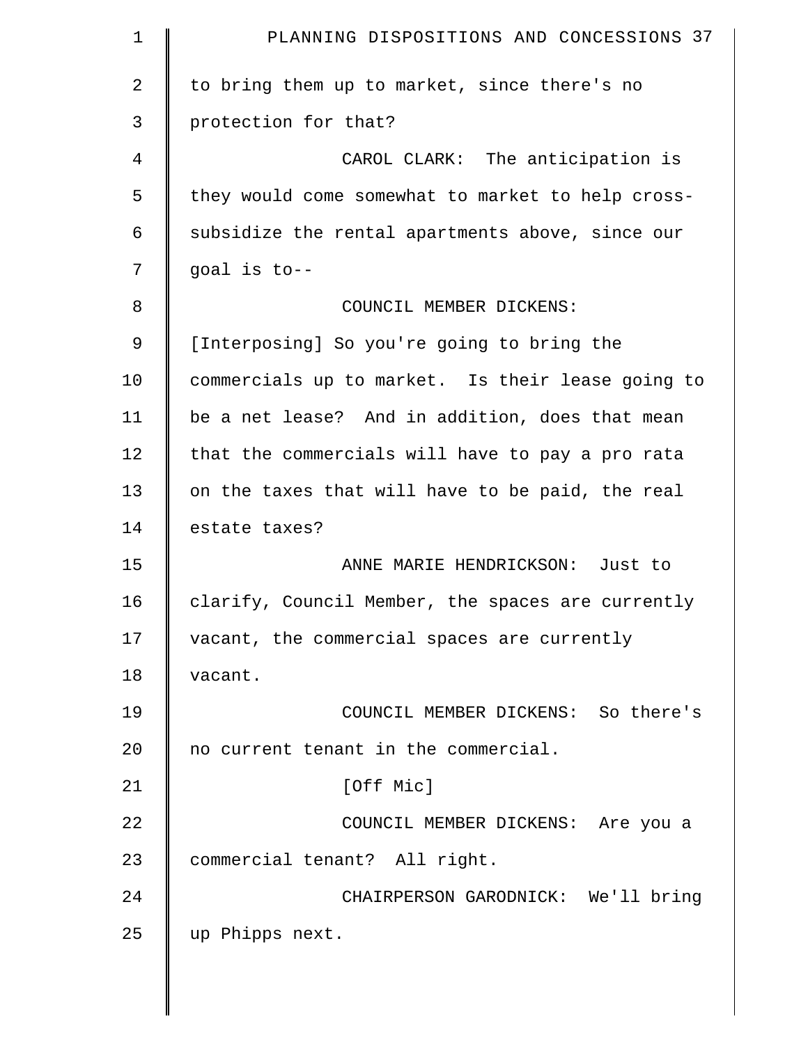to bring them up to market, since there's no protection for that?

CAROL CLARK: The anticipation is they would come somewhat to market to help cross-subsidize the rental apartments above, since our goal is to--

COUNCIL MEMBER DICKENS: [Interposing] So you're going to bring the commercials up to market. Is their lease going to be a net lease? And in addition, does that mean that the commercials will have to pay a pro rata on the taxes that will have to be paid, the real estate taxes?

ANNE MARIE HENDRICKSON: Just to clarify, Council Member, the spaces are currently vacant, the commercial spaces are currently vacant.

COUNCIL MEMBER DICKENS: So there's no current tenant in the commercial.

[Off Mic]

COUNCIL MEMBER DICKENS: Are you a commercial tenant? All right.

CHAIRPERSON GARODNICK: We'll bring up Phipps next.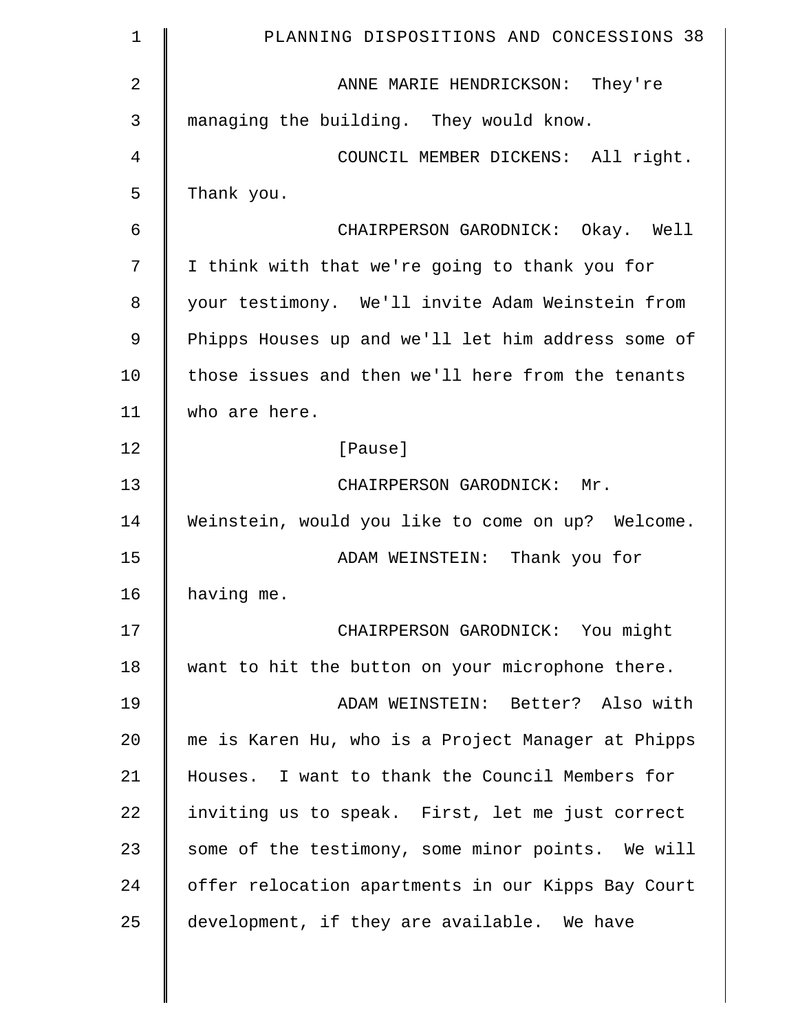ANNE MARIE HENDRICKSON: They're managing the building. They would know.

COUNCIL MEMBER DICKENS: All right. Thank you.

CHAIRPERSON GARODNICK: Okay. Well I think with that we're going to thank you for your testimony. We'll invite Adam Weinstein from Phipps Houses up and we'll let him address some of those issues and then we'll here from the tenants who are here.

[Pause]

CHAIRPERSON GARODNICK: Mr. Weinstein, would you like to come on up? Welcome.

ADAM WEINSTEIN: Thank you for having me.

CHAIRPERSON GARODNICK: You might want to hit the button on your microphone there.

ADAM WEINSTEIN: Better? Also with me is Karen Hu, who is a Project Manager at Phipps Houses. I want to thank the Council Members for inviting us to speak. First, let me just correct some of the testimony, some minor points. We will offer relocation apartments in our Kipps Bay Court development, if they are available. We have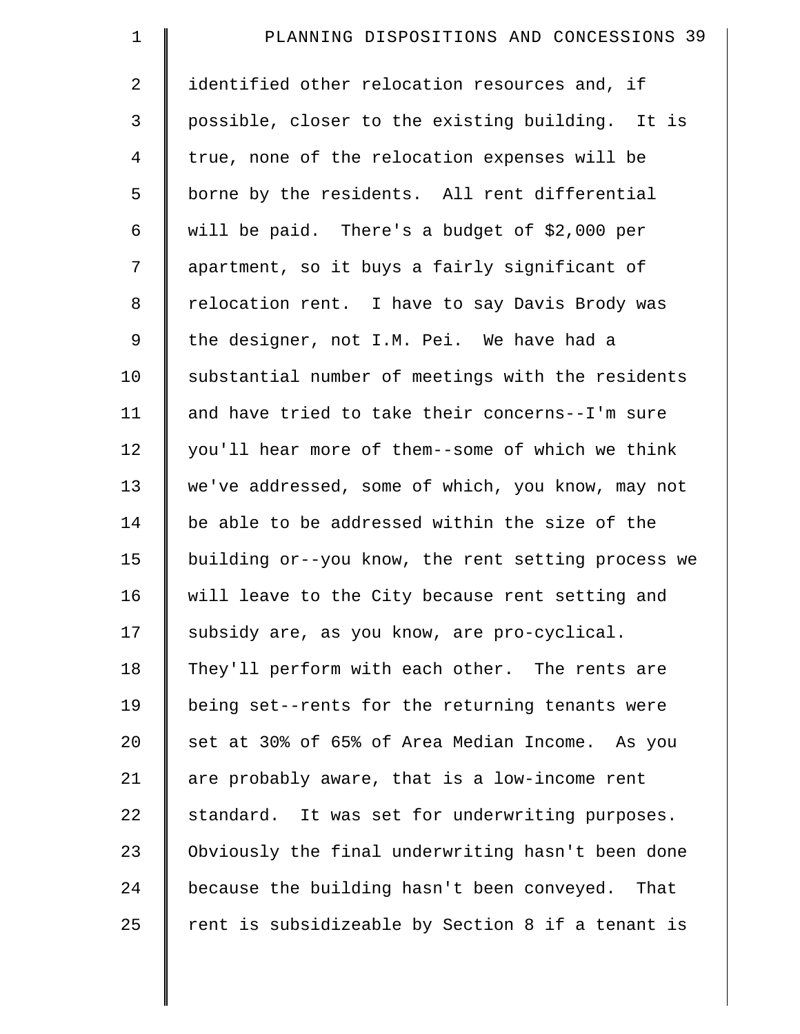identified other relocation resources and, if possible, closer to the existing building. It is true, none of the relocation expenses will be borne by the residents. All rent differential will be paid. There's a budget of $2,000 per apartment, so it buys a fairly significant of relocation rent. I have to say Davis Brody was the designer, not I.M. Pei. We have had a substantial number of meetings with the residents and have tried to take their concerns--I'm sure you'll hear more of them--some of which we think we've addressed, some of which, you know, may not be able to be addressed within the size of the building or--you know, the rent setting process we will leave to the City because rent setting and subsidy are, as you know, are pro-cyclical. They'll perform with each other. The rents are being set--rents for the returning tenants were set at 30% of 65% of Area Median Income. As you are probably aware, that is a low-income rent standard. It was set for underwriting purposes. Obviously the final underwriting hasn't been done because the building hasn't been conveyed. That rent is subsidizeable by Section 8 if a tenant is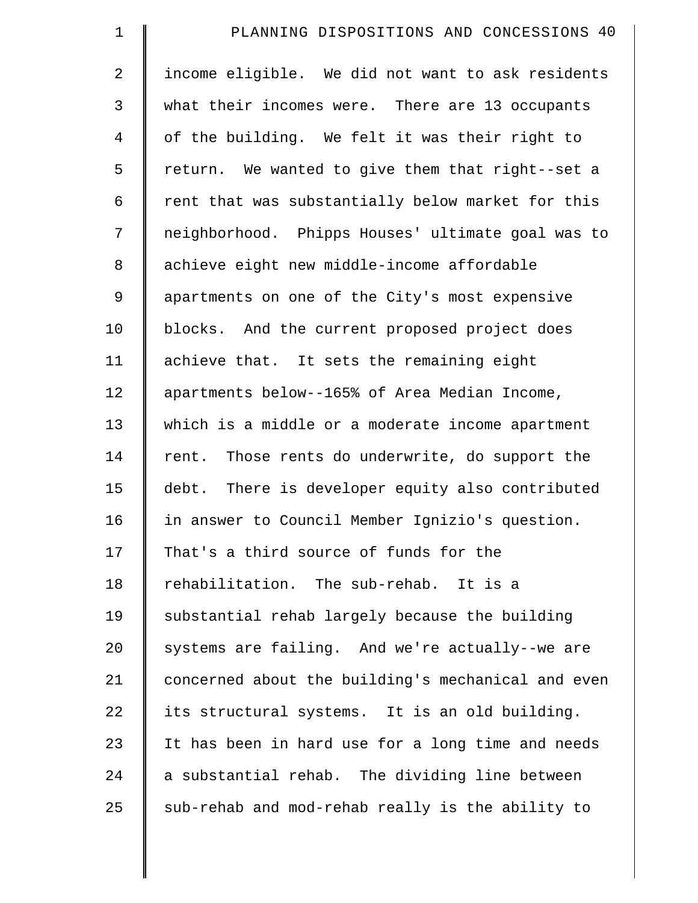income eligible. We did not want to ask residents what their incomes were. There are 13 occupants of the building. We felt it was their right to return. We wanted to give them that right--set a rent that was substantially below market for this neighborhood. Phipps Houses' ultimate goal was to achieve eight new middle-income affordable apartments on one of the City's most expensive blocks. And the current proposed project does achieve that. It sets the remaining eight apartments below--165% of Area Median Income, which is a middle or a moderate income apartment rent. Those rents do underwrite, do support the debt. There is developer equity also contributed in answer to Council Member Ignizio's question. That's a third source of funds for the rehabilitation. The sub-rehab. It is a substantial rehab largely because the building systems are failing. And we're actually--we are concerned about the building's mechanical and even its structural systems. It is an old building. It has been in hard use for a long time and needs a substantial rehab. The dividing line between sub-rehab and mod-rehab really is the ability to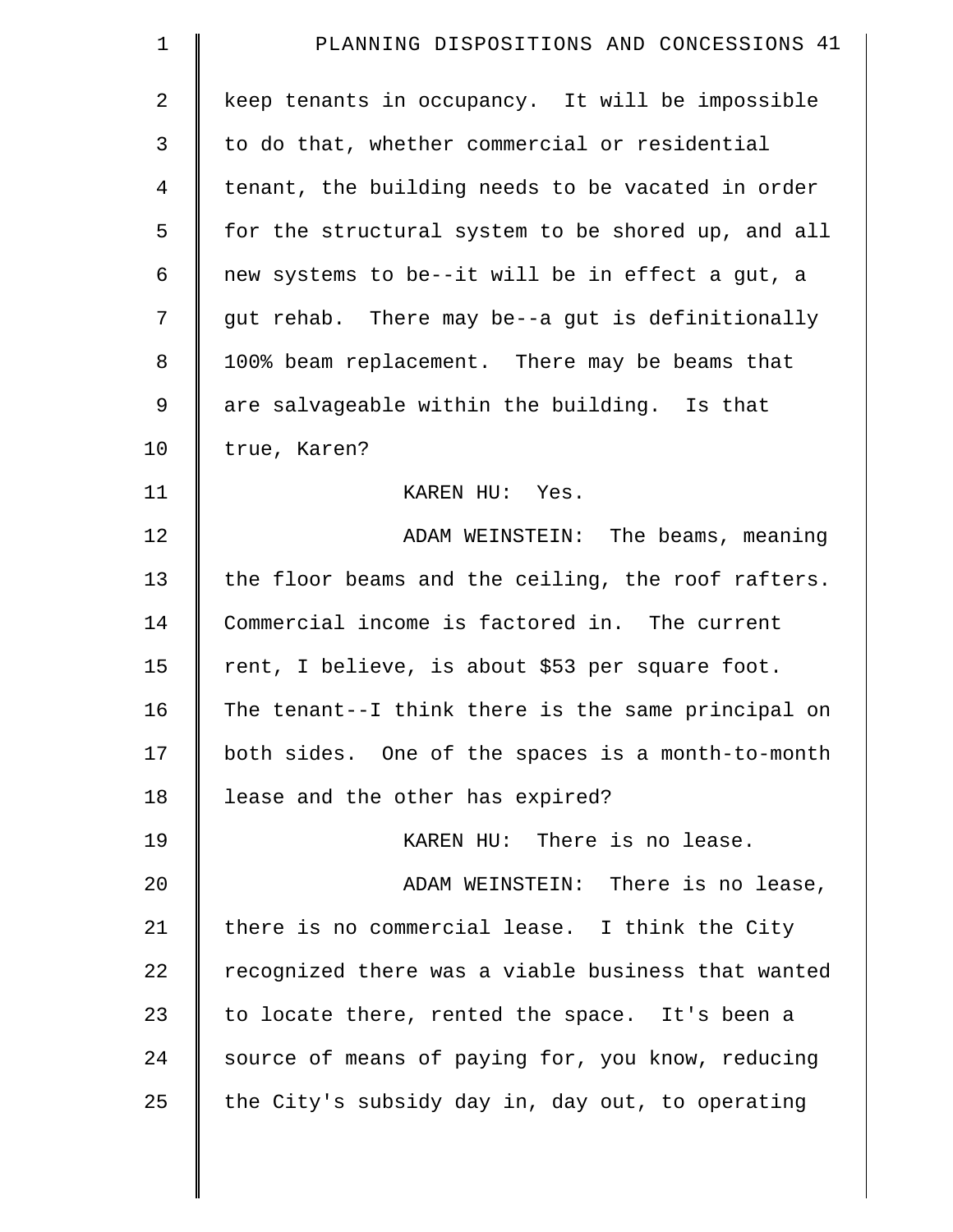keep tenants in occupancy. It will be impossible to do that, whether commercial or residential tenant, the building needs to be vacated in order for the structural system to be shored up, and all new systems to be--it will be in effect a gut, a gut rehab. There may be--a gut is definitionally 100% beam replacement. There may be beams that are salvageable within the building. Is that true, Karen?

KAREN HU: Yes.

ADAM WEINSTEIN: The beams, meaning the floor beams and the ceiling, the roof rafters. Commercial income is factored in. The current rent, I believe, is about $53 per square foot. The tenant--I think there is the same principal on both sides. One of the spaces is a month-to-month lease and the other has expired?

KAREN HU: There is no lease.

ADAM WEINSTEIN: There is no lease, there is no commercial lease. I think the City recognized there was a viable business that wanted to locate there, rented the space. It's been a source of means of paying for, you know, reducing the City's subsidy day in, day out, to operating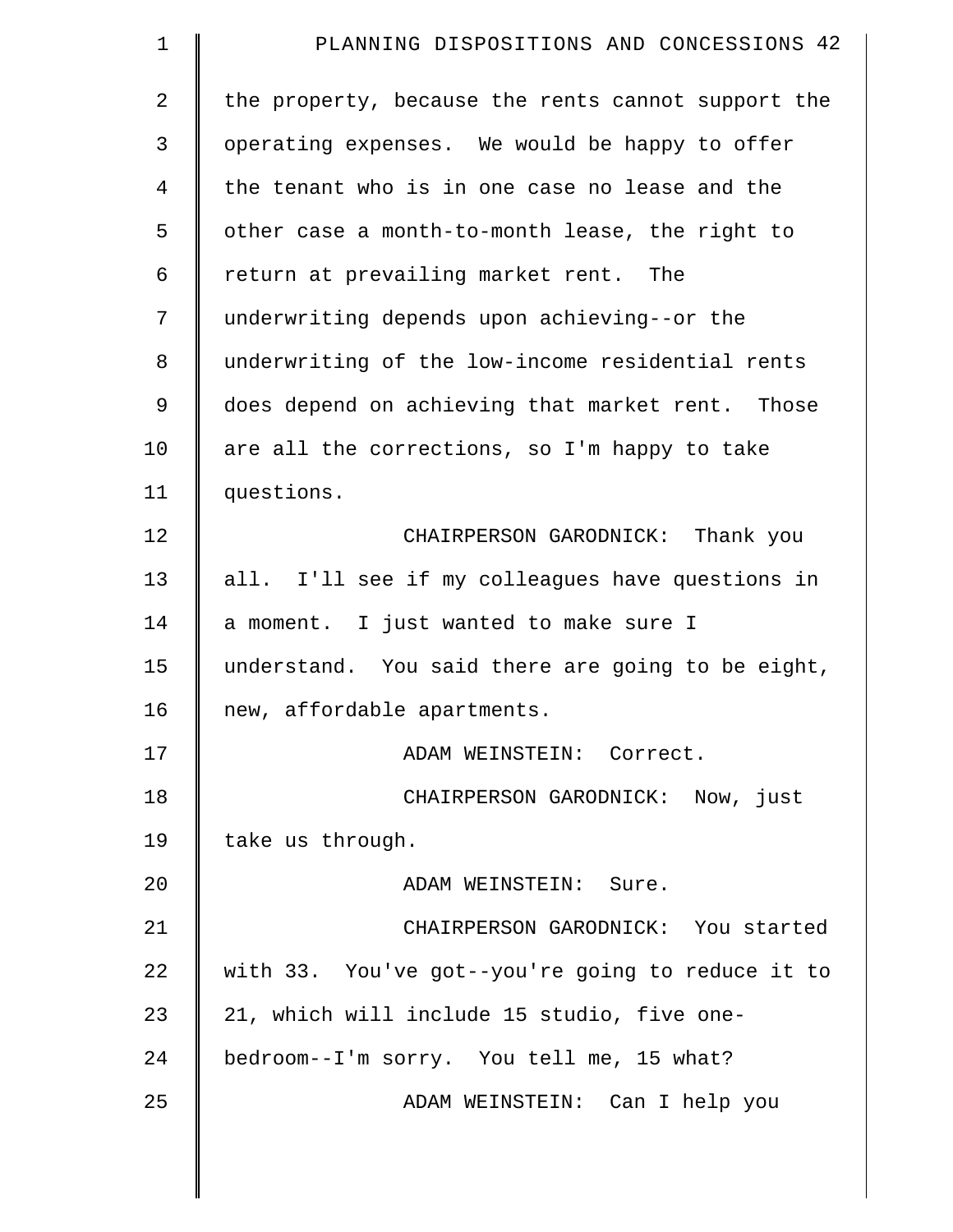the property, because the rents cannot support the operating expenses. We would be happy to offer the tenant who is in one case no lease and the other case a month-to-month lease, the right to return at prevailing market rent. The underwriting depends upon achieving--or the underwriting of the low-income residential rents does depend on achieving that market rent. Those are all the corrections, so I'm happy to take questions.

CHAIRPERSON GARODNICK: Thank you all. I'll see if my colleagues have questions in a moment. I just wanted to make sure I understand. You said there are going to be eight, new, affordable apartments.

ADAM WEINSTEIN: Correct.

CHAIRPERSON GARODNICK: Now, just take us through.

ADAM WEINSTEIN: Sure.

CHAIRPERSON GARODNICK: You started with 33. You've got--you're going to reduce it to 21, which will include 15 studio, five one-bedroom--I'm sorry. You tell me, 15 what?

ADAM WEINSTEIN: Can I help you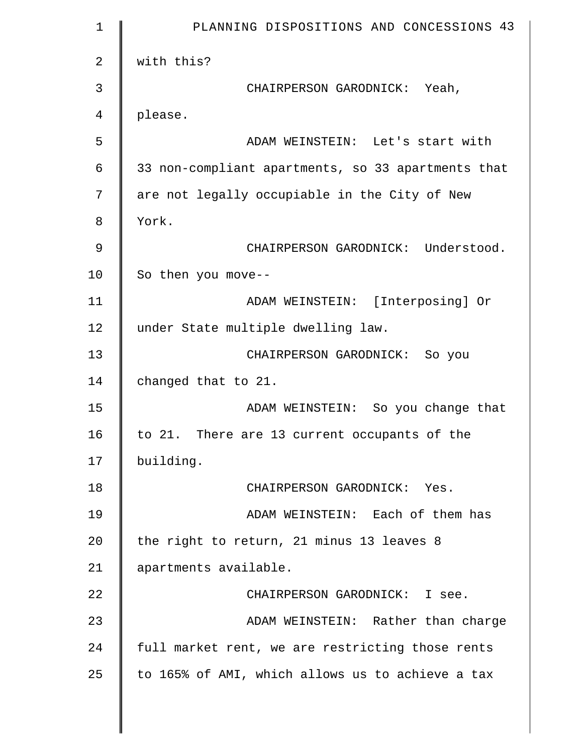with this?

CHAIRPERSON GARODNICK: Yeah, please.

ADAM WEINSTEIN: Let's start with 33 non-compliant apartments, so 33 apartments that are not legally occupiable in the City of New York.

CHAIRPERSON GARODNICK: Understood. So then you move--

ADAM WEINSTEIN: [Interposing] Or under State multiple dwelling law.

CHAIRPERSON GARODNICK: So you changed that to 21.

ADAM WEINSTEIN: So you change that to 21. There are 13 current occupants of the building.

CHAIRPERSON GARODNICK: Yes.

ADAM WEINSTEIN: Each of them has the right to return, 21 minus 13 leaves 8 apartments available.

CHAIRPERSON GARODNICK: I see.

ADAM WEINSTEIN: Rather than charge full market rent, we are restricting those rents to 165% of AMI, which allows us to achieve a tax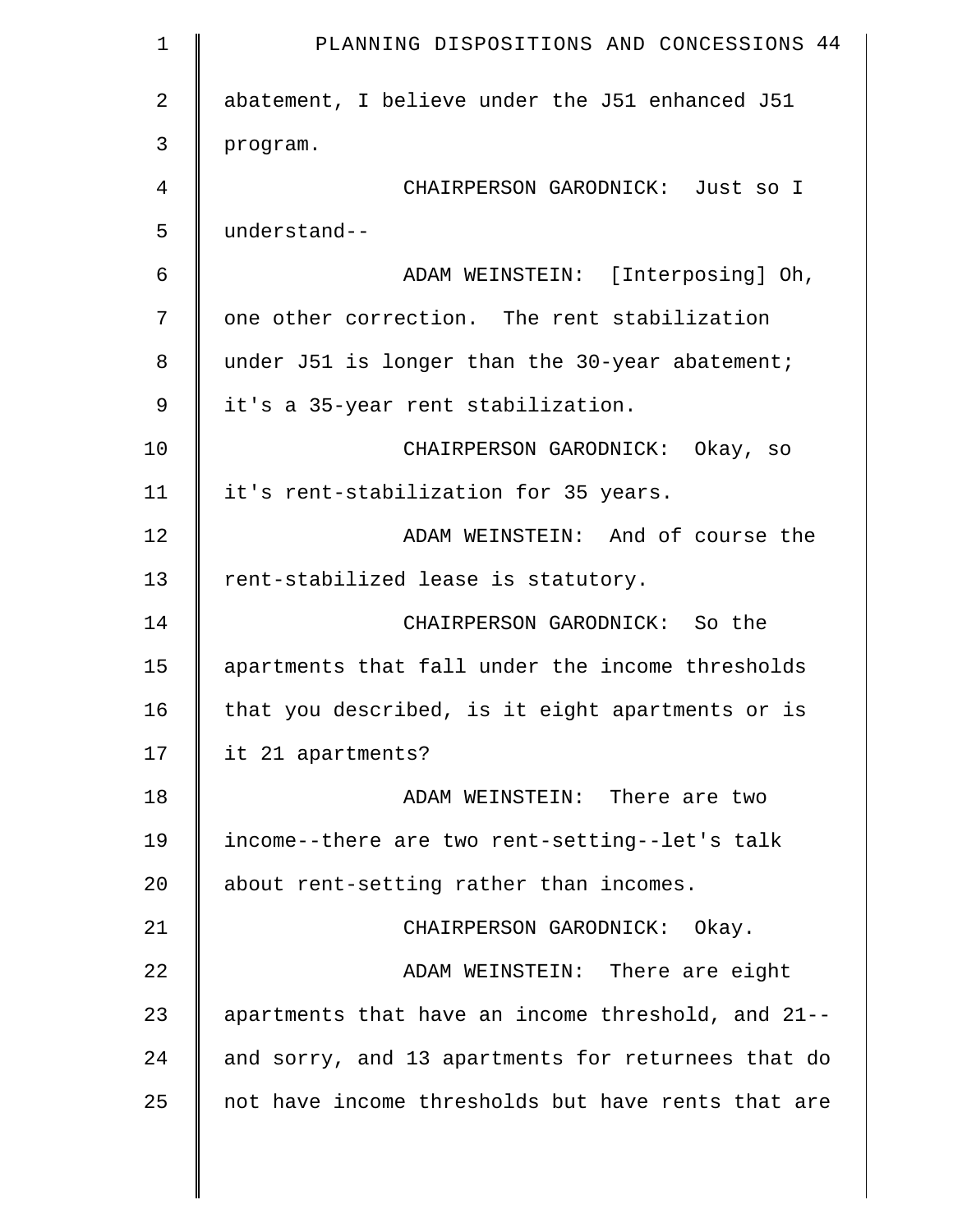abatement, I believe under the J51 enhanced J51 program.

CHAIRPERSON GARODNICK: Just so I understand--

ADAM WEINSTEIN: [Interposing] Oh, one other correction. The rent stabilization under J51 is longer than the 30-year abatement; it's a 35-year rent stabilization.

CHAIRPERSON GARODNICK: Okay, so it's rent-stabilization for 35 years.

ADAM WEINSTEIN: And of course the rent-stabilized lease is statutory.

CHAIRPERSON GARODNICK: So the apartments that fall under the income thresholds that you described, is it eight apartments or is it 21 apartments?

ADAM WEINSTEIN: There are two income--there are two rent-setting--let's talk about rent-setting rather than incomes.

CHAIRPERSON GARODNICK: Okay.

ADAM WEINSTEIN: There are eight apartments that have an income threshold, and 21-- and sorry, and 13 apartments for returnees that do not have income thresholds but have rents that are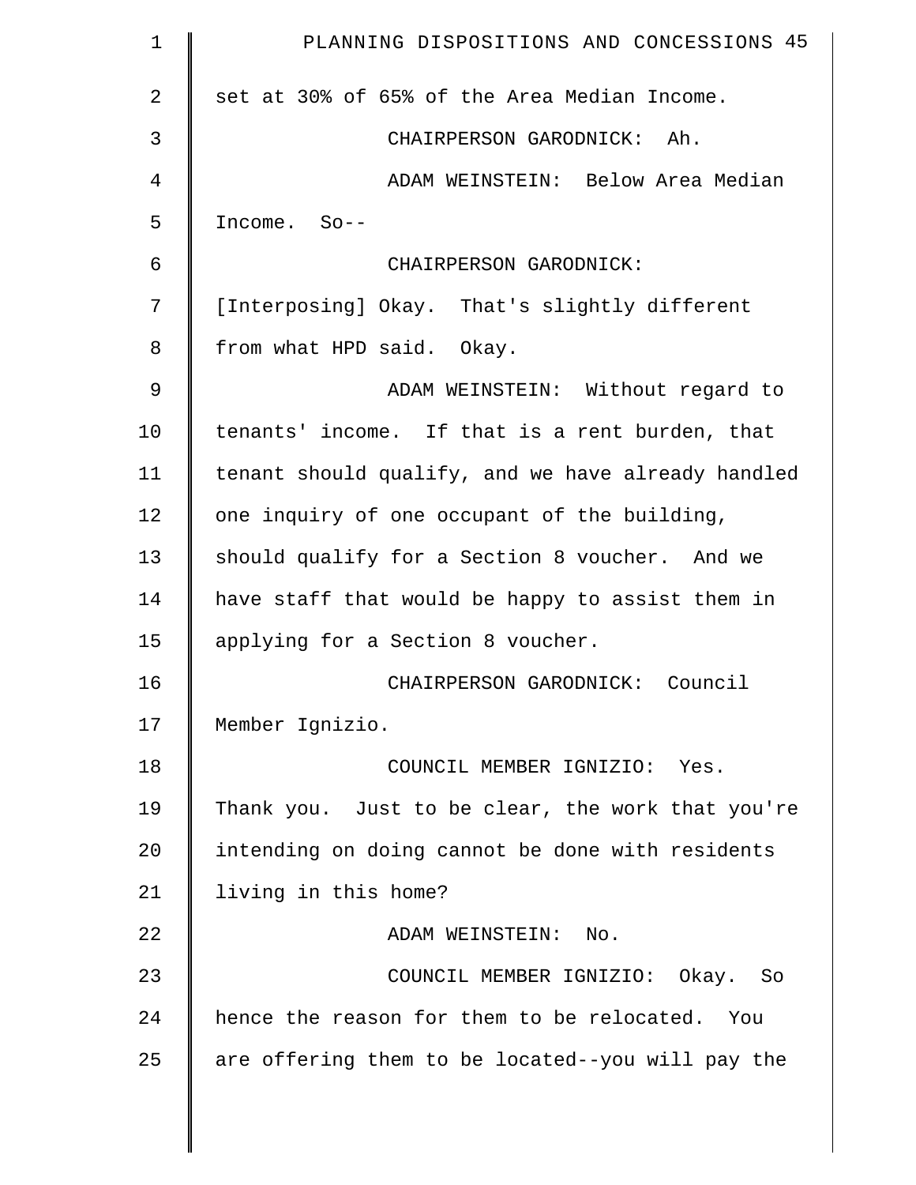set at 30% of 65% of the Area Median Income.

CHAIRPERSON GARODNICK: Ah.

ADAM WEINSTEIN: Below Area Median Income. So--

CHAIRPERSON GARODNICK: [Interposing] Okay. That's slightly different from what HPD said. Okay.

ADAM WEINSTEIN: Without regard to tenants' income. If that is a rent burden, that tenant should qualify, and we have already handled one inquiry of one occupant of the building, should qualify for a Section 8 voucher. And we have staff that would be happy to assist them in applying for a Section 8 voucher.

CHAIRPERSON GARODNICK: Council Member Ignizio.

COUNCIL MEMBER IGNIZIO: Yes. Thank you. Just to be clear, the work that you're intending on doing cannot be done with residents living in this home?

ADAM WEINSTEIN: No.

COUNCIL MEMBER IGNIZIO: Okay. So hence the reason for them to be relocated. You are offering them to be located--you will pay the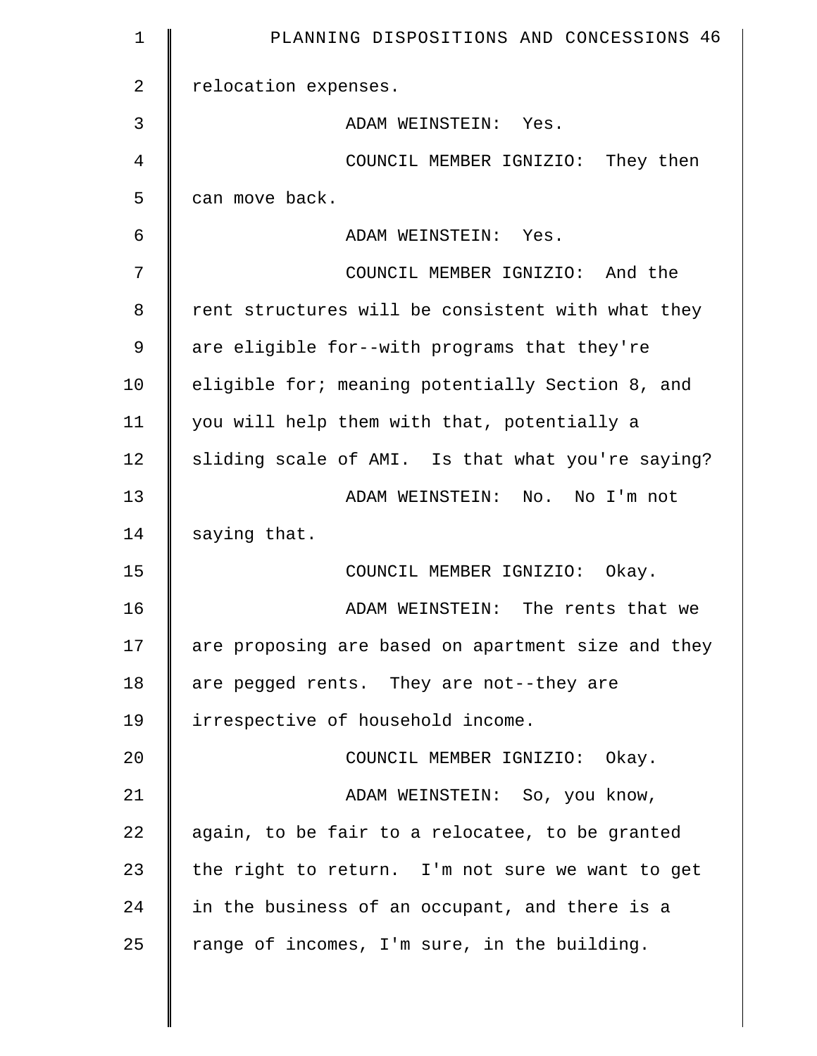relocation expenses.

ADAM WEINSTEIN: Yes.

COUNCIL MEMBER IGNIZIO: They then can move back.

ADAM WEINSTEIN: Yes.

COUNCIL MEMBER IGNIZIO: And the rent structures will be consistent with what they are eligible for--with programs that they're eligible for; meaning potentially Section 8, and you will help them with that, potentially a sliding scale of AMI. Is that what you're saying?

ADAM WEINSTEIN: No. No I'm not saying that.

COUNCIL MEMBER IGNIZIO: Okay.

ADAM WEINSTEIN: The rents that we are proposing are based on apartment size and they are pegged rents. They are not--they are irrespective of household income.

COUNCIL MEMBER IGNIZIO: Okay.

ADAM WEINSTEIN: So, you know, again, to be fair to a relocatee, to be granted the right to return. I'm not sure we want to get in the business of an occupant, and there is a range of incomes, I'm sure, in the building.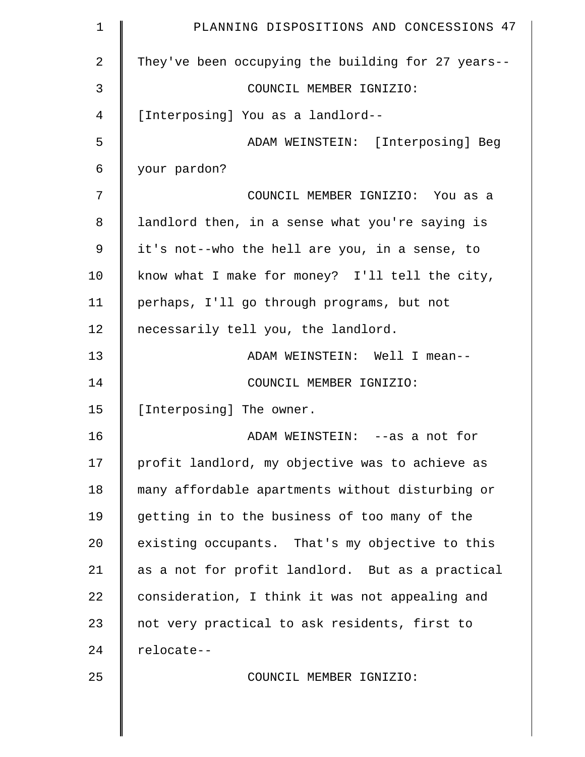They've been occupying the building for 27 years--

COUNCIL MEMBER IGNIZIO: [Interposing] You as a landlord--

ADAM WEINSTEIN: [Interposing] Beg your pardon?

COUNCIL MEMBER IGNIZIO: You as a landlord then, in a sense what you're saying is it's not--who the hell are you, in a sense, to know what I make for money? I'll tell the city, perhaps, I'll go through programs, but not necessarily tell you, the landlord.

ADAM WEINSTEIN: Well I mean--

COUNCIL MEMBER IGNIZIO: [Interposing] The owner.

ADAM WEINSTEIN: --as a not for profit landlord, my objective was to achieve as many affordable apartments without disturbing or getting in to the business of too many of the existing occupants. That's my objective to this as a not for profit landlord. But as a practical consideration, I think it was not appealing and not very practical to ask residents, first to relocate--

COUNCIL MEMBER IGNIZIO: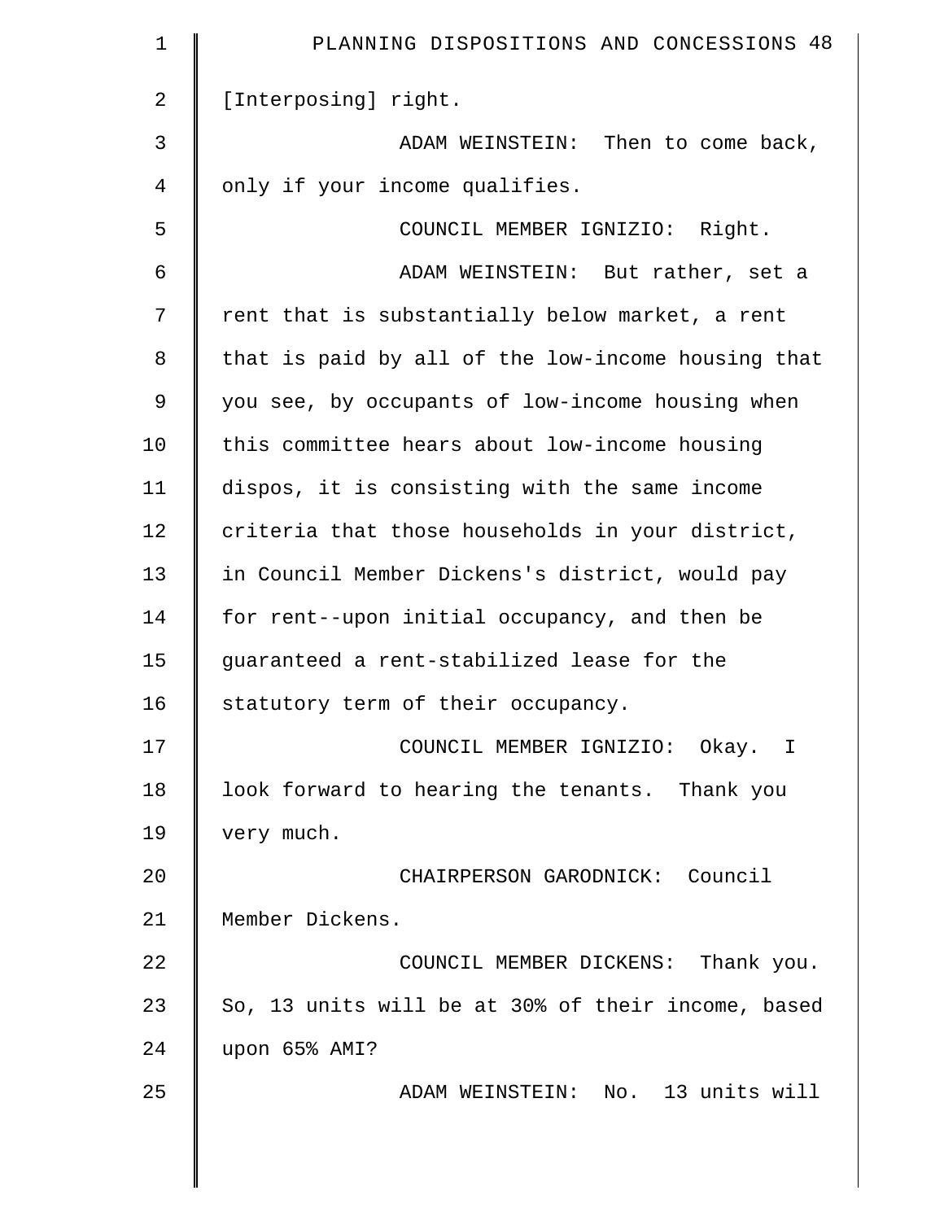[Interposing] right.

ADAM WEINSTEIN: Then to come back, only if your income qualifies.

COUNCIL MEMBER IGNIZIO: Right.

ADAM WEINSTEIN: But rather, set a rent that is substantially below market, a rent that is paid by all of the low-income housing that you see, by occupants of low-income housing when this committee hears about low-income housing dispos, it is consisting with the same income criteria that those households in your district, in Council Member Dickens's district, would pay for rent--upon initial occupancy, and then be guaranteed a rent-stabilized lease for the statutory term of their occupancy.

COUNCIL MEMBER IGNIZIO: Okay. I look forward to hearing the tenants. Thank you very much.

CHAIRPERSON GARODNICK: Council Member Dickens.

COUNCIL MEMBER DICKENS: Thank you. So, 13 units will be at 30% of their income, based upon 65% AMI?

ADAM WEINSTEIN: No. 13 units will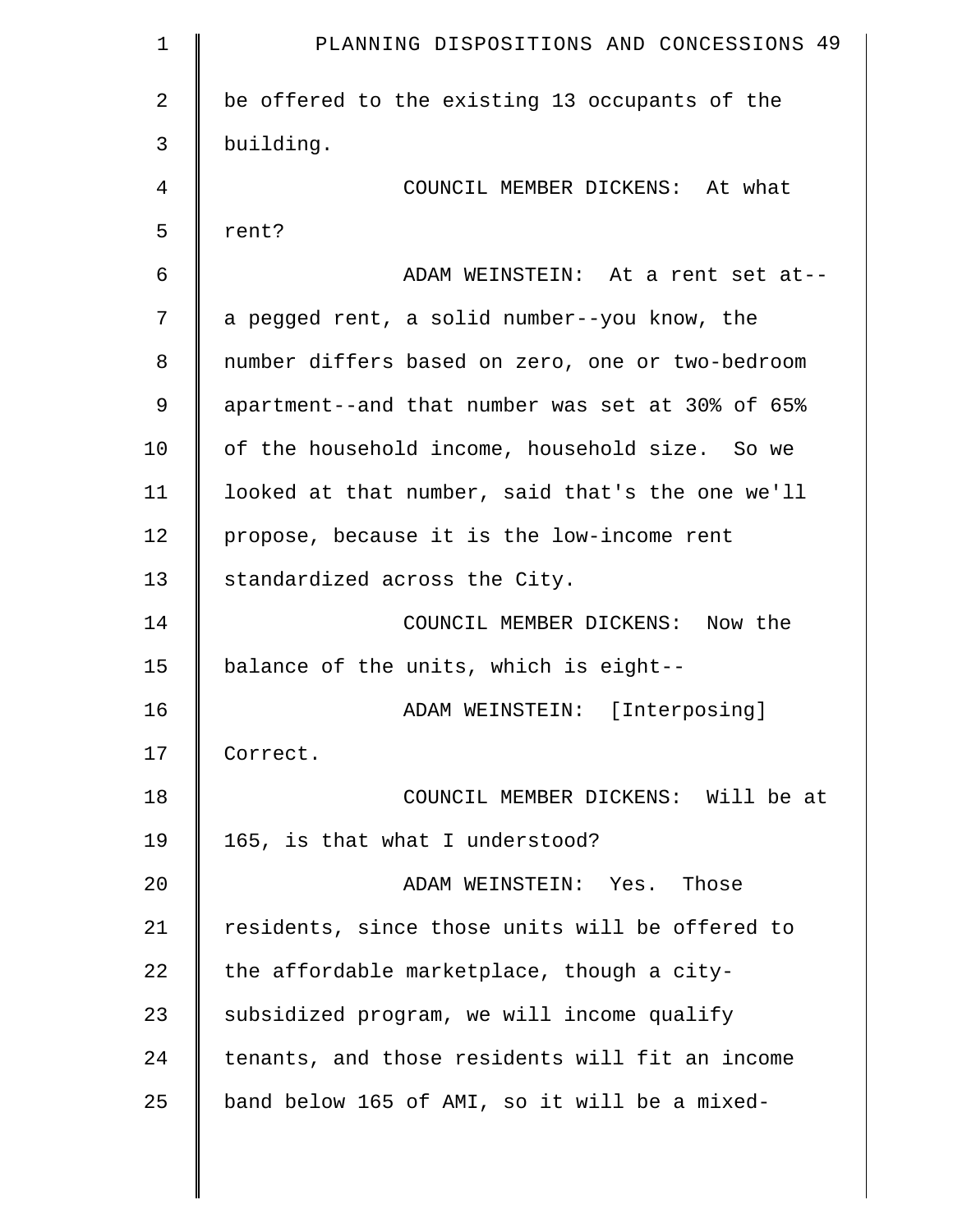be offered to the existing 13 occupants of the building.

COUNCIL MEMBER DICKENS: At what rent?

ADAM WEINSTEIN: At a rent set at-- a pegged rent, a solid number--you know, the number differs based on zero, one or two-bedroom apartment--and that number was set at 30% of 65% of the household income, household size. So we looked at that number, said that's the one we'll propose, because it is the low-income rent standardized across the City.

COUNCIL MEMBER DICKENS: Now the balance of the units, which is eight--

ADAM WEINSTEIN: [Interposing] Correct.

COUNCIL MEMBER DICKENS: Will be at 165, is that what I understood?

ADAM WEINSTEIN: Yes. Those residents, since those units will be offered to the affordable marketplace, though a city-subsidized program, we will income qualify tenants, and those residents will fit an income band below 165 of AMI, so it will be a mixed-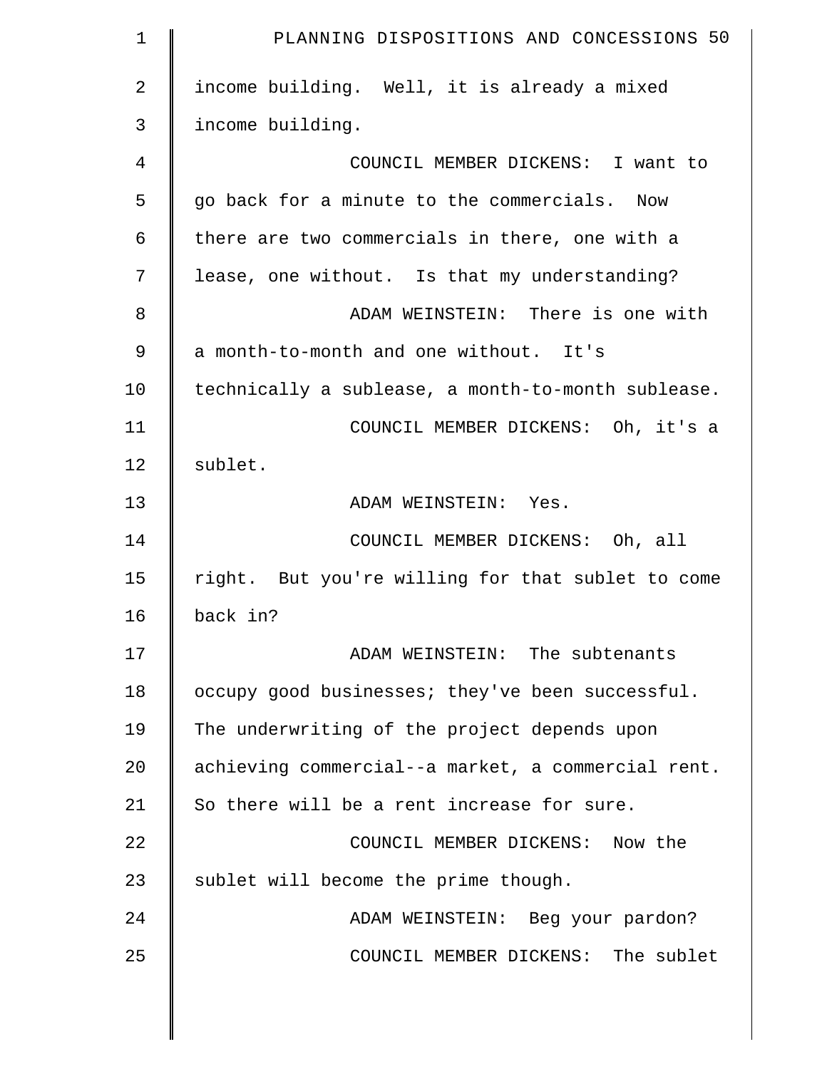income building. Well, it is already a mixed income building.

COUNCIL MEMBER DICKENS: I want to go back for a minute to the commercials. Now there are two commercials in there, one with a lease, one without. Is that my understanding?

ADAM WEINSTEIN: There is one with a month-to-month and one without. It's technically a sublease, a month-to-month sublease.

COUNCIL MEMBER DICKENS: Oh, it's a sublet.

ADAM WEINSTEIN: Yes.

COUNCIL MEMBER DICKENS: Oh, all right. But you're willing for that sublet to come back in?

ADAM WEINSTEIN: The subtenants occupy good businesses; they've been successful. The underwriting of the project depends upon achieving commercial--a market, a commercial rent. So there will be a rent increase for sure.

COUNCIL MEMBER DICKENS: Now the sublet will become the prime though.

ADAM WEINSTEIN: Beg your pardon?

COUNCIL MEMBER DICKENS: The sublet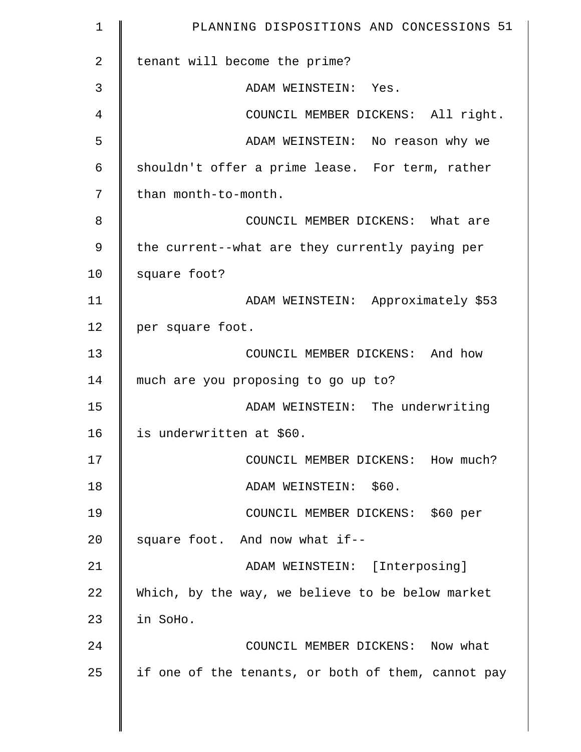tenant will become the prime?

ADAM WEINSTEIN: Yes.

COUNCIL MEMBER DICKENS: All right.

ADAM WEINSTEIN: No reason why we shouldn't offer a prime lease. For term, rather than month-to-month.

COUNCIL MEMBER DICKENS: What are the current--what are they currently paying per square foot?

ADAM WEINSTEIN: Approximately $53 per square foot.

COUNCIL MEMBER DICKENS: And how much are you proposing to go up to?

ADAM WEINSTEIN: The underwriting is underwritten at $60.

COUNCIL MEMBER DICKENS: How much?

ADAM WEINSTEIN: $60.

COUNCIL MEMBER DICKENS: $60 per square foot. And now what if--

ADAM WEINSTEIN: [Interposing] Which, by the way, we believe to be below market in SoHo.

COUNCIL MEMBER DICKENS: Now what if one of the tenants, or both of them, cannot pay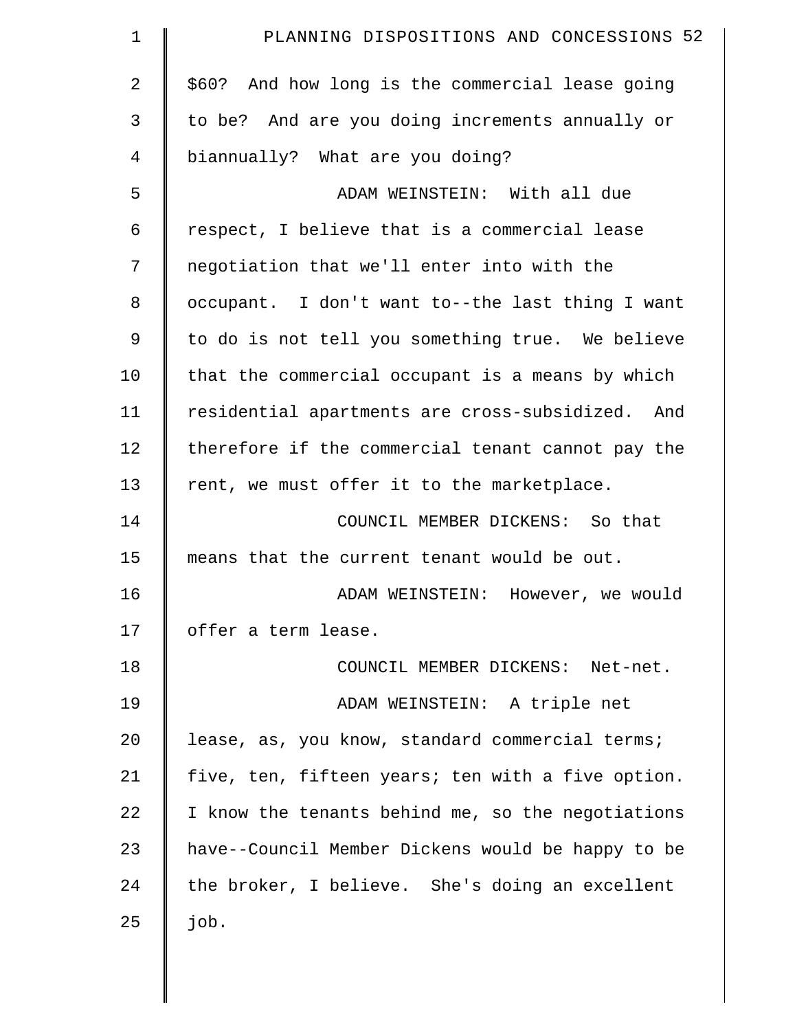$60? And how long is the commercial lease going to be? And are you doing increments annually or biannually? What are you doing?

ADAM WEINSTEIN: With all due respect, I believe that is a commercial lease negotiation that we'll enter into with the occupant. I don't want to--the last thing I want to do is not tell you something true. We believe that the commercial occupant is a means by which residential apartments are cross-subsidized. And therefore if the commercial tenant cannot pay the rent, we must offer it to the marketplace.

COUNCIL MEMBER DICKENS: So that means that the current tenant would be out.

ADAM WEINSTEIN: However, we would offer a term lease.

COUNCIL MEMBER DICKENS: Net-net.

ADAM WEINSTEIN: A triple net lease, as, you know, standard commercial terms; five, ten, fifteen years; ten with a five option. I know the tenants behind me, so the negotiations have--Council Member Dickens would be happy to be the broker, I believe. She's doing an excellent job.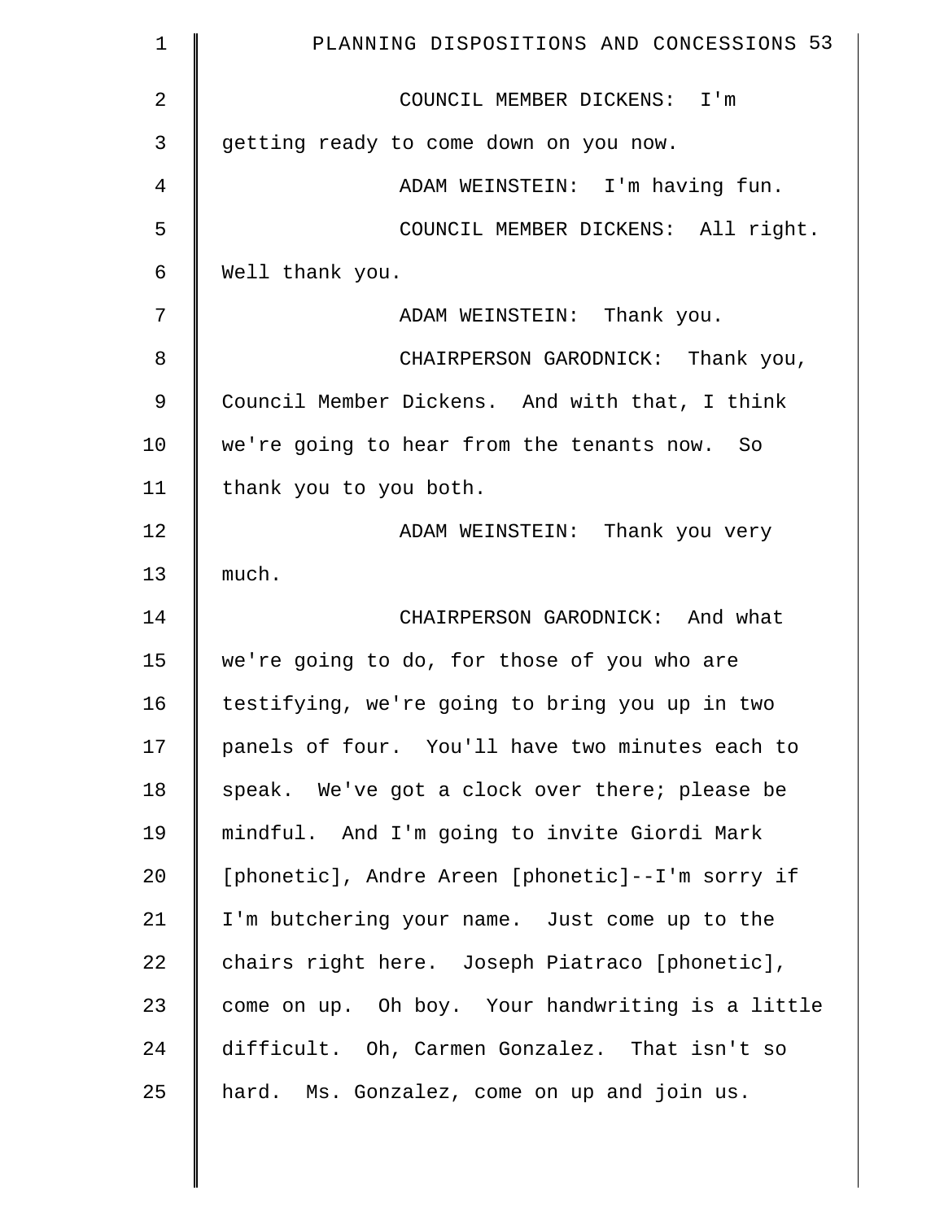COUNCIL MEMBER DICKENS: I'm getting ready to come down on you now.

ADAM WEINSTEIN: I'm having fun.

COUNCIL MEMBER DICKENS: All right. Well thank you.

ADAM WEINSTEIN: Thank you.

CHAIRPERSON GARODNICK: Thank you, Council Member Dickens. And with that, I think we're going to hear from the tenants now. So thank you to you both.

ADAM WEINSTEIN: Thank you very much.

CHAIRPERSON GARODNICK: And what we're going to do, for those of you who are testifying, we're going to bring you up in two panels of four. You'll have two minutes each to speak. We've got a clock over there; please be mindful. And I'm going to invite Giordi Mark [phonetic], Andre Areen [phonetic]--I'm sorry if I'm butchering your name. Just come up to the chairs right here. Joseph Piatraco [phonetic], come on up. Oh boy. Your handwriting is a little difficult. Oh, Carmen Gonzalez. That isn't so hard. Ms. Gonzalez, come on up and join us.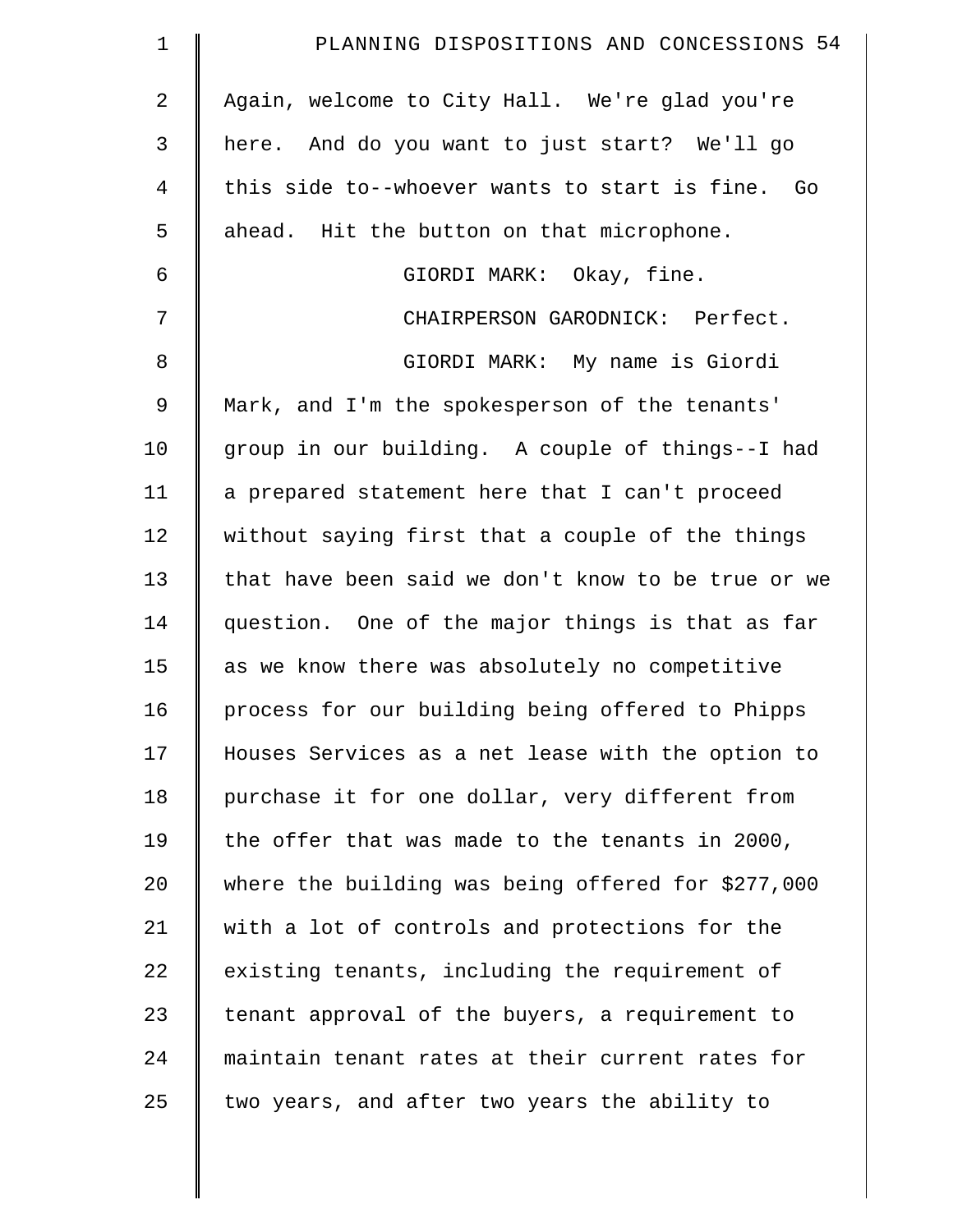Again, welcome to City Hall. We're glad you're here. And do you want to just start? We'll go this side to--whoever wants to start is fine. Go ahead. Hit the button on that microphone.

GIORDI MARK: Okay, fine.

CHAIRPERSON GARODNICK: Perfect.

GIORDI MARK: My name is Giordi Mark, and I'm the spokesperson of the tenants' group in our building. A couple of things--I had a prepared statement here that I can't proceed without saying first that a couple of the things that have been said we don't know to be true or we question. One of the major things is that as far as we know there was absolutely no competitive process for our building being offered to Phipps Houses Services as a net lease with the option to purchase it for one dollar, very different from the offer that was made to the tenants in 2000, where the building was being offered for $277,000 with a lot of controls and protections for the existing tenants, including the requirement of tenant approval of the buyers, a requirement to maintain tenant rates at their current rates for two years, and after two years the ability to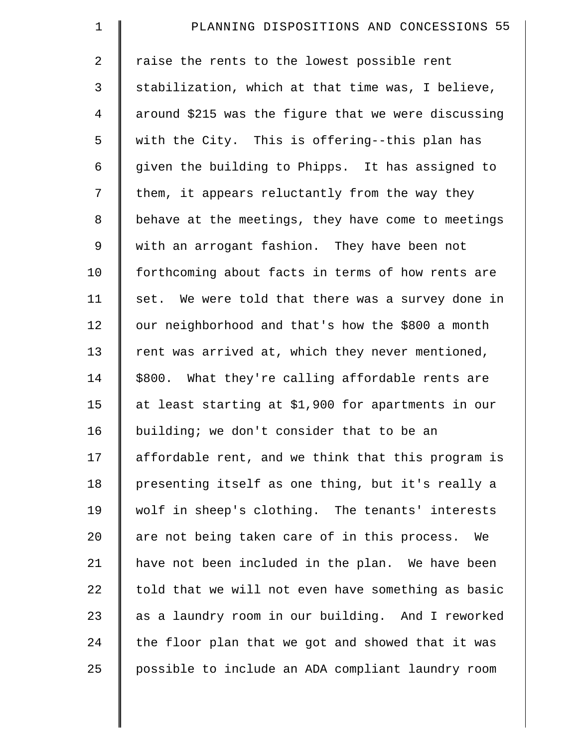raise the rents to the lowest possible rent stabilization, which at that time was, I believe, around $215 was the figure that we were discussing with the City. This is offering--this plan has given the building to Phipps. It has assigned to them, it appears reluctantly from the way they behave at the meetings, they have come to meetings with an arrogant fashion. They have been not forthcoming about facts in terms of how rents are set. We were told that there was a survey done in our neighborhood and that's how the $800 a month rent was arrived at, which they never mentioned, $800. What they're calling affordable rents are at least starting at $1,900 for apartments in our building; we don't consider that to be an affordable rent, and we think that this program is presenting itself as one thing, but it's really a wolf in sheep's clothing. The tenants' interests are not being taken care of in this process. We have not been included in the plan. We have been told that we will not even have something as basic as a laundry room in our building. And I reworked the floor plan that we got and showed that it was possible to include an ADA compliant laundry room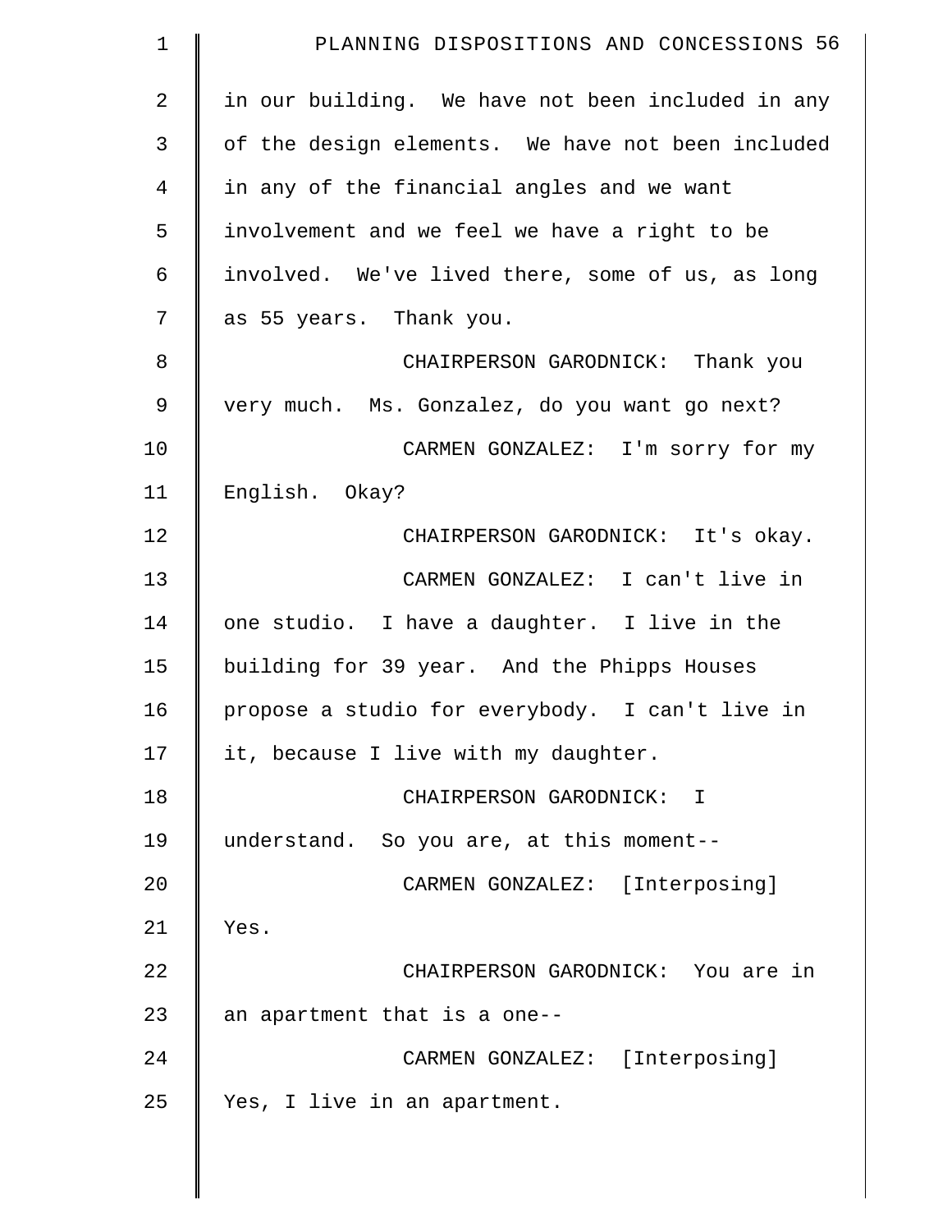in our building. We have not been included in any of the design elements. We have not been included in any of the financial angles and we want involvement and we feel we have a right to be involved. We've lived there, some of us, as long as 55 years. Thank you.

CHAIRPERSON GARODNICK: Thank you very much. Ms. Gonzalez, do you want go next?

CARMEN GONZALEZ: I'm sorry for my English. Okay?

CHAIRPERSON GARODNICK: It's okay.

CARMEN GONZALEZ: I can't live in one studio. I have a daughter. I live in the building for 39 year. And the Phipps Houses propose a studio for everybody. I can't live in it, because I live with my daughter.

CHAIRPERSON GARODNICK: I understand. So you are, at this moment--

CARMEN GONZALEZ: [Interposing] Yes.

CHAIRPERSON GARODNICK: You are in an apartment that is a one--

CARMEN GONZALEZ: [Interposing] Yes, I live in an apartment.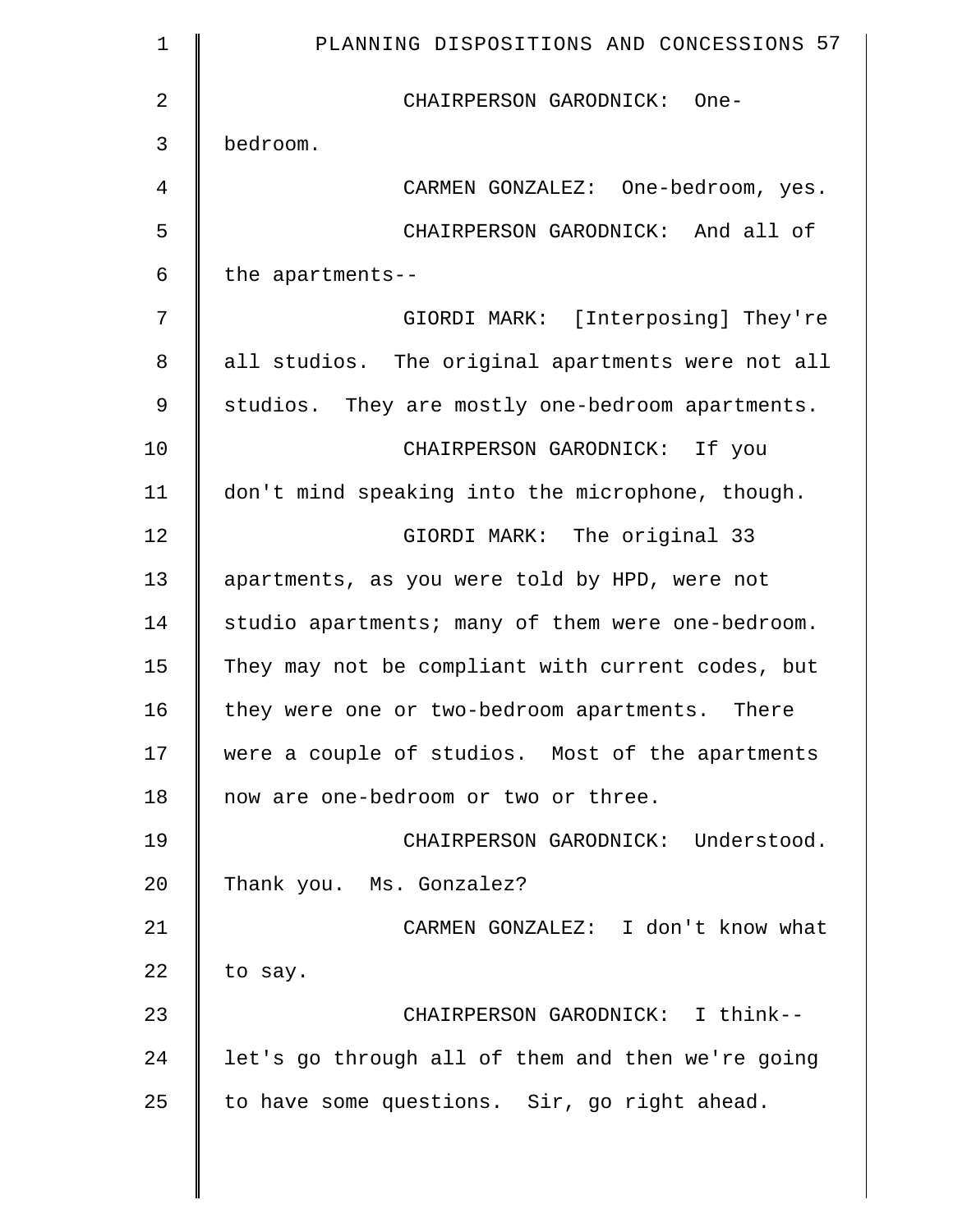CHAIRPERSON GARODNICK: One-bedroom.

CARMEN GONZALEZ: One-bedroom, yes.

CHAIRPERSON GARODNICK: And all of the apartments--

GIORDI MARK: [Interposing] They're all studios. The original apartments were not all studios. They are mostly one-bedroom apartments.

CHAIRPERSON GARODNICK: If you don't mind speaking into the microphone, though.

GIORDI MARK: The original 33 apartments, as you were told by HPD, were not studio apartments; many of them were one-bedroom. They may not be compliant with current codes, but they were one or two-bedroom apartments. There were a couple of studios. Most of the apartments now are one-bedroom or two or three.

CHAIRPERSON GARODNICK: Understood. Thank you. Ms. Gonzalez?

CARMEN GONZALEZ: I don't know what to say.

CHAIRPERSON GARODNICK: I think-- let's go through all of them and then we're going to have some questions. Sir, go right ahead.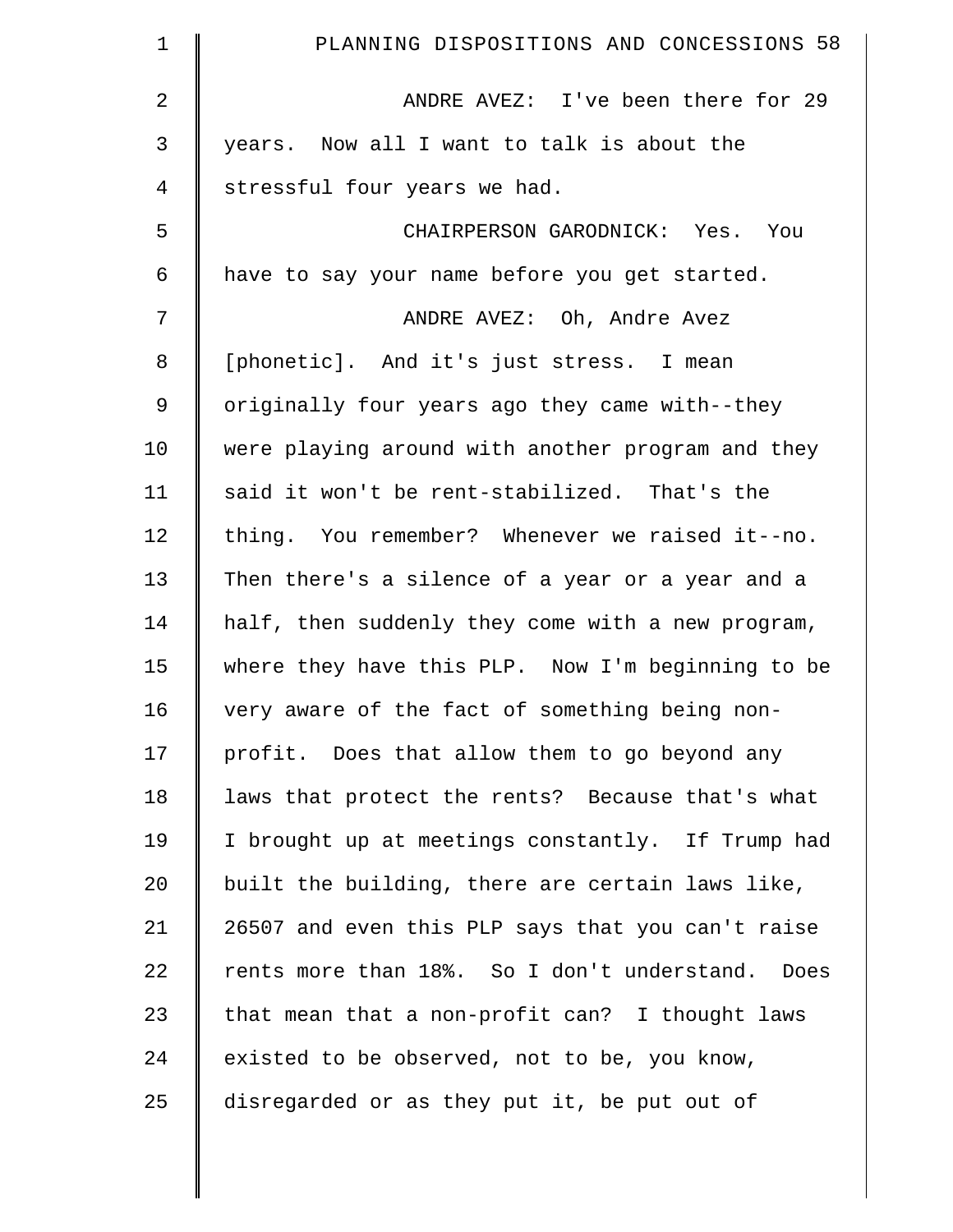ANDRE AVEZ: I've been there for 29 years. Now all I want to talk is about the stressful four years we had.

CHAIRPERSON GARODNICK: Yes. You have to say your name before you get started.

ANDRE AVEZ: Oh, Andre Avez [phonetic]. And it's just stress. I mean originally four years ago they came with--they were playing around with another program and they said it won't be rent-stabilized. That's the thing. You remember? Whenever we raised it--no. Then there's a silence of a year or a year and a half, then suddenly they come with a new program, where they have this PLP. Now I'm beginning to be very aware of the fact of something being non-profit. Does that allow them to go beyond any laws that protect the rents? Because that's what I brought up at meetings constantly. If Trump had built the building, there are certain laws like, 26507 and even this PLP says that you can't raise rents more than 18%. So I don't understand. Does that mean that a non-profit can? I thought laws existed to be observed, not to be, you know, disregarded or as they put it, be put out of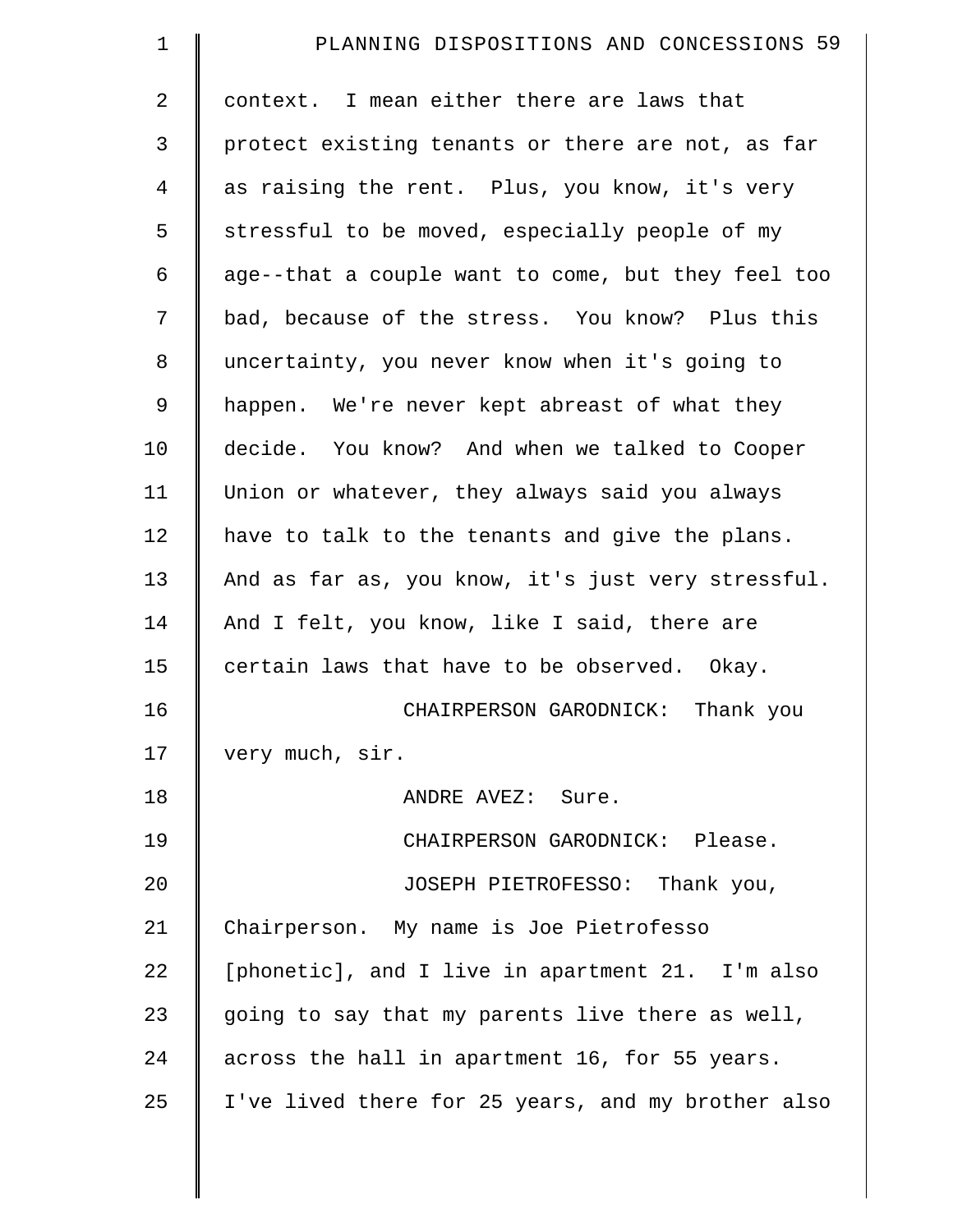context. I mean either there are laws that protect existing tenants or there are not, as far as raising the rent. Plus, you know, it's very stressful to be moved, especially people of my age--that a couple want to come, but they feel too bad, because of the stress. You know? Plus this uncertainty, you never know when it's going to happen. We're never kept abreast of what they decide. You know? And when we talked to Cooper Union or whatever, they always said you always have to talk to the tenants and give the plans. And as far as, you know, it's just very stressful. And I felt, you know, like I said, there are certain laws that have to be observed. Okay.

CHAIRPERSON GARODNICK: Thank you very much, sir.

ANDRE AVEZ: Sure.

CHAIRPERSON GARODNICK: Please.

JOSEPH PIETROFESSO: Thank you, Chairperson. My name is Joe Pietrofesso [phonetic], and I live in apartment 21. I'm also going to say that my parents live there as well, across the hall in apartment 16, for 55 years. I've lived there for 25 years, and my brother also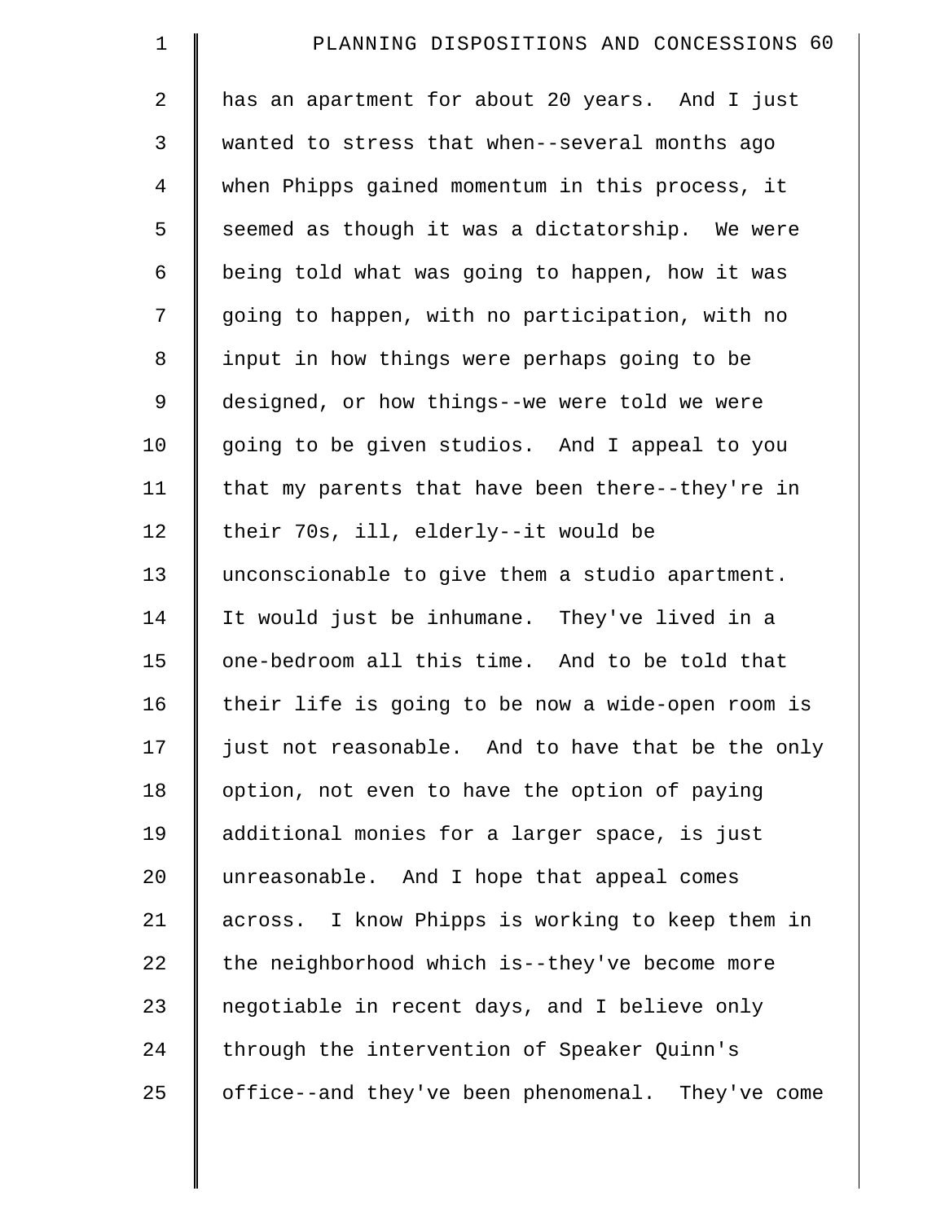has an apartment for about 20 years. And I just wanted to stress that when--several months ago when Phipps gained momentum in this process, it seemed as though it was a dictatorship. We were being told what was going to happen, how it was going to happen, with no participation, with no input in how things were perhaps going to be designed, or how things--we were told we were going to be given studios. And I appeal to you that my parents that have been there--they're in their 70s, ill, elderly--it would be unconscionable to give them a studio apartment. It would just be inhumane. They've lived in a one-bedroom all this time. And to be told that their life is going to be now a wide-open room is just not reasonable. And to have that be the only option, not even to have the option of paying additional monies for a larger space, is just unreasonable. And I hope that appeal comes across. I know Phipps is working to keep them in the neighborhood which is--they've become more negotiable in recent days, and I believe only through the intervention of Speaker Quinn's office--and they've been phenomenal. They've come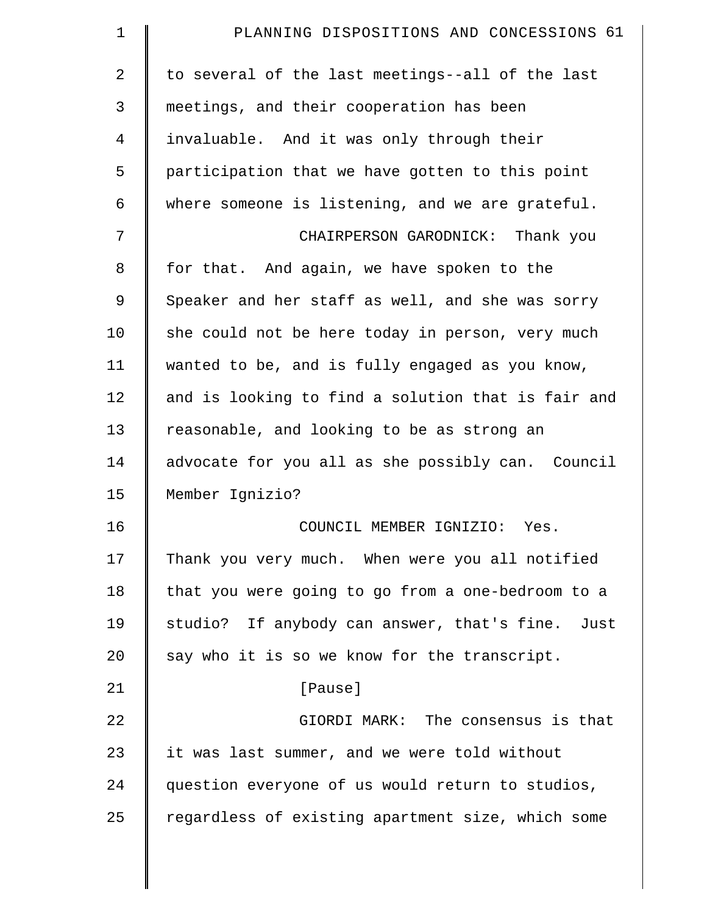to several of the last meetings--all of the last meetings, and their cooperation has been invaluable. And it was only through their participation that we have gotten to this point where someone is listening, and we are grateful.

CHAIRPERSON GARODNICK: Thank you for that. And again, we have spoken to the Speaker and her staff as well, and she was sorry she could not be here today in person, very much wanted to be, and is fully engaged as you know, and is looking to find a solution that is fair and reasonable, and looking to be as strong an advocate for you all as she possibly can. Council Member Ignizio?

COUNCIL MEMBER IGNIZIO: Yes. Thank you very much. When were you all notified that you were going to go from a one-bedroom to a studio? If anybody can answer, that's fine. Just say who it is so we know for the transcript.

[Pause]

GIORDI MARK: The consensus is that it was last summer, and we were told without question everyone of us would return to studios, regardless of existing apartment size, which some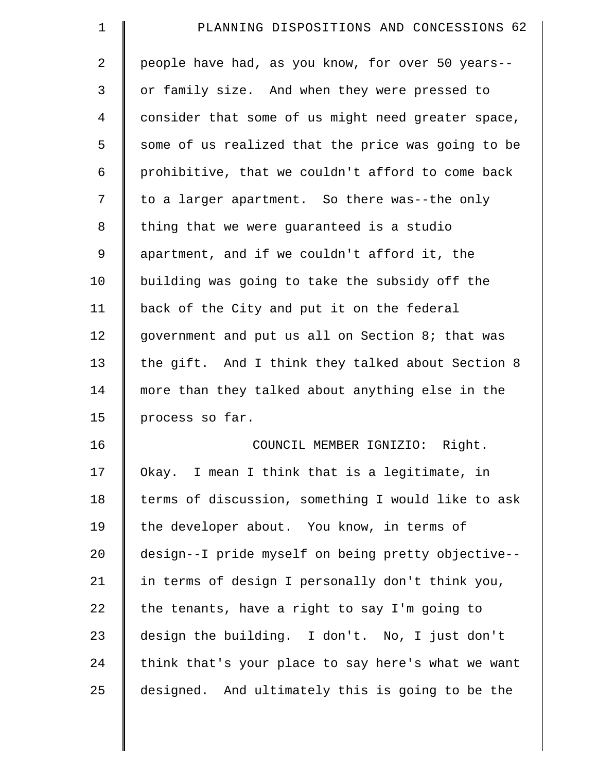people have had, as you know, for over 50 years--or family size. And when they were pressed to consider that some of us might need greater space, some of us realized that the price was going to be prohibitive, that we couldn't afford to come back to a larger apartment. So there was--the only thing that we were guaranteed is a studio apartment, and if we couldn't afford it, the building was going to take the subsidy off the back of the City and put it on the federal government and put us all on Section 8; that was the gift. And I think they talked about Section 8 more than they talked about anything else in the process so far.

COUNCIL MEMBER IGNIZIO: Right. Okay. I mean I think that is a legitimate, in terms of discussion, something I would like to ask the developer about. You know, in terms of design--I pride myself on being pretty objective--in terms of design I personally don't think you, the tenants, have a right to say I'm going to design the building. I don't. No, I just don't think that's your place to say here's what we want designed. And ultimately this is going to be the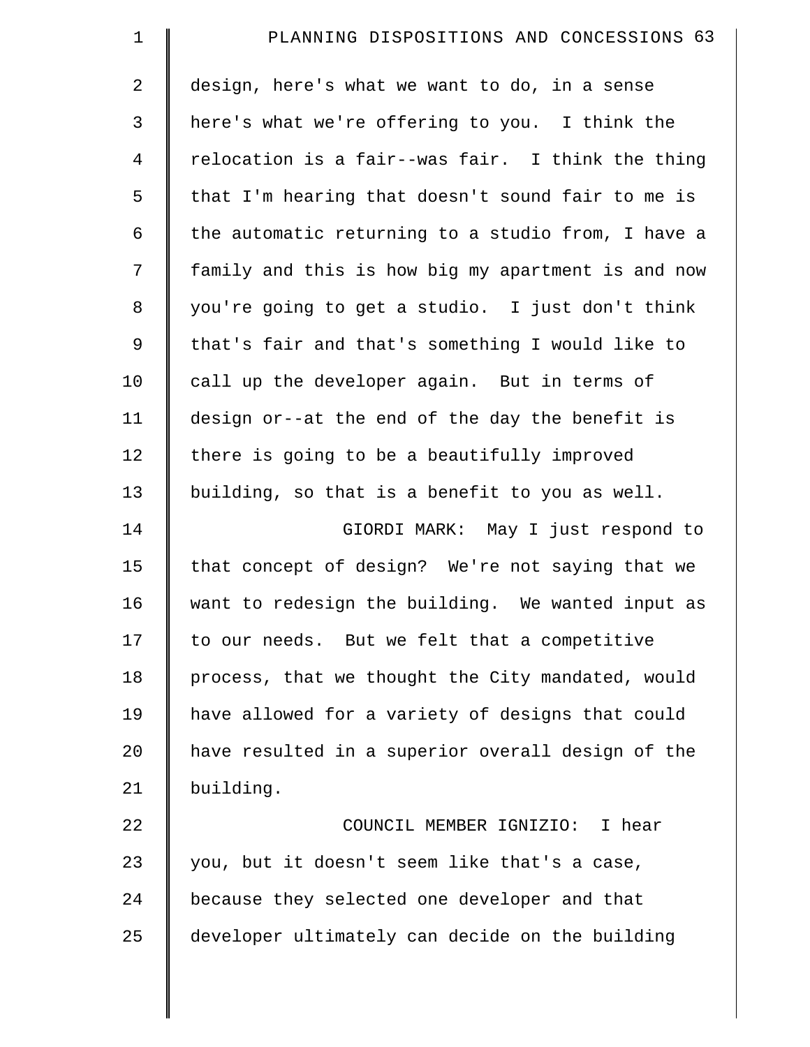design, here's what we want to do, in a sense here's what we're offering to you. I think the relocation is a fair--was fair. I think the thing that I'm hearing that doesn't sound fair to me is the automatic returning to a studio from, I have a family and this is how big my apartment is and now you're going to get a studio. I just don't think that's fair and that's something I would like to call up the developer again. But in terms of design or--at the end of the day the benefit is there is going to be a beautifully improved building, so that is a benefit to you as well.

GIORDI MARK: May I just respond to that concept of design? We're not saying that we want to redesign the building. We wanted input as to our needs. But we felt that a competitive process, that we thought the City mandated, would have allowed for a variety of designs that could have resulted in a superior overall design of the building.

COUNCIL MEMBER IGNIZIO: I hear you, but it doesn't seem like that's a case, because they selected one developer and that developer ultimately can decide on the building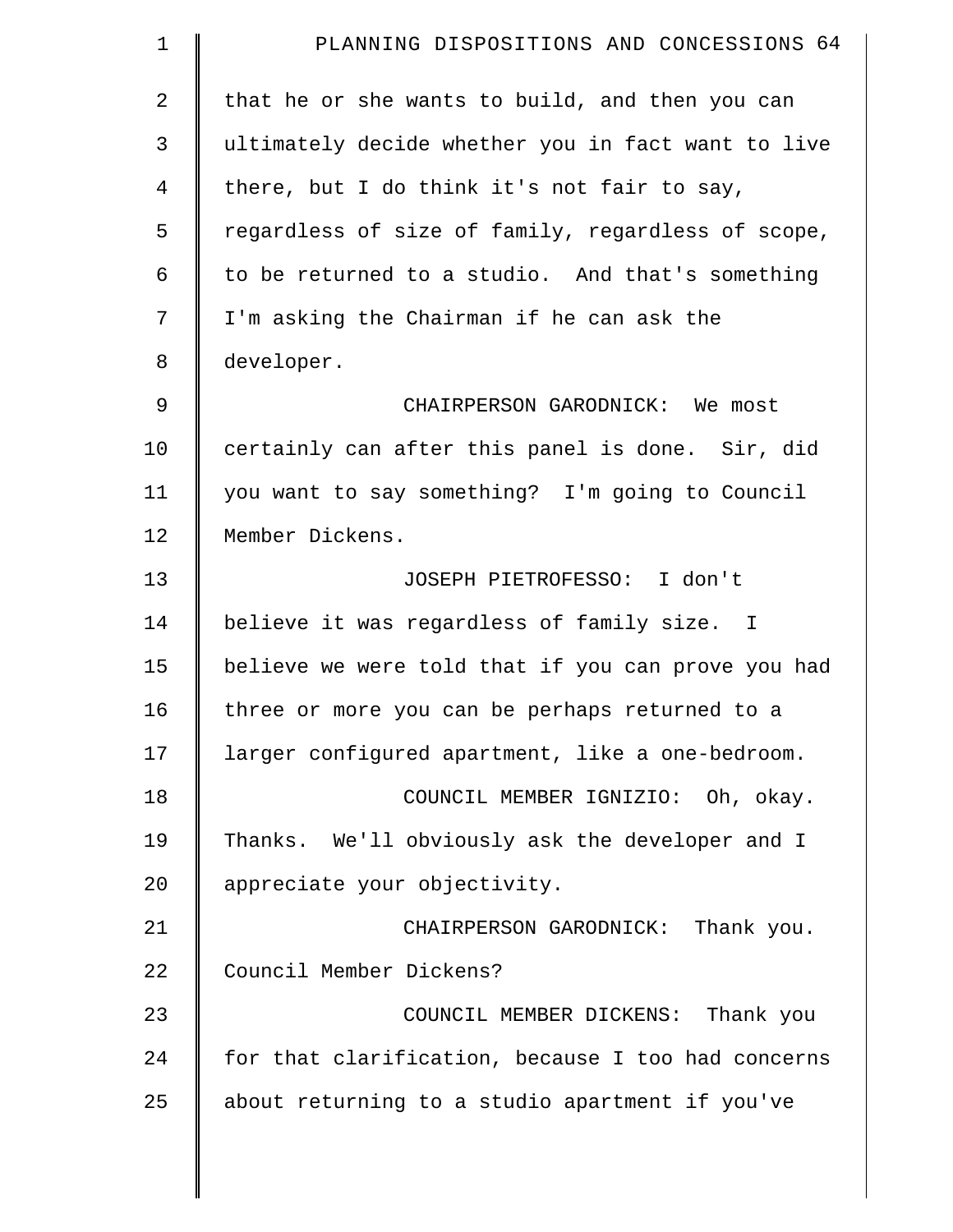that he or she wants to build, and then you can ultimately decide whether you in fact want to live there, but I do think it's not fair to say, regardless of size of family, regardless of scope, to be returned to a studio. And that's something I'm asking the Chairman if he can ask the developer.

CHAIRPERSON GARODNICK: We most certainly can after this panel is done. Sir, did you want to say something? I'm going to Council Member Dickens.

JOSEPH PIETROFESSO: I don't believe it was regardless of family size. I believe we were told that if you can prove you had three or more you can be perhaps returned to a larger configured apartment, like a one-bedroom.

COUNCIL MEMBER IGNIZIO: Oh, okay. Thanks. We'll obviously ask the developer and I appreciate your objectivity.

CHAIRPERSON GARODNICK: Thank you. Council Member Dickens?

COUNCIL MEMBER DICKENS: Thank you for that clarification, because I too had concerns about returning to a studio apartment if you've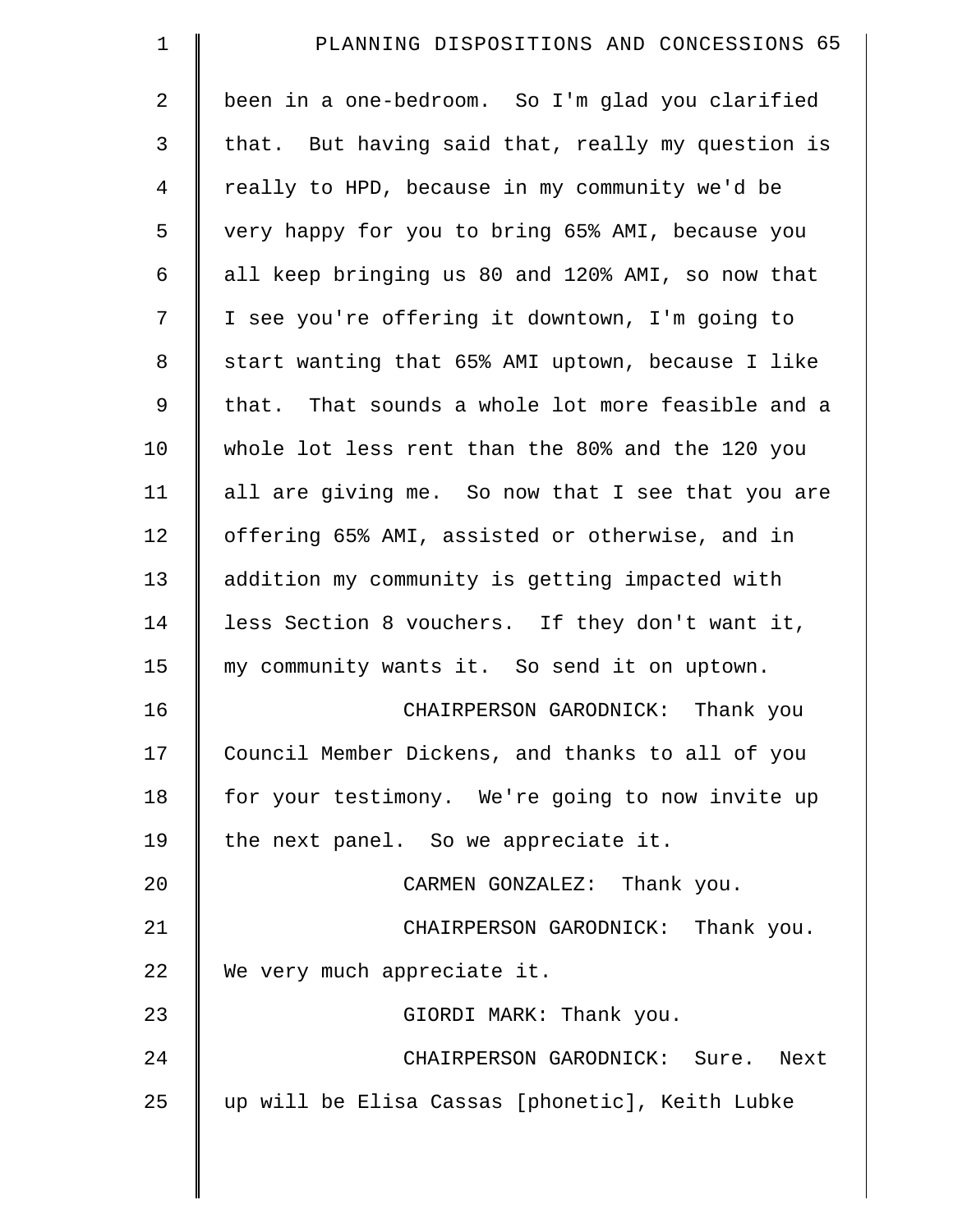been in a one-bedroom. So I'm glad you clarified that. But having said that, really my question is really to HPD, because in my community we'd be very happy for you to bring 65% AMI, because you all keep bringing us 80 and 120% AMI, so now that I see you're offering it downtown, I'm going to start wanting that 65% AMI uptown, because I like that. That sounds a whole lot more feasible and a whole lot less rent than the 80% and the 120 you all are giving me. So now that I see that you are offering 65% AMI, assisted or otherwise, and in addition my community is getting impacted with less Section 8 vouchers. If they don't want it, my community wants it. So send it on uptown.

CHAIRPERSON GARODNICK: Thank you Council Member Dickens, and thanks to all of you for your testimony. We're going to now invite up the next panel. So we appreciate it.

CARMEN GONZALEZ: Thank you.

CHAIRPERSON GARODNICK: Thank you. We very much appreciate it.

GIORDI MARK: Thank you.

CHAIRPERSON GARODNICK: Sure. Next up will be Elisa Cassas [phonetic], Keith Lubke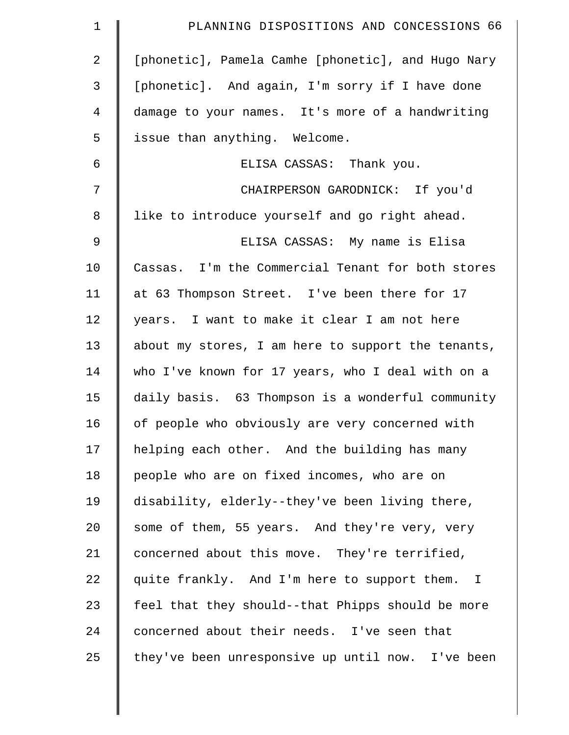[phonetic], Pamela Camhe [phonetic], and Hugo Nary [phonetic]. And again, I'm sorry if I have done damage to your names. It's more of a handwriting issue than anything. Welcome.

ELISA CASSAS: Thank you.

CHAIRPERSON GARODNICK: If you'd like to introduce yourself and go right ahead.

ELISA CASSAS: My name is Elisa Cassas. I'm the Commercial Tenant for both stores at 63 Thompson Street. I've been there for 17 years. I want to make it clear I am not here about my stores, I am here to support the tenants, who I've known for 17 years, who I deal with on a daily basis. 63 Thompson is a wonderful community of people who obviously are very concerned with helping each other. And the building has many people who are on fixed incomes, who are on disability, elderly--they've been living there, some of them, 55 years. And they're very, very concerned about this move. They're terrified, quite frankly. And I'm here to support them. I feel that they should--that Phipps should be more concerned about their needs. I've seen that they've been unresponsive up until now. I've been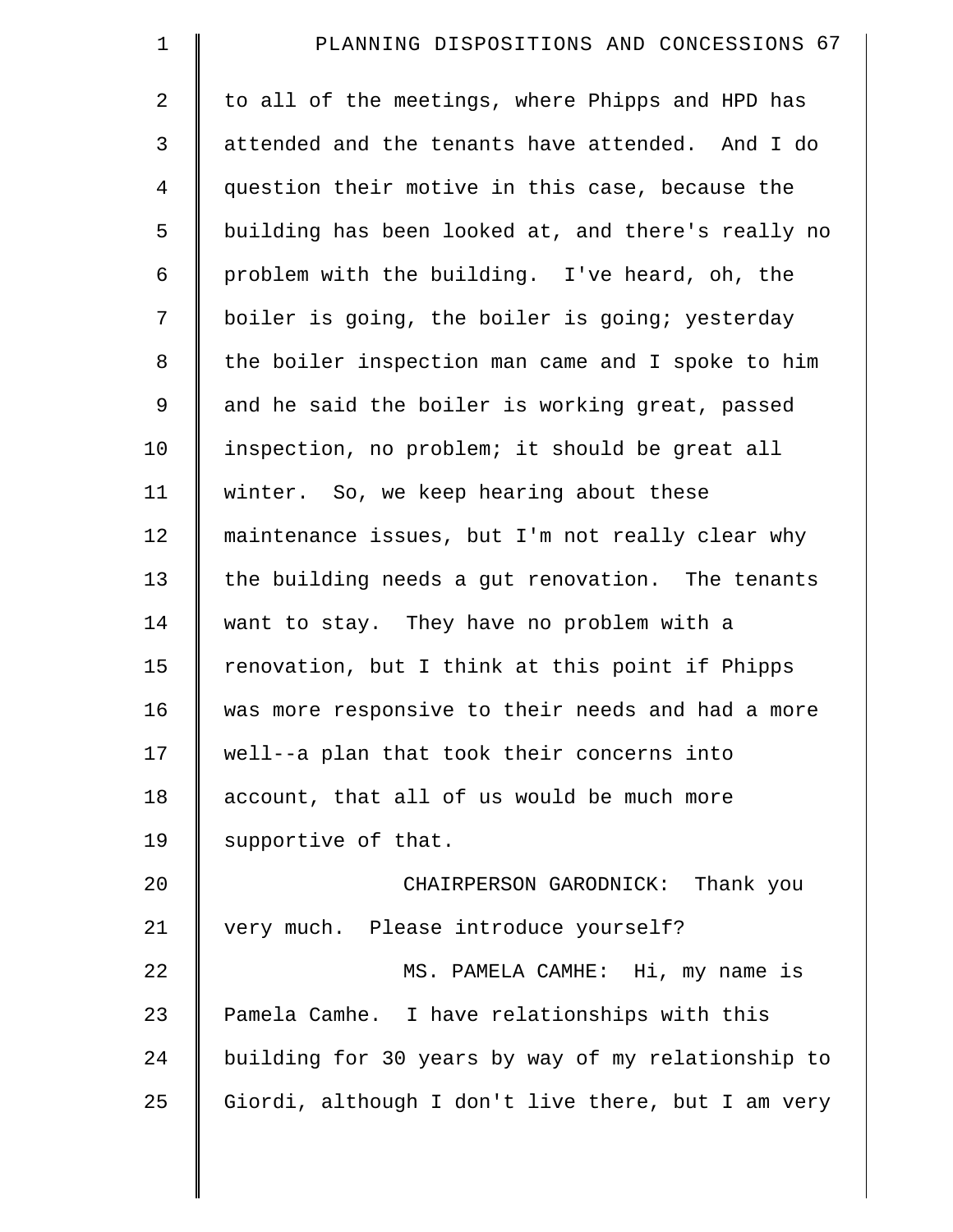to all of the meetings, where Phipps and HPD has attended and the tenants have attended. And I do question their motive in this case, because the building has been looked at, and there's really no problem with the building. I've heard, oh, the boiler is going, the boiler is going; yesterday the boiler inspection man came and I spoke to him and he said the boiler is working great, passed inspection, no problem; it should be great all winter. So, we keep hearing about these maintenance issues, but I'm not really clear why the building needs a gut renovation. The tenants want to stay. They have no problem with a renovation, but I think at this point if Phipps was more responsive to their needs and had a more well--a plan that took their concerns into account, that all of us would be much more supportive of that.

CHAIRPERSON GARODNICK: Thank you very much. Please introduce yourself?

MS. PAMELA CAMHE: Hi, my name is Pamela Camhe. I have relationships with this building for 30 years by way of my relationship to Giordi, although I don't live there, but I am very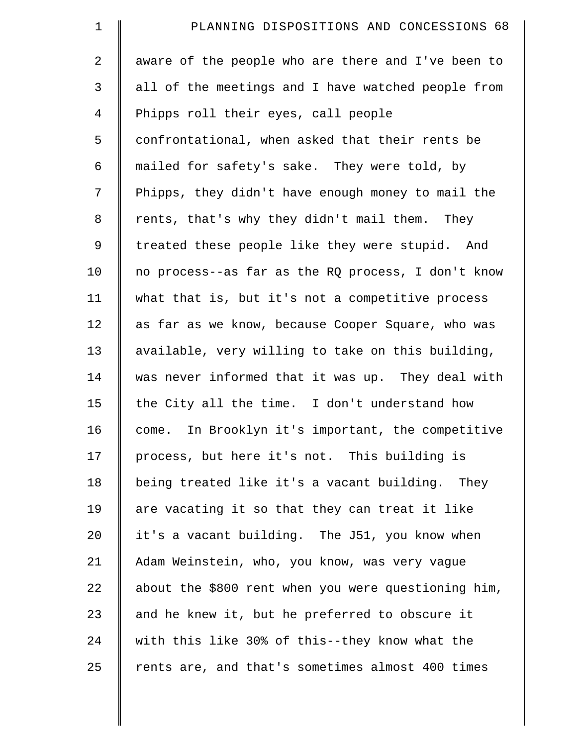aware of the people who are there and I've been to all of the meetings and I have watched people from Phipps roll their eyes, call people confrontational, when asked that their rents be mailed for safety's sake. They were told, by Phipps, they didn't have enough money to mail the rents, that's why they didn't mail them. They treated these people like they were stupid. And no process--as far as the RQ process, I don't know what that is, but it's not a competitive process as far as we know, because Cooper Square, who was available, very willing to take on this building, was never informed that it was up. They deal with the City all the time. I don't understand how come. In Brooklyn it's important, the competitive process, but here it's not. This building is being treated like it's a vacant building. They are vacating it so that they can treat it like it's a vacant building. The J51, you know when Adam Weinstein, who, you know, was very vague about the $800 rent when you were questioning him, and he knew it, but he preferred to obscure it with this like 30% of this--they know what the rents are, and that's sometimes almost 400 times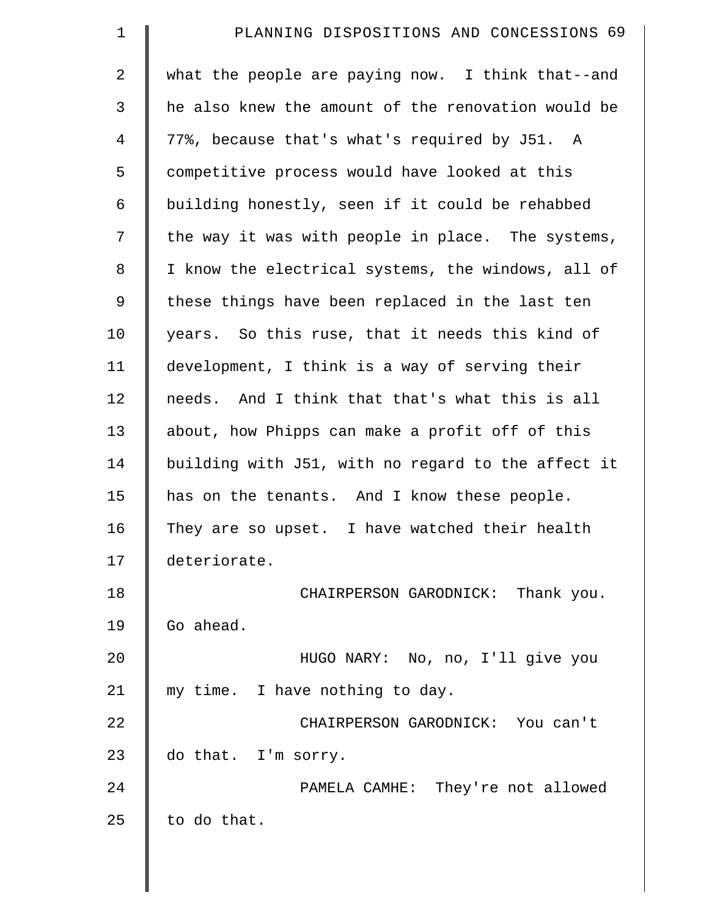what the people are paying now. I think that--and he also knew the amount of the renovation would be 77%, because that's what's required by J51. A competitive process would have looked at this building honestly, seen if it could be rehabbed the way it was with people in place. The systems, I know the electrical systems, the windows, all of these things have been replaced in the last ten years. So this ruse, that it needs this kind of development, I think is a way of serving their needs. And I think that that's what this is all about, how Phipps can make a profit off of this building with J51, with no regard to the affect it has on the tenants. And I know these people. They are so upset. I have watched their health deteriorate.

CHAIRPERSON GARODNICK: Thank you. Go ahead.

HUGO NARY: No, no, I'll give you my time. I have nothing to day.

CHAIRPERSON GARODNICK: You can't do that. I'm sorry.

PAMELA CAMHE: They're not allowed to do that.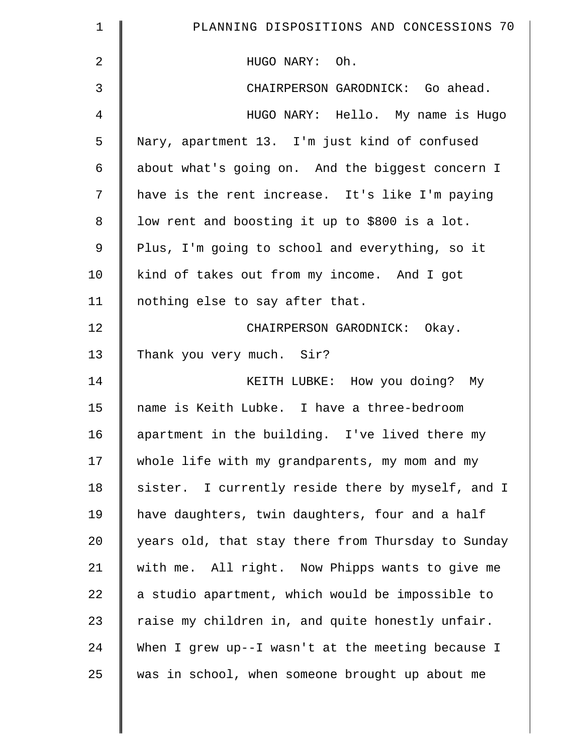HUGO NARY: Oh.

CHAIRPERSON GARODNICK: Go ahead.

HUGO NARY: Hello. My name is Hugo Nary, apartment 13. I'm just kind of confused about what's going on. And the biggest concern I have is the rent increase. It's like I'm paying low rent and boosting it up to $800 is a lot. Plus, I'm going to school and everything, so it kind of takes out from my income. And I got nothing else to say after that.

CHAIRPERSON GARODNICK: Okay. Thank you very much. Sir?

KEITH LUBKE: How you doing? My name is Keith Lubke. I have a three-bedroom apartment in the building. I've lived there my whole life with my grandparents, my mom and my sister. I currently reside there by myself, and I have daughters, twin daughters, four and a half years old, that stay there from Thursday to Sunday with me. All right. Now Phipps wants to give me a studio apartment, which would be impossible to raise my children in, and quite honestly unfair. When I grew up--I wasn't at the meeting because I was in school, when someone brought up about me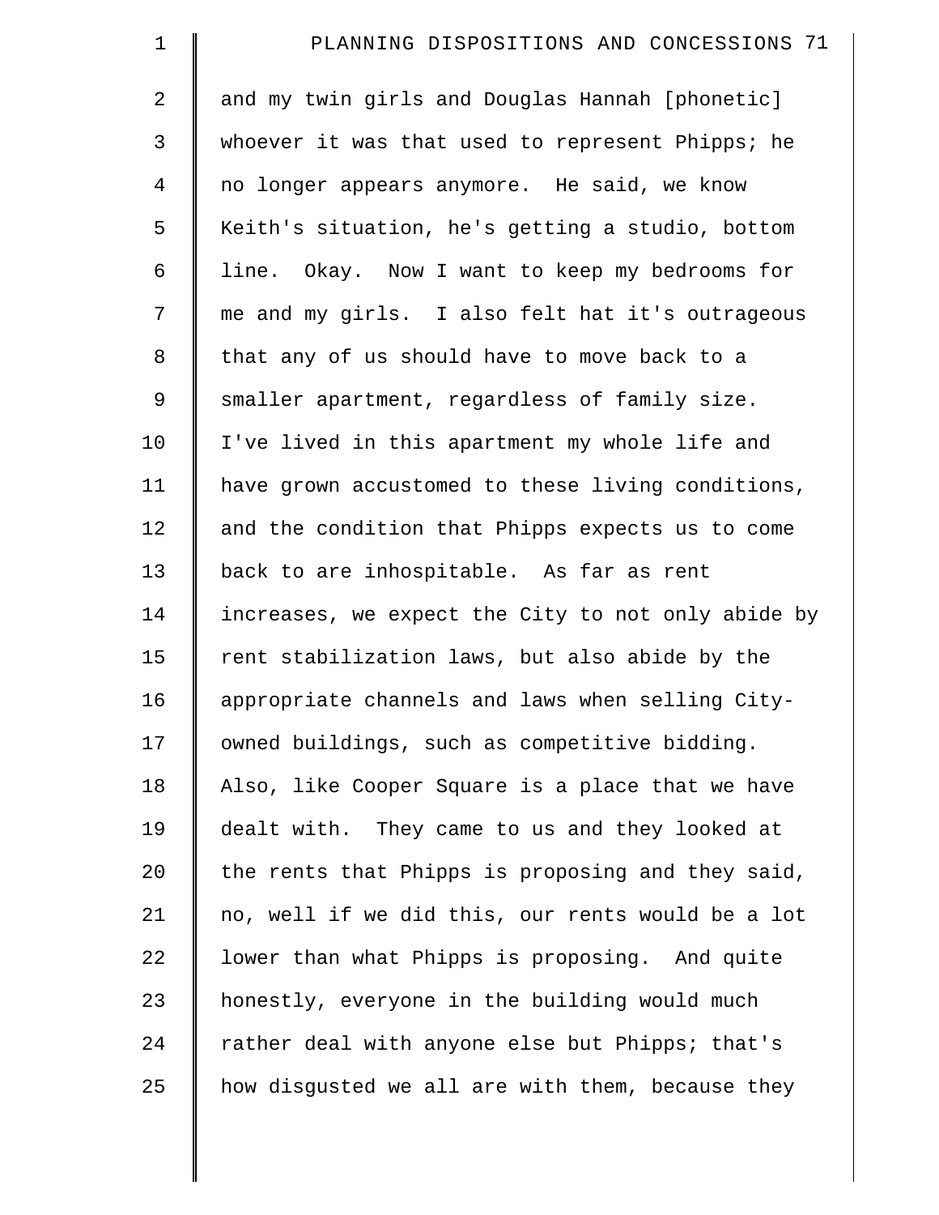and my twin girls and Douglas Hannah [phonetic] whoever it was that used to represent Phipps; he no longer appears anymore. He said, we know Keith's situation, he's getting a studio, bottom line. Okay. Now I want to keep my bedrooms for me and my girls. I also felt hat it's outrageous that any of us should have to move back to a smaller apartment, regardless of family size. I've lived in this apartment my whole life and have grown accustomed to these living conditions, and the condition that Phipps expects us to come back to are inhospitable. As far as rent increases, we expect the City to not only abide by rent stabilization laws, but also abide by the appropriate channels and laws when selling City-owned buildings, such as competitive bidding. Also, like Cooper Square is a place that we have dealt with. They came to us and they looked at the rents that Phipps is proposing and they said, no, well if we did this, our rents would be a lot lower than what Phipps is proposing. And quite honestly, everyone in the building would much rather deal with anyone else but Phipps; that's how disgusted we all are with them, because they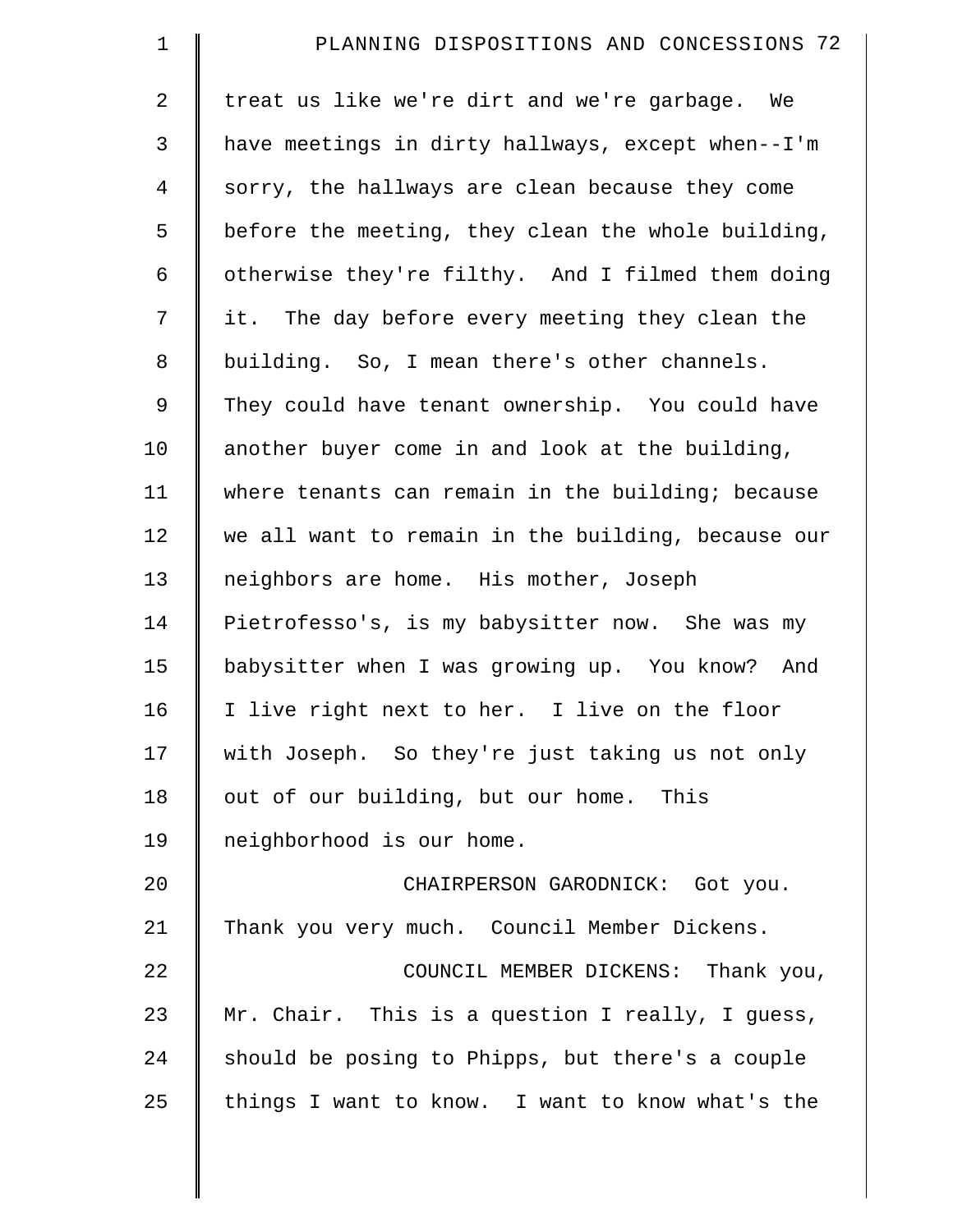treat us like we're dirt and we're garbage. We have meetings in dirty hallways, except when--I'm sorry, the hallways are clean because they come before the meeting, they clean the whole building, otherwise they're filthy. And I filmed them doing it. The day before every meeting they clean the building. So, I mean there's other channels. They could have tenant ownership. You could have another buyer come in and look at the building, where tenants can remain in the building; because we all want to remain in the building, because our neighbors are home. His mother, Joseph Pietrofesso's, is my babysitter now. She was my babysitter when I was growing up. You know? And I live right next to her. I live on the floor with Joseph. So they're just taking us not only out of our building, but our home. This neighborhood is our home.

CHAIRPERSON GARODNICK: Got you. Thank you very much. Council Member Dickens.

COUNCIL MEMBER DICKENS: Thank you, Mr. Chair. This is a question I really, I guess, should be posing to Phipps, but there's a couple things I want to know. I want to know what's the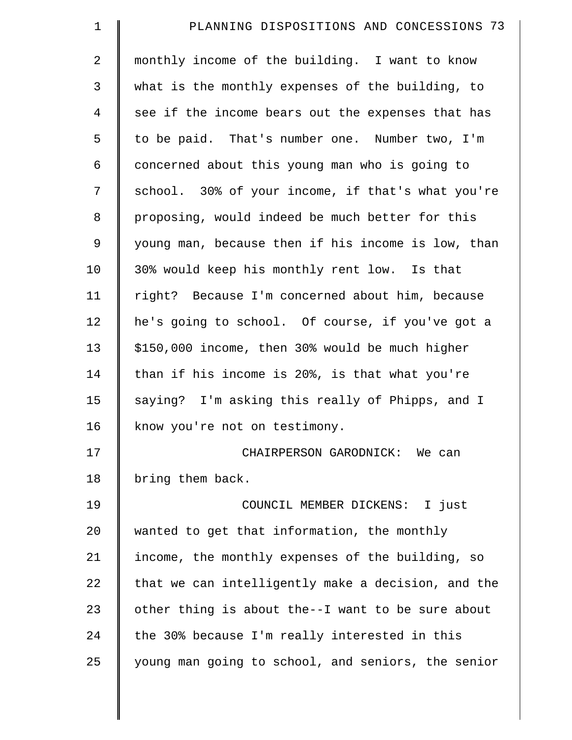monthly income of the building. I want to know what is the monthly expenses of the building, to see if the income bears out the expenses that has to be paid. That's number one. Number two, I'm concerned about this young man who is going to school. 30% of your income, if that's what you're proposing, would indeed be much better for this young man, because then if his income is low, than 30% would keep his monthly rent low. Is that right? Because I'm concerned about him, because he's going to school. Of course, if you've got a $150,000 income, then 30% would be much higher than if his income is 20%, is that what you're saying? I'm asking this really of Phipps, and I know you're not on testimony.

CHAIRPERSON GARODNICK: We can bring them back.

COUNCIL MEMBER DICKENS: I just wanted to get that information, the monthly income, the monthly expenses of the building, so that we can intelligently make a decision, and the other thing is about the--I want to be sure about the 30% because I'm really interested in this young man going to school, and seniors, the senior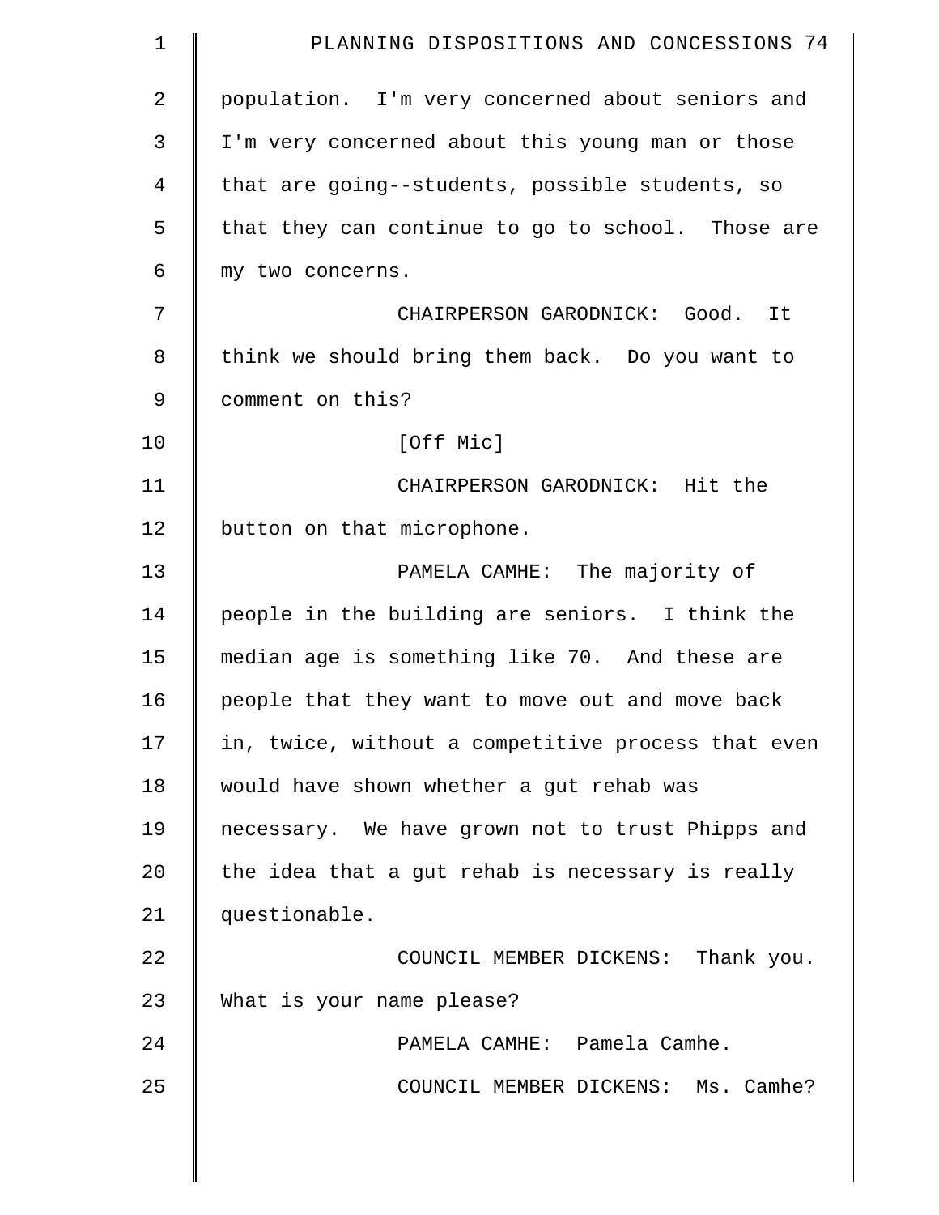population. I'm very concerned about seniors and I'm very concerned about this young man or those that are going--students, possible students, so that they can continue to go to school. Those are my two concerns.

CHAIRPERSON GARODNICK: Good. It think we should bring them back. Do you want to comment on this?

[Off Mic]

CHAIRPERSON GARODNICK: Hit the button on that microphone.

PAMELA CAMHE: The majority of people in the building are seniors. I think the median age is something like 70. And these are people that they want to move out and move back in, twice, without a competitive process that even would have shown whether a gut rehab was necessary. We have grown not to trust Phipps and the idea that a gut rehab is necessary is really questionable.

COUNCIL MEMBER DICKENS: Thank you. What is your name please?

PAMELA CAMHE: Pamela Camhe.

COUNCIL MEMBER DICKENS: Ms. Camhe?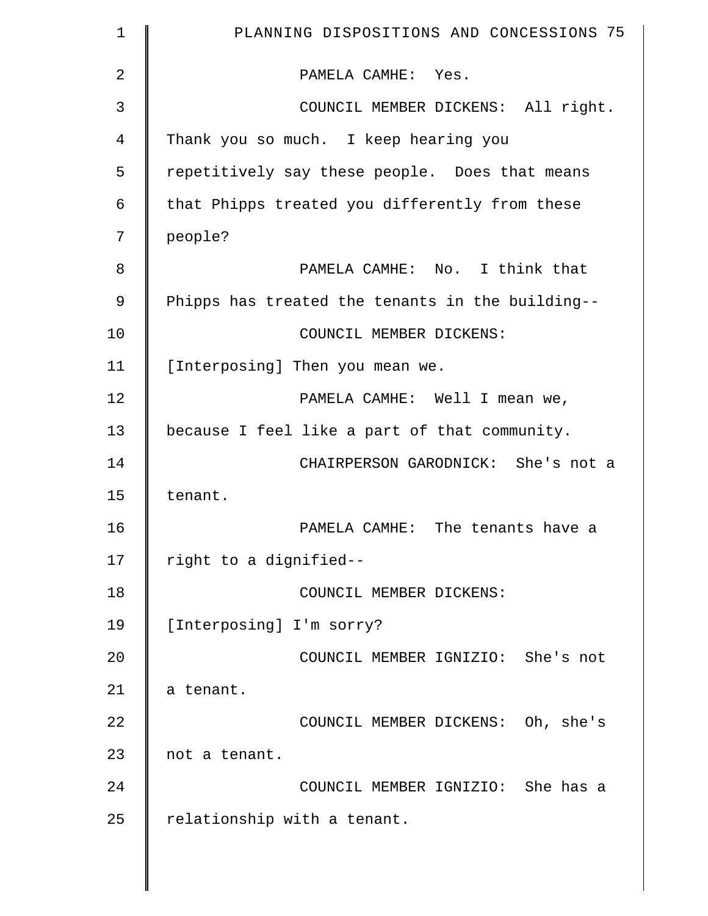PAMELA CAMHE: Yes.

COUNCIL MEMBER DICKENS: All right. Thank you so much. I keep hearing you repetitively say these people. Does that means that Phipps treated you differently from these people?

PAMELA CAMHE: No. I think that Phipps has treated the tenants in the building--

COUNCIL MEMBER DICKENS: [Interposing] Then you mean we.

PAMELA CAMHE: Well I mean we, because I feel like a part of that community.

CHAIRPERSON GARODNICK: She's not a tenant.

PAMELA CAMHE: The tenants have a right to a dignified--

COUNCIL MEMBER DICKENS: [Interposing] I'm sorry?

COUNCIL MEMBER IGNIZIO: She's not a tenant.

COUNCIL MEMBER DICKENS: Oh, she's not a tenant.

COUNCIL MEMBER IGNIZIO: She has a relationship with a tenant.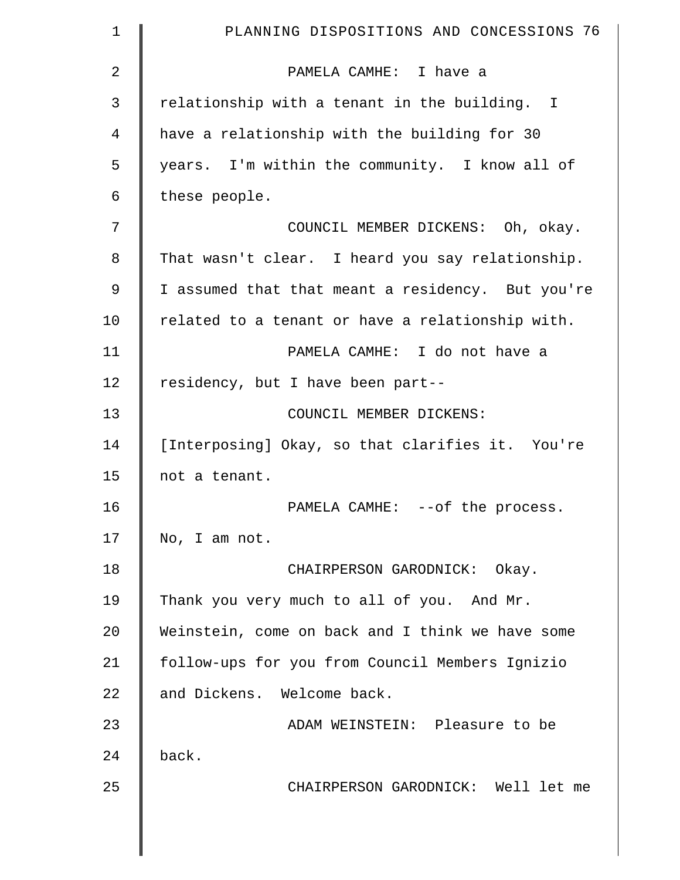PAMELA CAMHE: I have a relationship with a tenant in the building. I have a relationship with the building for 30 years. I'm within the community. I know all of these people.

COUNCIL MEMBER DICKENS: Oh, okay. That wasn't clear. I heard you say relationship. I assumed that that meant a residency. But you're related to a tenant or have a relationship with.

PAMELA CAMHE: I do not have a residency, but I have been part--

COUNCIL MEMBER DICKENS: [Interposing] Okay, so that clarifies it. You're not a tenant.

PAMELA CAMHE: --of the process. No, I am not.

CHAIRPERSON GARODNICK: Okay. Thank you very much to all of you. And Mr. Weinstein, come on back and I think we have some follow-ups for you from Council Members Ignizio and Dickens. Welcome back.

ADAM WEINSTEIN: Pleasure to be back.

CHAIRPERSON GARODNICK: Well let me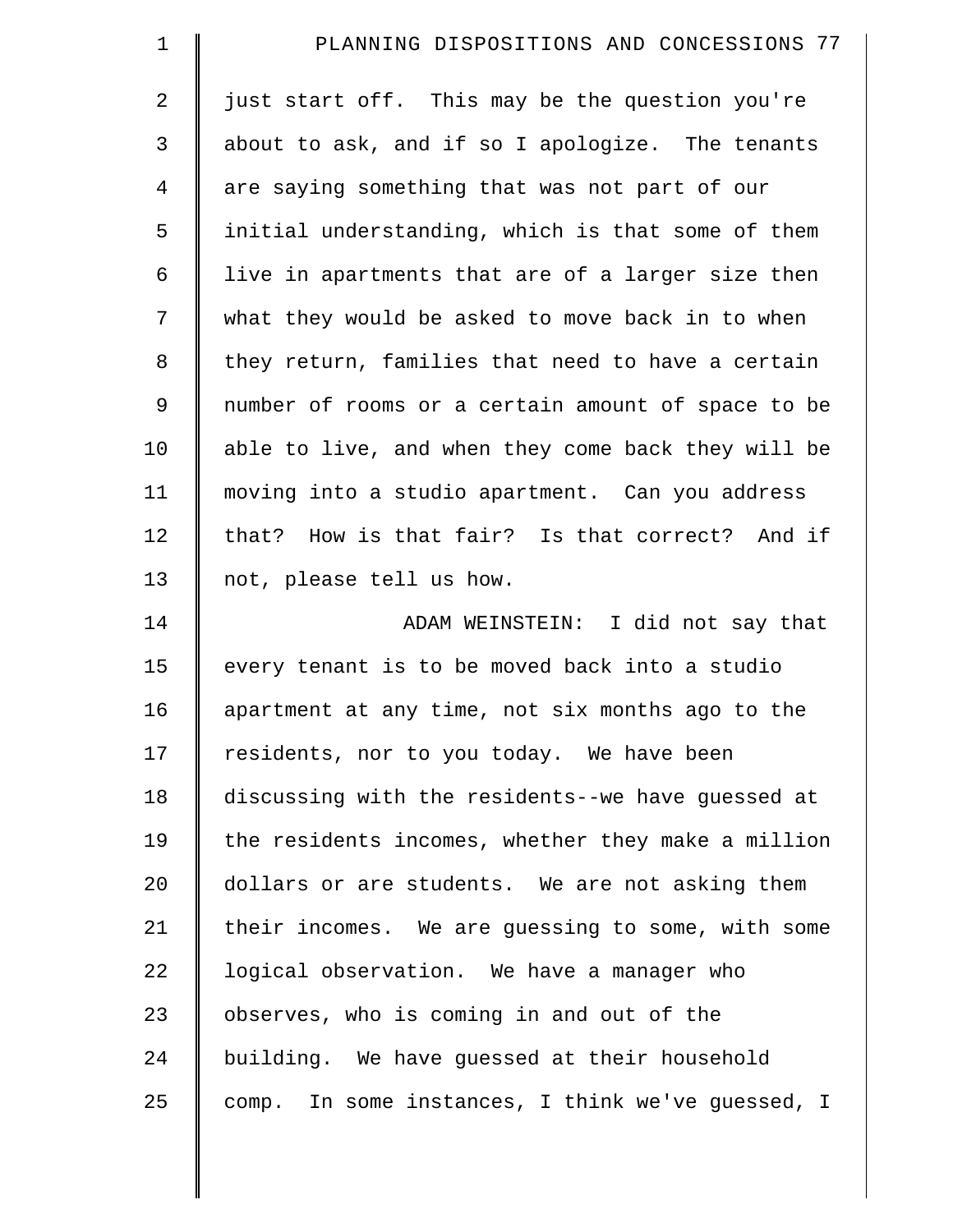just start off. This may be the question you're about to ask, and if so I apologize. The tenants are saying something that was not part of our initial understanding, which is that some of them live in apartments that are of a larger size then what they would be asked to move back in to when they return, families that need to have a certain number of rooms or a certain amount of space to be able to live, and when they come back they will be moving into a studio apartment. Can you address that? How is that fair? Is that correct? And if not, please tell us how.

ADAM WEINSTEIN: I did not say that every tenant is to be moved back into a studio apartment at any time, not six months ago to the residents, nor to you today. We have been discussing with the residents--we have guessed at the residents incomes, whether they make a million dollars or are students. We are not asking them their incomes. We are guessing to some, with some logical observation. We have a manager who observes, who is coming in and out of the building. We have guessed at their household comp. In some instances, I think we've guessed, I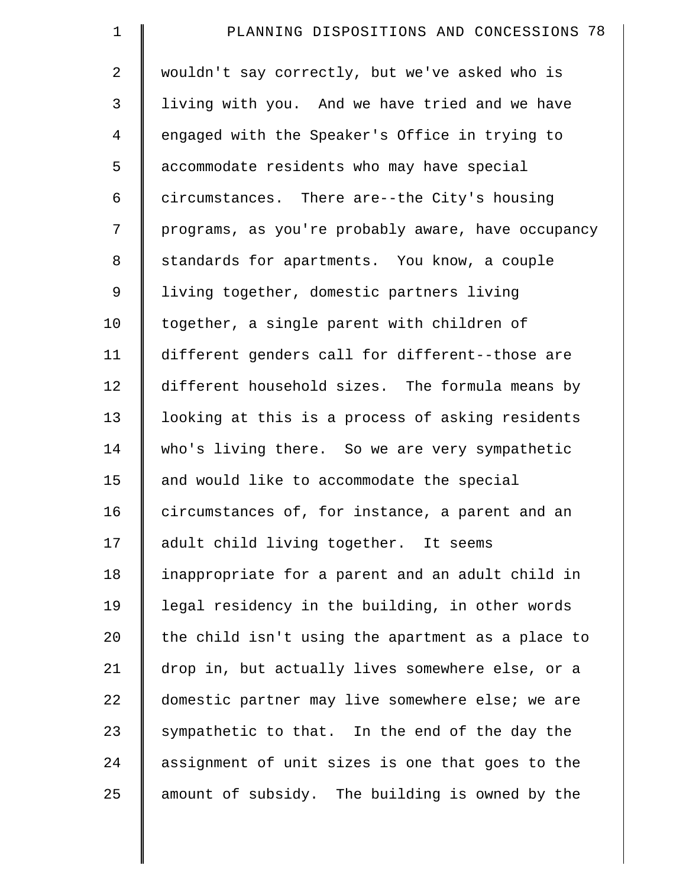wouldn't say correctly, but we've asked who is living with you. And we have tried and we have engaged with the Speaker's Office in trying to accommodate residents who may have special circumstances. There are--the City's housing programs, as you're probably aware, have occupancy standards for apartments. You know, a couple living together, domestic partners living together, a single parent with children of different genders call for different--those are different household sizes. The formula means by looking at this is a process of asking residents who's living there. So we are very sympathetic and would like to accommodate the special circumstances of, for instance, a parent and an adult child living together. It seems inappropriate for a parent and an adult child in legal residency in the building, in other words the child isn't using the apartment as a place to drop in, but actually lives somewhere else, or a domestic partner may live somewhere else; we are sympathetic to that. In the end of the day the assignment of unit sizes is one that goes to the amount of subsidy. The building is owned by the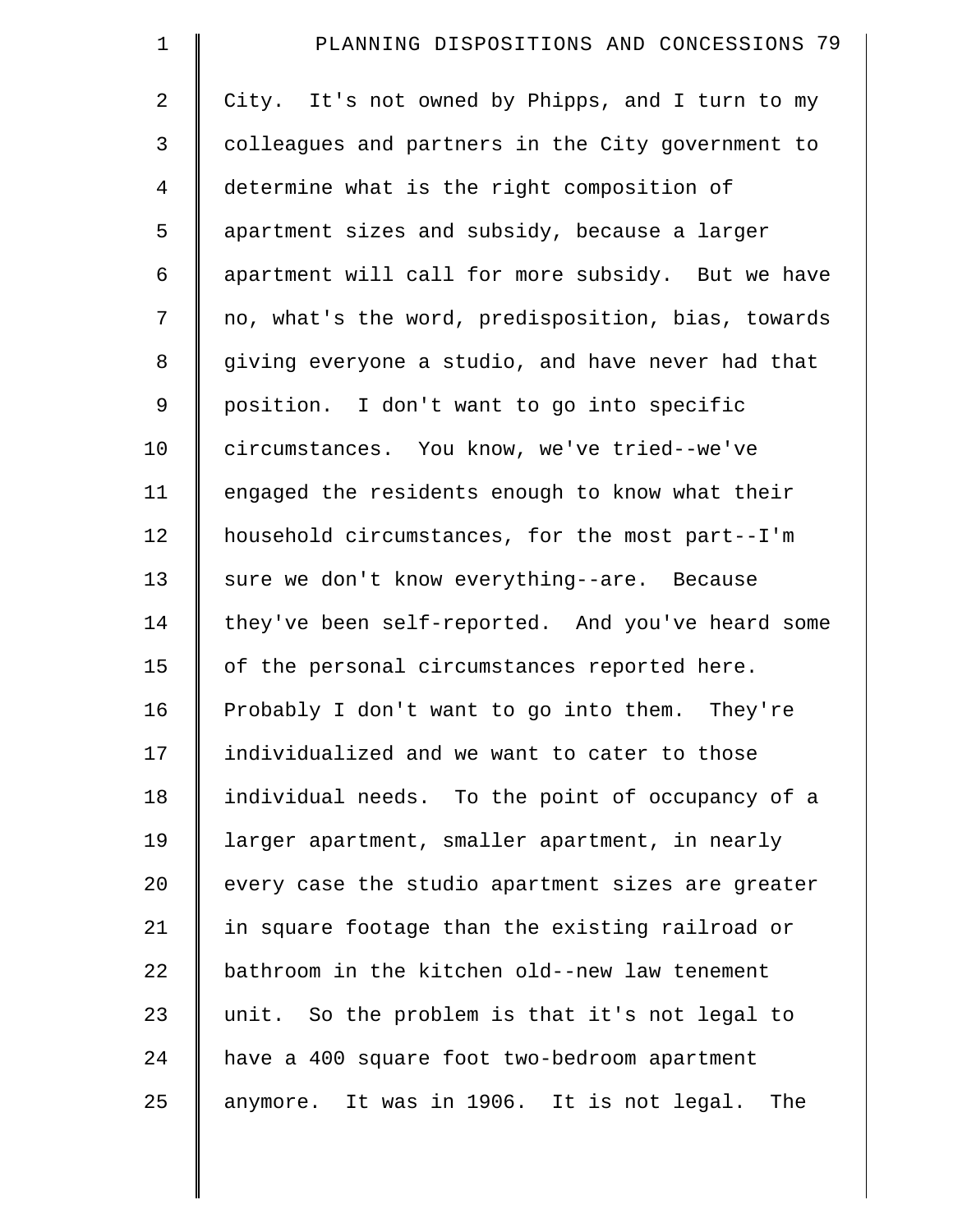City. It's not owned by Phipps, and I turn to my colleagues and partners in the City government to determine what is the right composition of apartment sizes and subsidy, because a larger apartment will call for more subsidy. But we have no, what's the word, predisposition, bias, towards giving everyone a studio, and have never had that position. I don't want to go into specific circumstances. You know, we've tried--we've engaged the residents enough to know what their household circumstances, for the most part--I'm sure we don't know everything--are. Because they've been self-reported. And you've heard some of the personal circumstances reported here. Probably I don't want to go into them. They're individualized and we want to cater to those individual needs. To the point of occupancy of a larger apartment, smaller apartment, in nearly every case the studio apartment sizes are greater in square footage than the existing railroad or bathroom in the kitchen old--new law tenement unit. So the problem is that it's not legal to have a 400 square foot two-bedroom apartment anymore. It was in 1906. It is not legal. The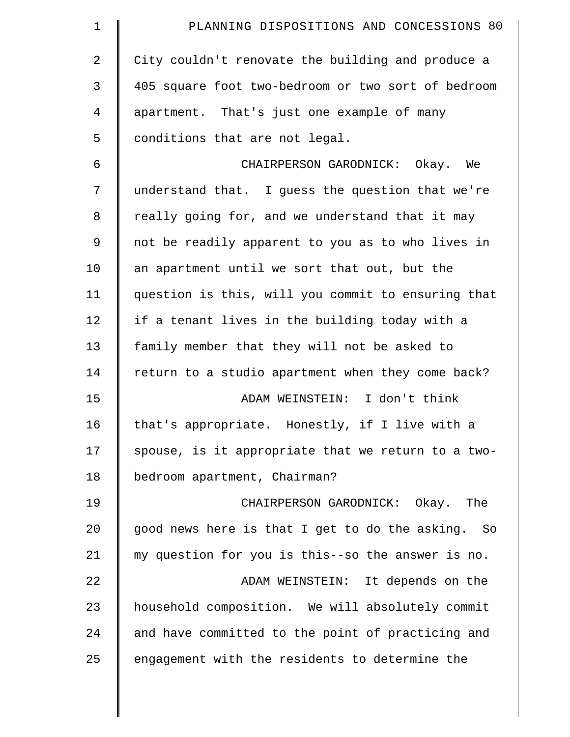City couldn't renovate the building and produce a 405 square foot two-bedroom or two sort of bedroom apartment. That's just one example of many conditions that are not legal.

CHAIRPERSON GARODNICK: Okay. We understand that. I guess the question that we're really going for, and we understand that it may not be readily apparent to you as to who lives in an apartment until we sort that out, but the question is this, will you commit to ensuring that if a tenant lives in the building today with a family member that they will not be asked to return to a studio apartment when they come back?

ADAM WEINSTEIN: I don't think that's appropriate. Honestly, if I live with a spouse, is it appropriate that we return to a two-bedroom apartment, Chairman?

CHAIRPERSON GARODNICK: Okay. The good news here is that I get to do the asking. So my question for you is this--so the answer is no.

ADAM WEINSTEIN: It depends on the household composition. We will absolutely commit and have committed to the point of practicing and engagement with the residents to determine the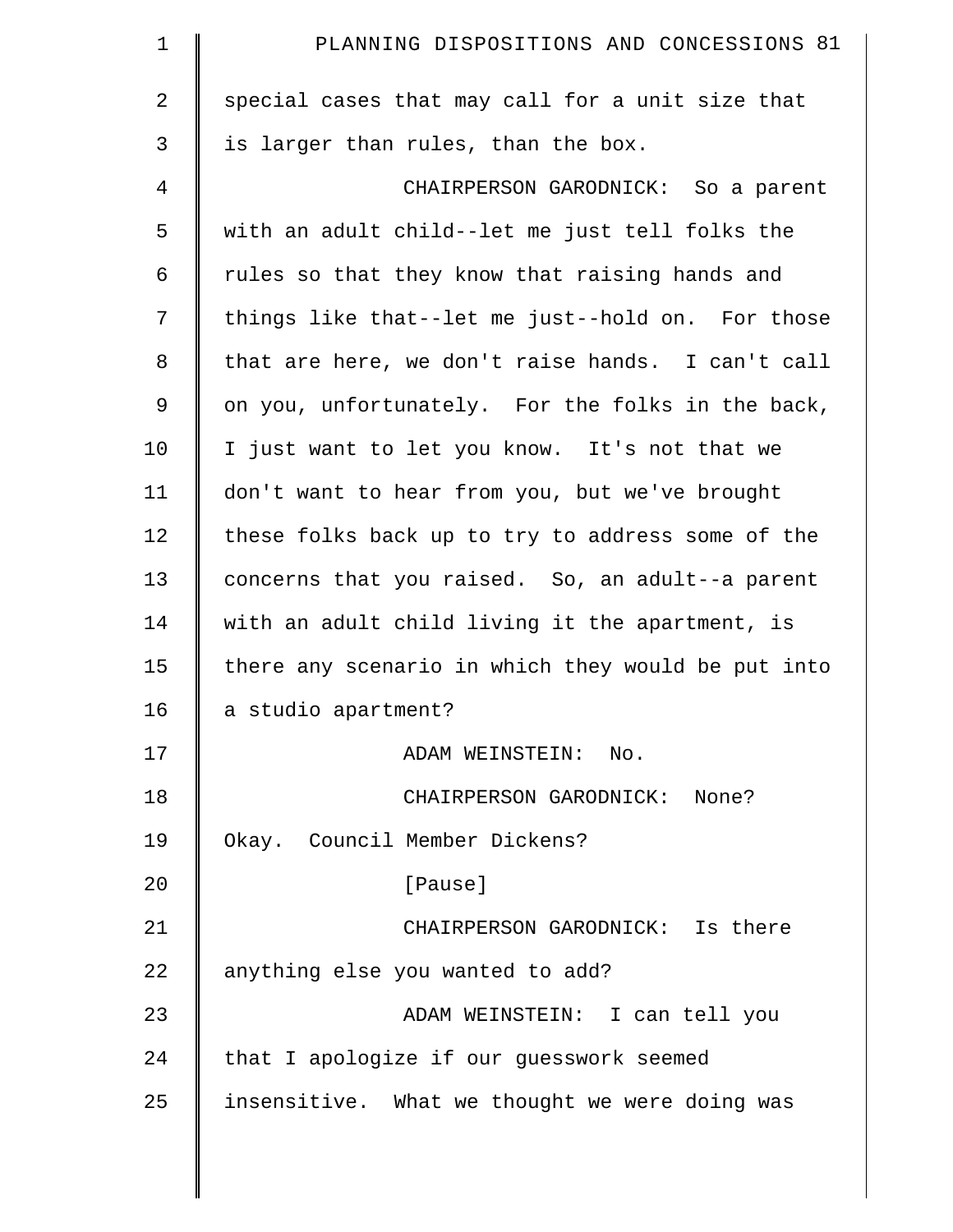special cases that may call for a unit size that is larger than rules, than the box.

CHAIRPERSON GARODNICK: So a parent with an adult child--let me just tell folks the rules so that they know that raising hands and things like that--let me just--hold on. For those that are here, we don't raise hands. I can't call on you, unfortunately. For the folks in the back, I just want to let you know. It's not that we don't want to hear from you, but we've brought these folks back up to try to address some of the concerns that you raised. So, an adult--a parent with an adult child living it the apartment, is there any scenario in which they would be put into a studio apartment?

ADAM WEINSTEIN: No.

CHAIRPERSON GARODNICK: None? Okay. Council Member Dickens?

[Pause]

CHAIRPERSON GARODNICK: Is there anything else you wanted to add?

ADAM WEINSTEIN: I can tell you that I apologize if our guesswork seemed insensitive. What we thought we were doing was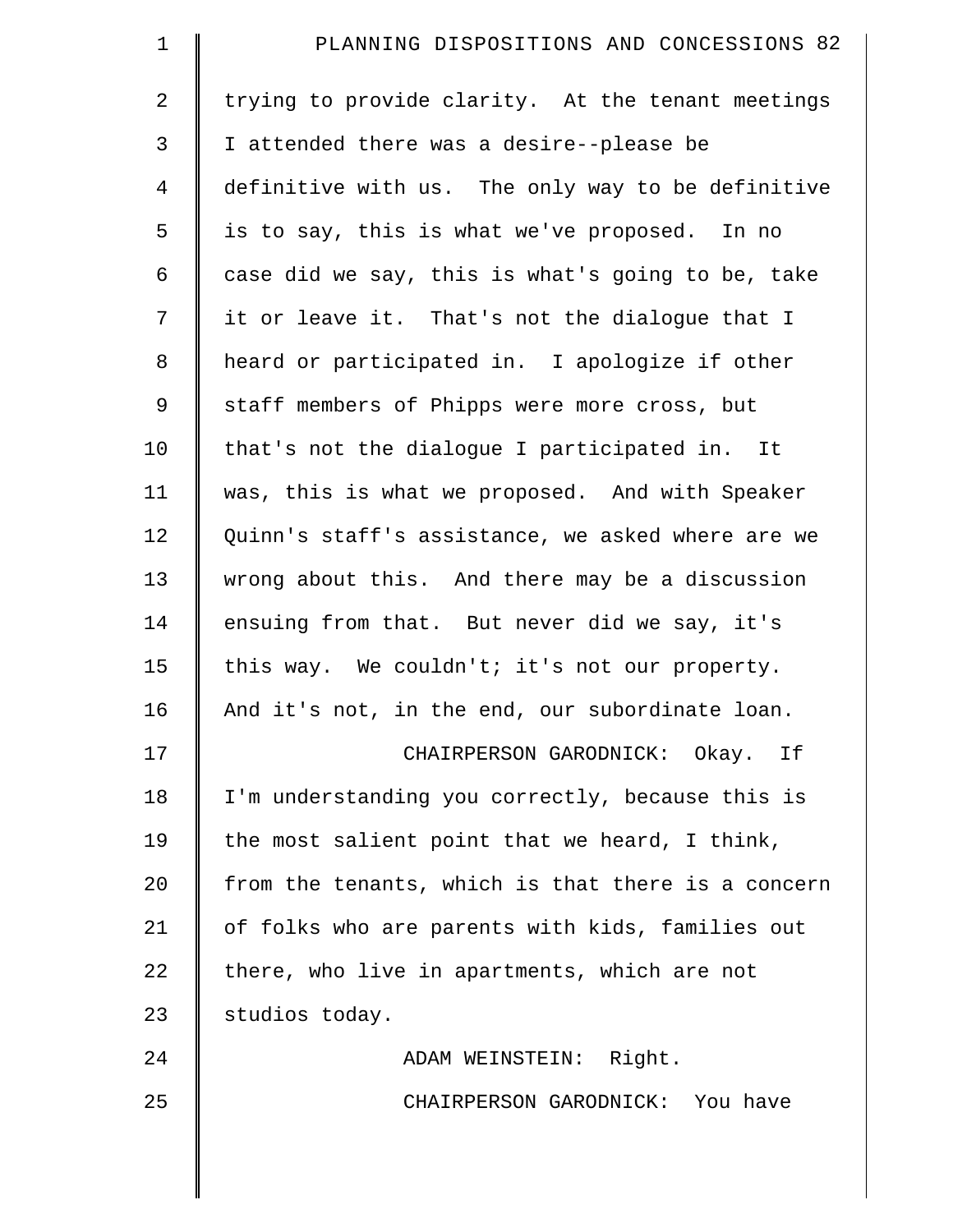trying to provide clarity. At the tenant meetings I attended there was a desire--please be definitive with us. The only way to be definitive is to say, this is what we've proposed. In no case did we say, this is what's going to be, take it or leave it. That's not the dialogue that I heard or participated in. I apologize if other staff members of Phipps were more cross, but that's not the dialogue I participated in. It was, this is what we proposed. And with Speaker Quinn's staff's assistance, we asked where are we wrong about this. And there may be a discussion ensuing from that. But never did we say, it's this way. We couldn't; it's not our property. And it's not, in the end, our subordinate loan.

CHAIRPERSON GARODNICK: Okay. If I'm understanding you correctly, because this is the most salient point that we heard, I think, from the tenants, which is that there is a concern of folks who are parents with kids, families out there, who live in apartments, which are not studios today.

ADAM WEINSTEIN: Right.

CHAIRPERSON GARODNICK: You have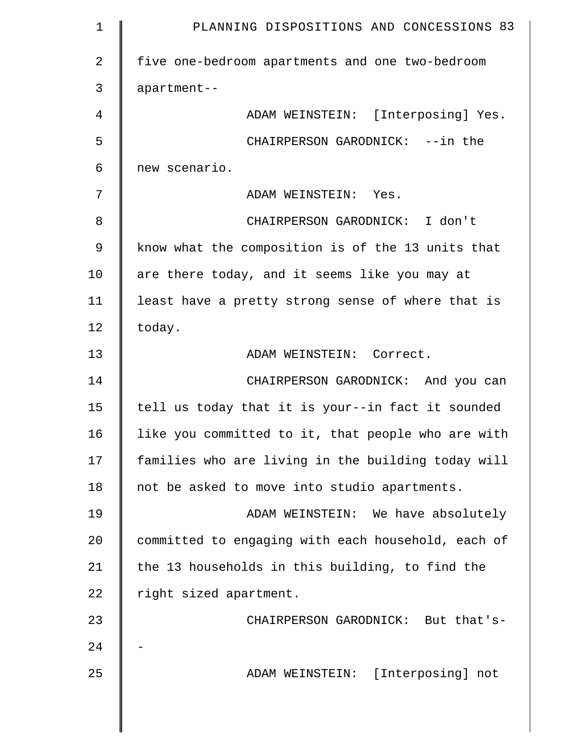five one-bedroom apartments and one two-bedroom apartment--

ADAM WEINSTEIN: [Interposing] Yes.

CHAIRPERSON GARODNICK: --in the new scenario.

ADAM WEINSTEIN: Yes.

CHAIRPERSON GARODNICK: I don't know what the composition is of the 13 units that are there today, and it seems like you may at least have a pretty strong sense of where that is today.

ADAM WEINSTEIN: Correct.

CHAIRPERSON GARODNICK: And you can tell us today that it is your--in fact it sounded like you committed to it, that people who are with families who are living in the building today will not be asked to move into studio apartments.

ADAM WEINSTEIN: We have absolutely committed to engaging with each household, each of the 13 households in this building, to find the right sized apartment.

CHAIRPERSON GARODNICK: But that's--

ADAM WEINSTEIN: [Interposing] not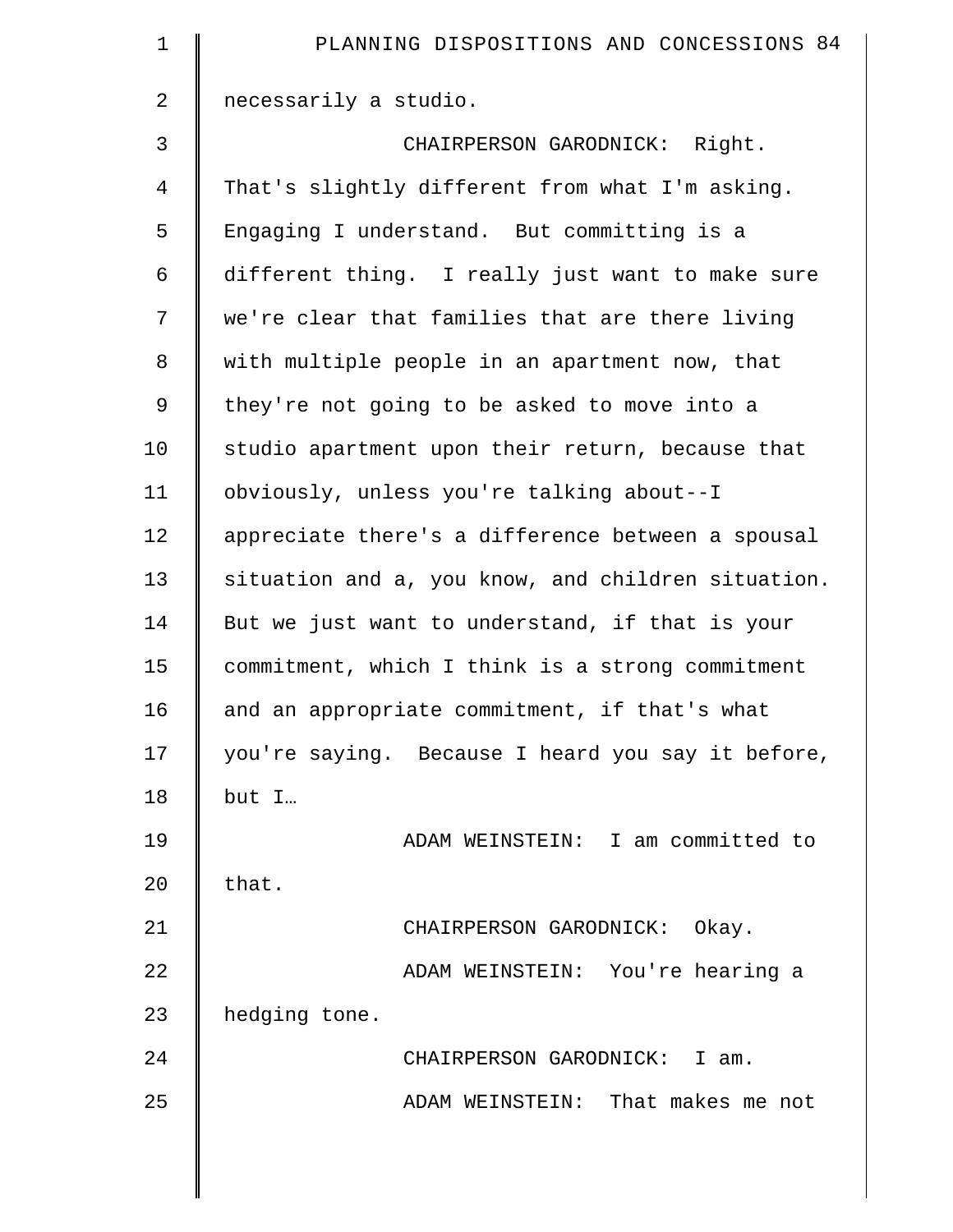necessarily a studio.

CHAIRPERSON GARODNICK: Right. That's slightly different from what I'm asking. Engaging I understand. But committing is a different thing. I really just want to make sure we're clear that families that are there living with multiple people in an apartment now, that they're not going to be asked to move into a studio apartment upon their return, because that obviously, unless you're talking about--I appreciate there's a difference between a spousal situation and a, you know, and children situation. But we just want to understand, if that is your commitment, which I think is a strong commitment and an appropriate commitment, if that's what you're saying. Because I heard you say it before, but I…

ADAM WEINSTEIN: I am committed to that.

CHAIRPERSON GARODNICK: Okay.

ADAM WEINSTEIN: You're hearing a hedging tone.

CHAIRPERSON GARODNICK: I am.

ADAM WEINSTEIN: That makes me not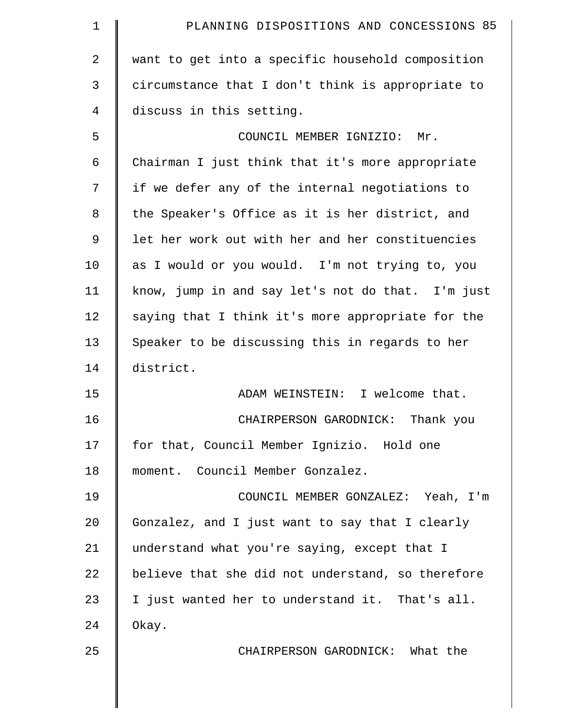want to get into a specific household composition circumstance that I don't think is appropriate to discuss in this setting.

COUNCIL MEMBER IGNIZIO: Mr. Chairman I just think that it's more appropriate if we defer any of the internal negotiations to the Speaker's Office as it is her district, and let her work out with her and her constituencies as I would or you would. I'm not trying to, you know, jump in and say let's not do that. I'm just saying that I think it's more appropriate for the Speaker to be discussing this in regards to her district.

ADAM WEINSTEIN: I welcome that.

CHAIRPERSON GARODNICK: Thank you for that, Council Member Ignizio. Hold one moment. Council Member Gonzalez.

COUNCIL MEMBER GONZALEZ: Yeah, I'm Gonzalez, and I just want to say that I clearly understand what you're saying, except that I believe that she did not understand, so therefore I just wanted her to understand it. That's all. Okay.

CHAIRPERSON GARODNICK: What the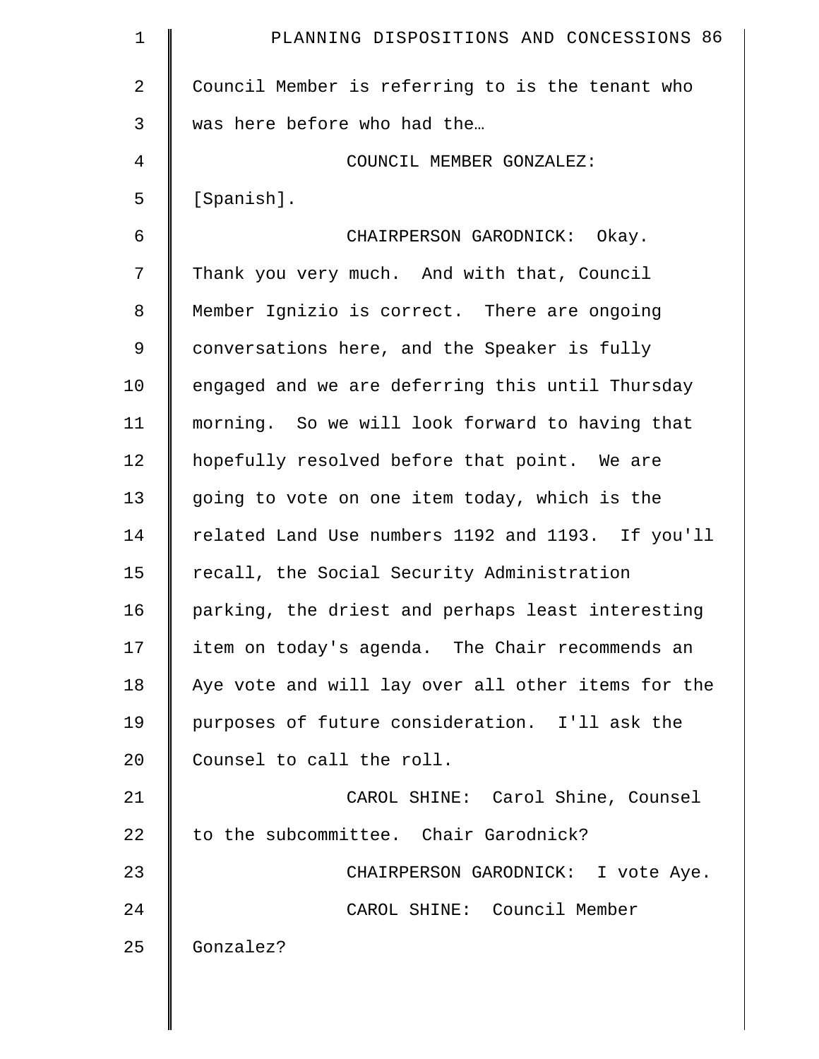Council Member is referring to is the tenant who was here before who had the…

COUNCIL MEMBER GONZALEZ: [Spanish].

CHAIRPERSON GARODNICK: Okay. Thank you very much. And with that, Council Member Ignizio is correct. There are ongoing conversations here, and the Speaker is fully engaged and we are deferring this until Thursday morning. So we will look forward to having that hopefully resolved before that point. We are going to vote on one item today, which is the related Land Use numbers 1192 and 1193. If you'll recall, the Social Security Administration parking, the driest and perhaps least interesting item on today's agenda. The Chair recommends an Aye vote and will lay over all other items for the purposes of future consideration. I'll ask the Counsel to call the roll.

CAROL SHINE: Carol Shine, Counsel to the subcommittee. Chair Garodnick?

CHAIRPERSON GARODNICK: I vote Aye.

CAROL SHINE: Council Member Gonzalez?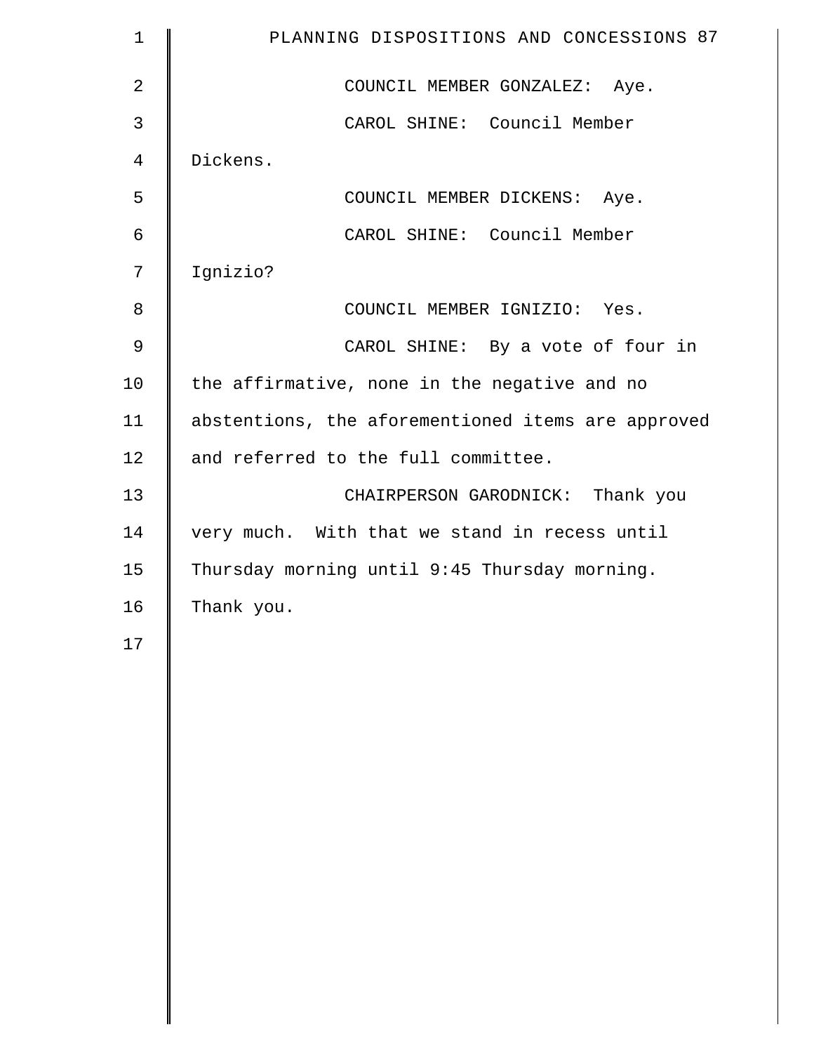COUNCIL MEMBER GONZALEZ: Aye.

CAROL SHINE: Council Member Dickens.

COUNCIL MEMBER DICKENS: Aye.

CAROL SHINE: Council Member Ignizio?

COUNCIL MEMBER IGNIZIO: Yes.

CAROL SHINE: By a vote of four in the affirmative, none in the negative and no abstentions, the aforementioned items are approved and referred to the full committee.

CHAIRPERSON GARODNICK: Thank you very much. With that we stand in recess until Thursday morning until 9:45 Thursday morning. Thank you.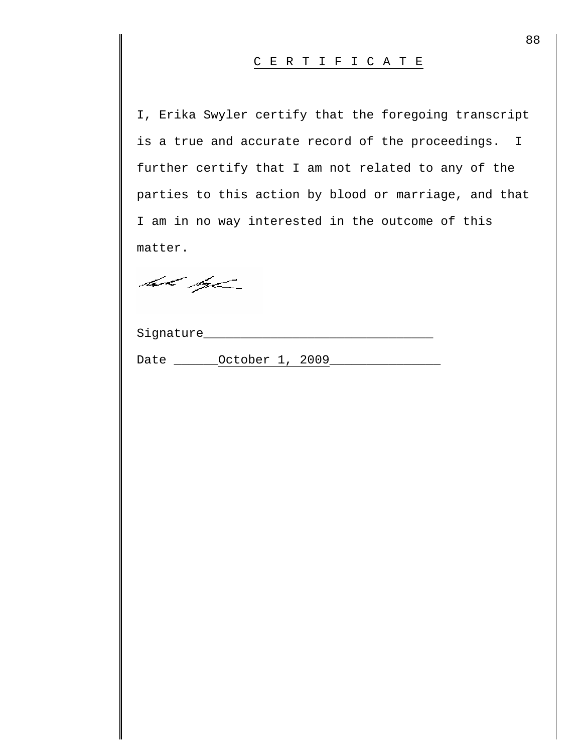# C E R T I F I C A T E

I, Erika Swyler certify that the foregoing transcript is a true and accurate record of the proceedings. I further certify that I am not related to any of the parties to this action by blood or marriage, and that I am in no way interested in the outcome of this matter.

Signature_______________________________

Date ______October 1, 2009_______________